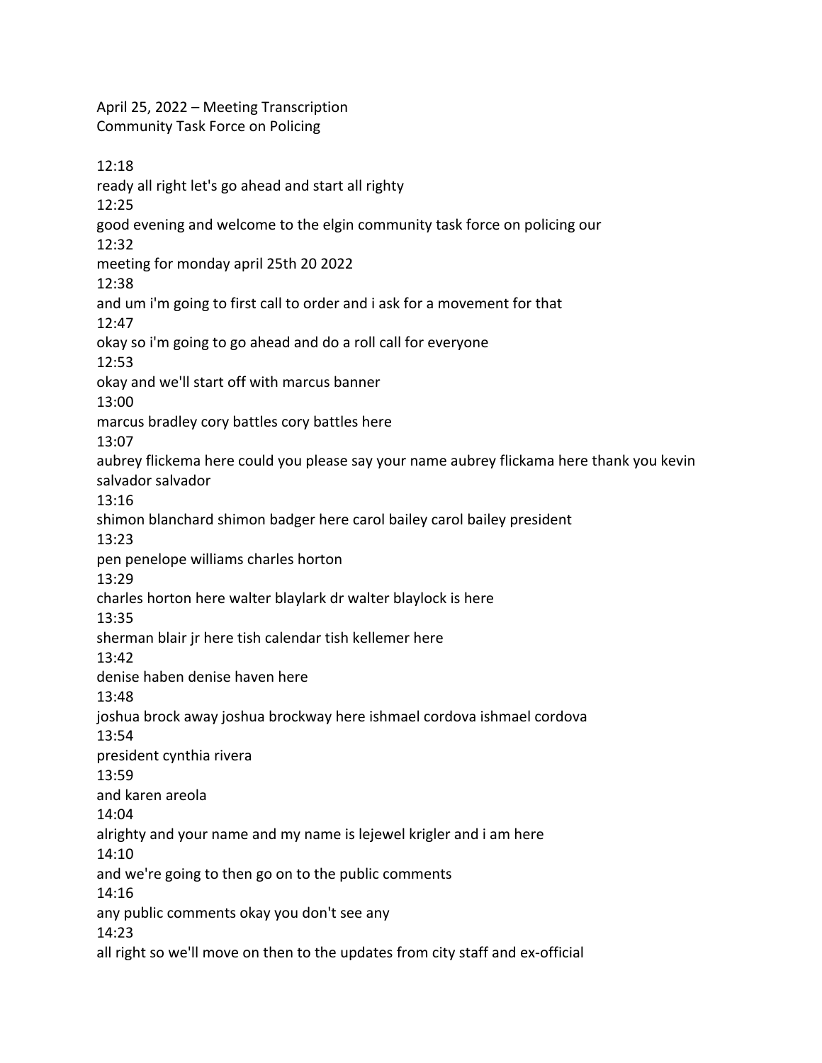April 25, 2022 – Meeting Transcription
Community Task Force on Policing

12:18
ready all right let's go ahead and start all righty
12:25
good evening and welcome to the elgin community task force on policing our
12:32
meeting for monday april 25th 20 2022
12:38
and um i'm going to first call to order and i ask for a movement for that
12:47
okay so i'm going to go ahead and do a roll call for everyone
12:53
okay and we'll start off with marcus banner
13:00
marcus bradley cory battles cory battles here
13:07
aubrey flickema here could you please say your name aubrey flickama here thank you kevin salvador salvador
13:16
shimon blanchard shimon badger here carol bailey carol bailey president
13:23
pen penelope williams charles horton
13:29
charles horton here walter blaylark dr walter blaylock is here
13:35
sherman blair jr here tish calendar tish kellemer here
13:42
denise haben denise haven here
13:48
joshua brock away joshua brockway here ishmael cordova ishmael cordova
13:54
president cynthia rivera
13:59
and karen areola
14:04
alrighty and your name and my name is lejewel krigler and i am here
14:10
and we're going to then go on to the public comments
14:16
any public comments okay you don't see any
14:23
all right so we'll move on then to the updates from city staff and ex-official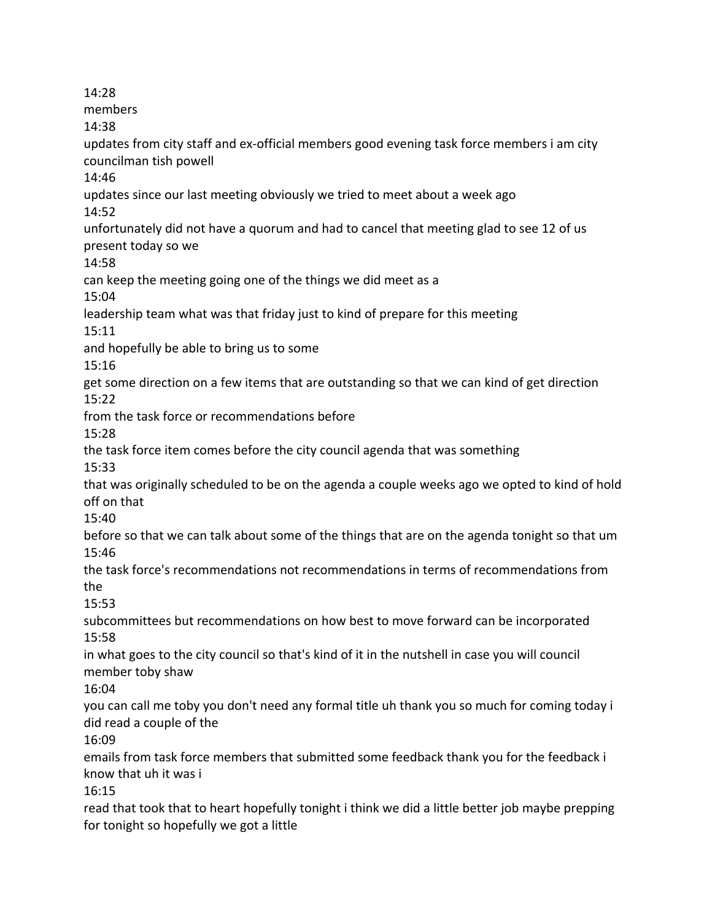14:28

members

14:38

updates from city staff and ex-official members good evening task force members i am city councilman tish powell

14:46

updates since our last meeting obviously we tried to meet about a week ago

14:52

unfortunately did not have a quorum and had to cancel that meeting glad to see 12 of us present today so we

14:58

can keep the meeting going one of the things we did meet as a

15:04

leadership team what was that friday just to kind of prepare for this meeting

15:11

and hopefully be able to bring us to some

15:16

get some direction on a few items that are outstanding so that we can kind of get direction

15:22

from the task force or recommendations before

15:28

the task force item comes before the city council agenda that was something

15:33

that was originally scheduled to be on the agenda a couple weeks ago we opted to kind of hold off on that

15:40

before so that we can talk about some of the things that are on the agenda tonight so that um

15:46

the task force's recommendations not recommendations in terms of recommendations from the

15:53

subcommittees but recommendations on how best to move forward can be incorporated

15:58

in what goes to the city council so that's kind of it in the nutshell in case you will council member toby shaw

16:04

you can call me toby you don't need any formal title uh thank you so much for coming today i did read a couple of the

16:09

emails from task force members that submitted some feedback thank you for the feedback i know that uh it was i

16:15

read that took that to heart hopefully tonight i think we did a little better job maybe prepping for tonight so hopefully we got a little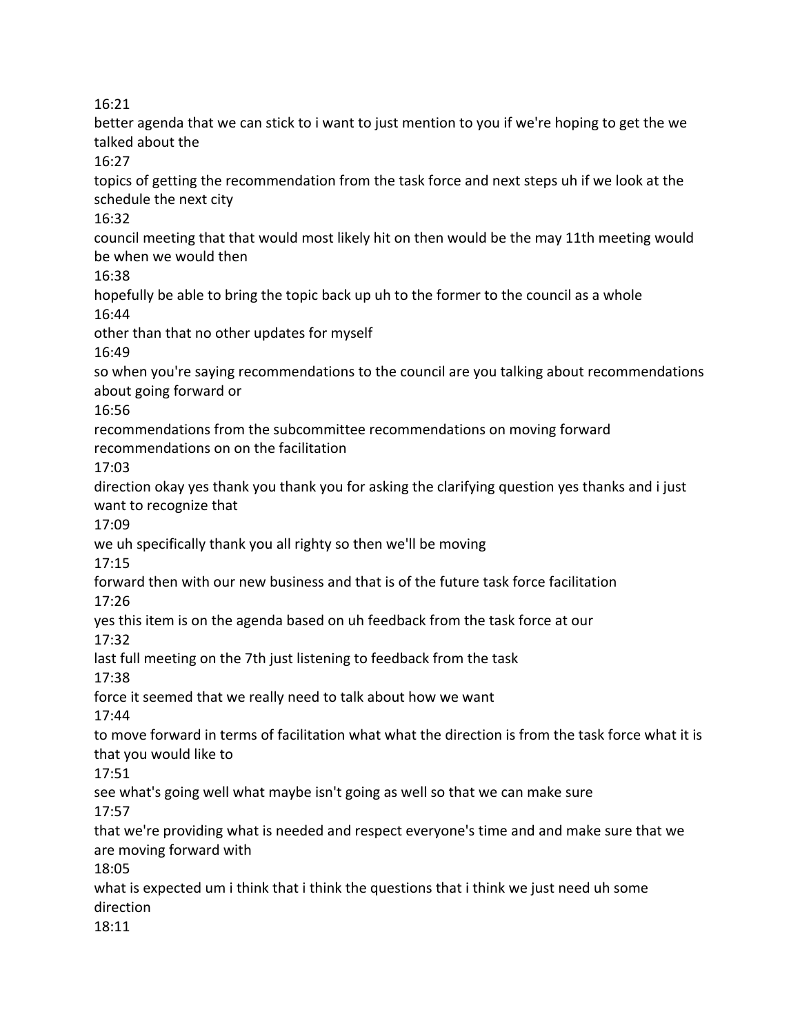16:21

better agenda that we can stick to i want to just mention to you if we're hoping to get the we talked about the

16:27

topics of getting the recommendation from the task force and next steps uh if we look at the schedule the next city

16:32

council meeting that that would most likely hit on then would be the may 11th meeting would be when we would then

16:38

hopefully be able to bring the topic back up uh to the former to the council as a whole

16:44

other than that no other updates for myself

16:49

so when you're saying recommendations to the council are you talking about recommendations about going forward or

16:56

recommendations from the subcommittee recommendations on moving forward recommendations on on the facilitation

17:03

direction okay yes thank you thank you for asking the clarifying question yes thanks and i just want to recognize that

17:09

we uh specifically thank you all righty so then we'll be moving

17:15

forward then with our new business and that is of the future task force facilitation

17:26

yes this item is on the agenda based on uh feedback from the task force at our

17:32

last full meeting on the 7th just listening to feedback from the task

17:38

force it seemed that we really need to talk about how we want

17:44

to move forward in terms of facilitation what what the direction is from the task force what it is that you would like to

17:51

see what's going well what maybe isn't going as well so that we can make sure

17:57

that we're providing what is needed and respect everyone's time and and make sure that we are moving forward with

18:05

what is expected um i think that i think the questions that i think we just need uh some direction

18:11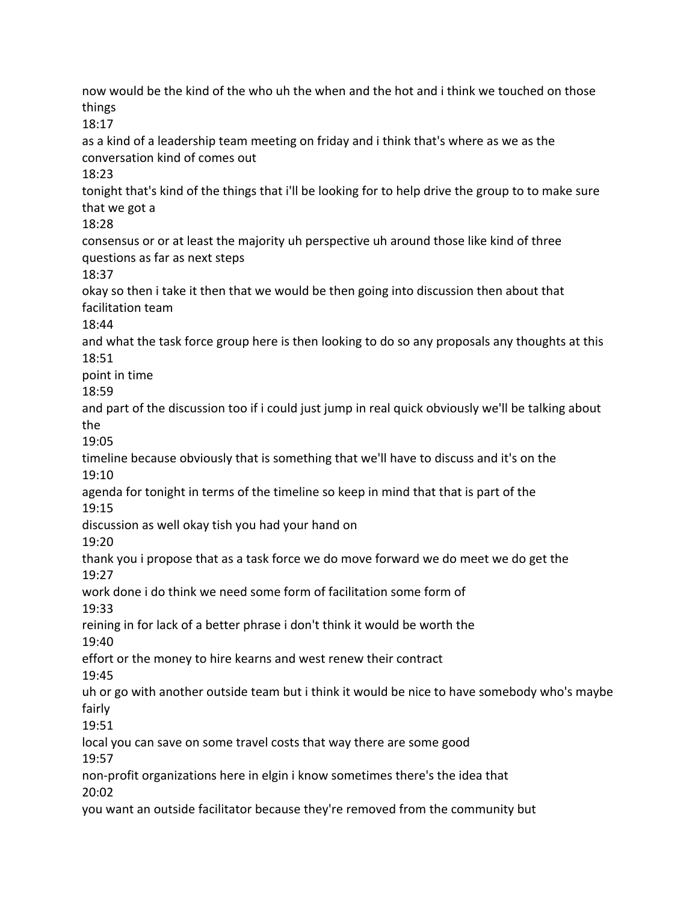now would be the kind of the who uh the when and the hot and i think we touched on those things

18:17

as a kind of a leadership team meeting on friday and i think that's where as we as the conversation kind of comes out

18:23

tonight that's kind of the things that i'll be looking for to help drive the group to to make sure that we got a

18:28

consensus or or at least the majority uh perspective uh around those like kind of three questions as far as next steps

18:37

okay so then i take it then that we would be then going into discussion then about that facilitation team

18:44

and what the task force group here is then looking to do so any proposals any thoughts at this

18:51

point in time

18:59

and part of the discussion too if i could just jump in real quick obviously we'll be talking about the

19:05

timeline because obviously that is something that we'll have to discuss and it's on the

19:10

agenda for tonight in terms of the timeline so keep in mind that that is part of the

19:15

discussion as well okay tish you had your hand on

19:20

thank you i propose that as a task force we do move forward we do meet we do get the

19:27

work done i do think we need some form of facilitation some form of

19:33

reining in for lack of a better phrase i don't think it would be worth the

19:40

effort or the money to hire kearns and west renew their contract

19:45

uh or go with another outside team but i think it would be nice to have somebody who's maybe fairly

19:51

local you can save on some travel costs that way there are some good

19:57

non-profit organizations here in elgin i know sometimes there's the idea that

20:02

you want an outside facilitator because they're removed from the community but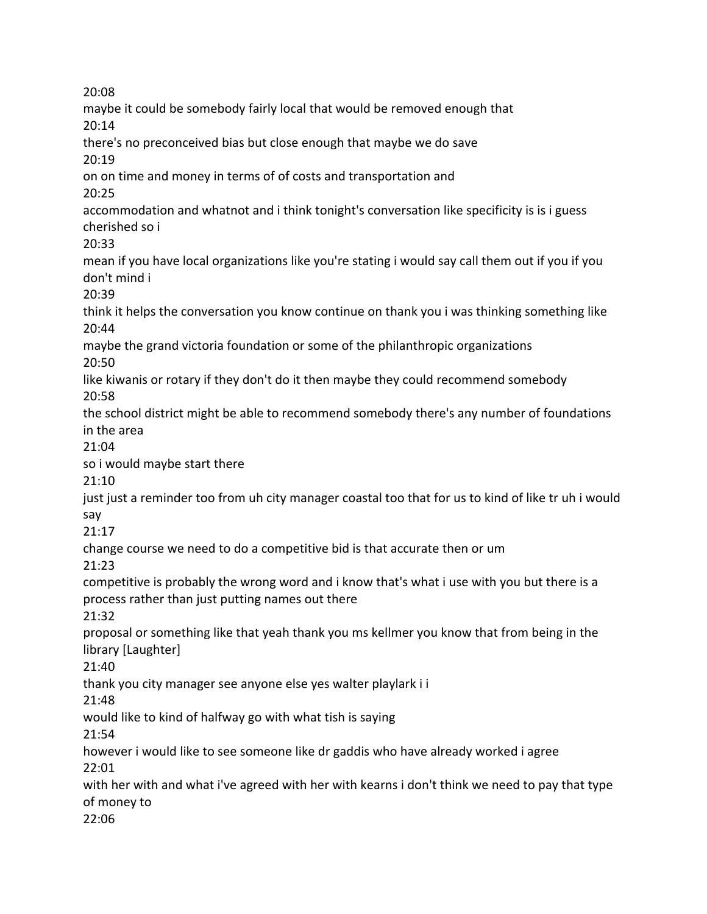20:08
maybe it could be somebody fairly local that would be removed enough that
20:14
there's no preconceived bias but close enough that maybe we do save
20:19
on on time and money in terms of of costs and transportation and
20:25
accommodation and whatnot and i think tonight's conversation like specificity is is i guess cherished so i
20:33
mean if you have local organizations like you're stating i would say call them out if you if you don't mind i
20:39
think it helps the conversation you know continue on thank you i was thinking something like
20:44
maybe the grand victoria foundation or some of the philanthropic organizations
20:50
like kiwanis or rotary if they don't do it then maybe they could recommend somebody
20:58
the school district might be able to recommend somebody there's any number of foundations in the area
21:04
so i would maybe start there
21:10
just just a reminder too from uh city manager coastal too that for us to kind of like tr uh i would say
21:17
change course we need to do a competitive bid is that accurate then or um
21:23
competitive is probably the wrong word and i know that's what i use with you but there is a process rather than just putting names out there
21:32
proposal or something like that yeah thank you ms kellmer you know that from being in the library [Laughter]
21:40
thank you city manager see anyone else yes walter playlark i i
21:48
would like to kind of halfway go with what tish is saying
21:54
however i would like to see someone like dr gaddis who have already worked i agree
22:01
with her with and what i've agreed with her with kearns i don't think we need to pay that type of money to
22:06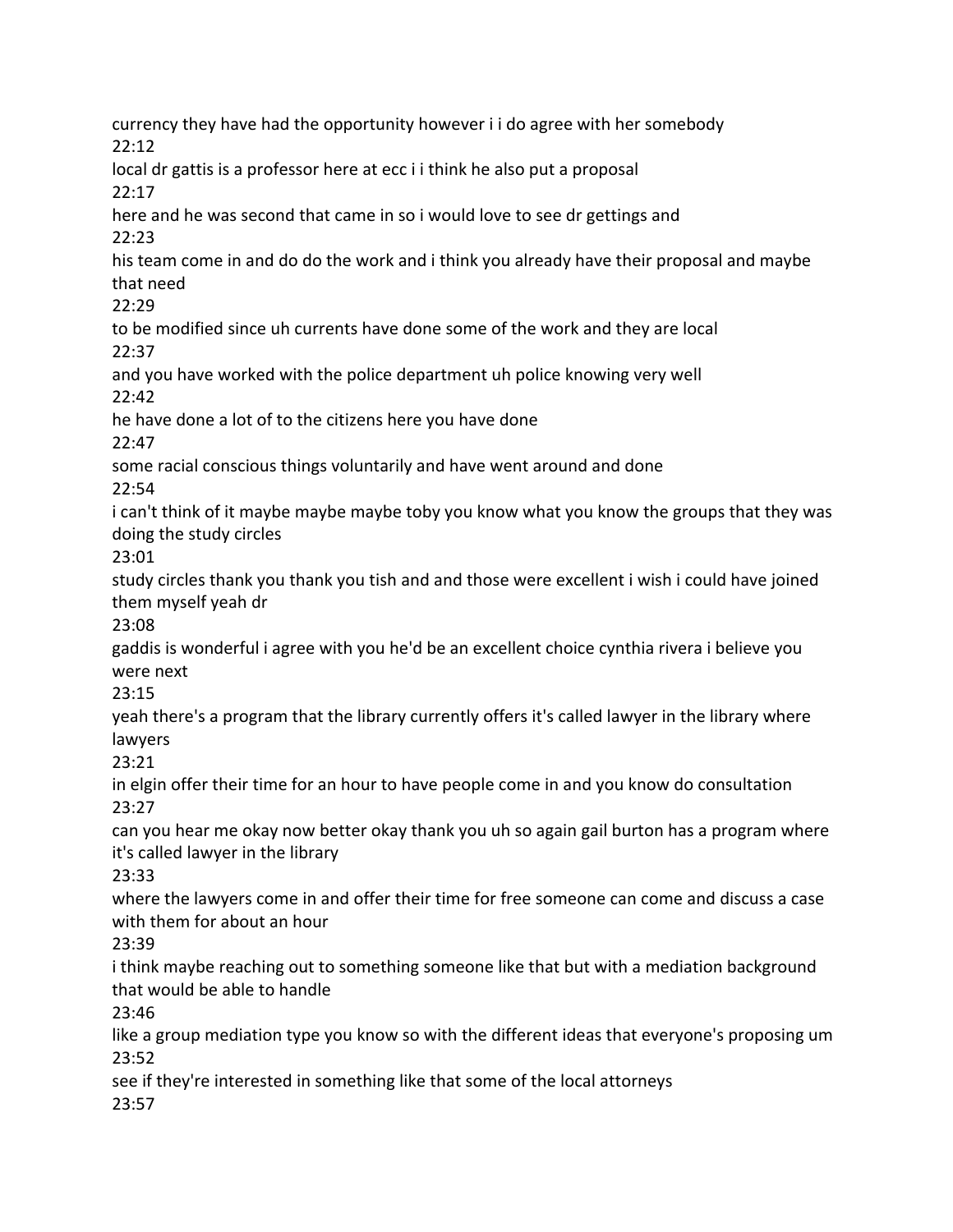currency they have had the opportunity however i i do agree with her somebody

22:12

local dr gattis is a professor here at ecc i i think he also put a proposal

22:17

here and he was second that came in so i would love to see dr gettings and

22:23

his team come in and do do the work and i think you already have their proposal and maybe that need

22:29

to be modified since uh currents have done some of the work and they are local

22:37

and you have worked with the police department uh police knowing very well

22:42

he have done a lot of to the citizens here you have done

22:47

some racial conscious things voluntarily and have went around and done

22:54

i can't think of it maybe maybe maybe toby you know what you know the groups that they was doing the study circles

23:01

study circles thank you thank you tish and and those were excellent i wish i could have joined them myself yeah dr

23:08

gaddis is wonderful i agree with you he'd be an excellent choice cynthia rivera i believe you were next

23:15

yeah there's a program that the library currently offers it's called lawyer in the library where lawyers

23:21

in elgin offer their time for an hour to have people come in and you know do consultation

23:27

can you hear me okay now better okay thank you uh so again gail burton has a program where it's called lawyer in the library

23:33

where the lawyers come in and offer their time for free someone can come and discuss a case with them for about an hour

23:39

i think maybe reaching out to something someone like that but with a mediation background that would be able to handle

23:46

like a group mediation type you know so with the different ideas that everyone's proposing um

23:52

see if they're interested in something like that some of the local attorneys

23:57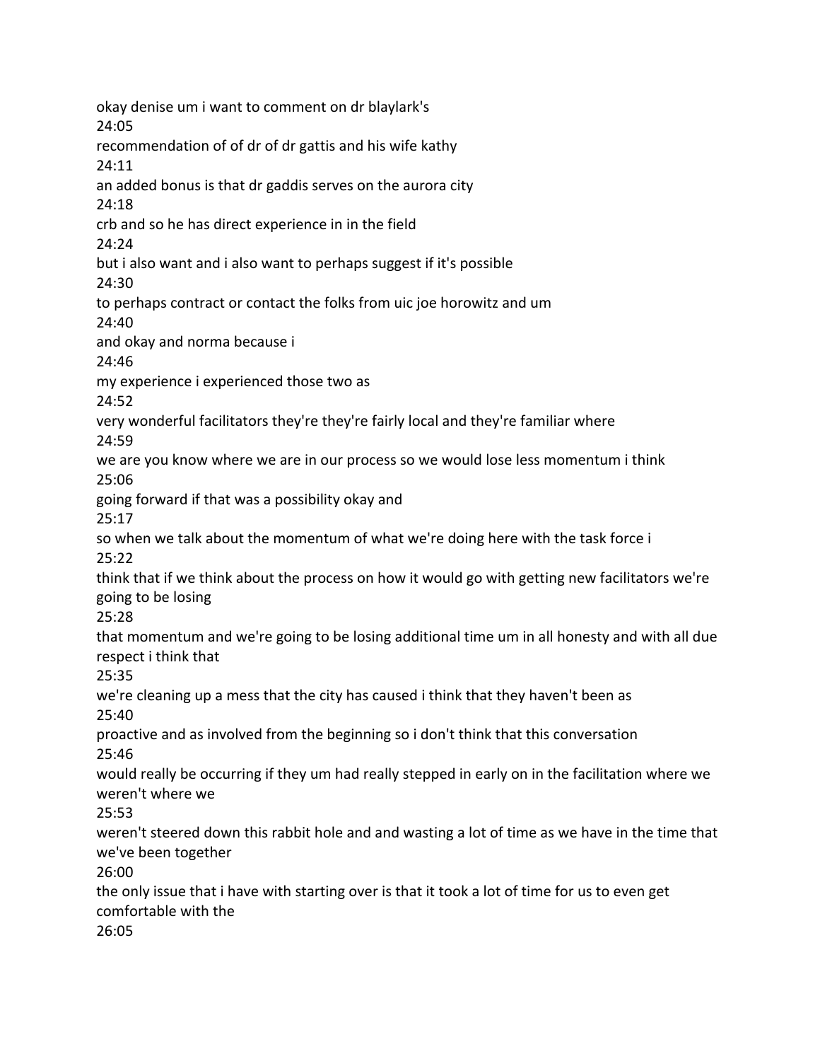okay denise um i want to comment on dr blaylark's

24:05

recommendation of of dr of dr gattis and his wife kathy

24:11

an added bonus is that dr gaddis serves on the aurora city

24:18

crb and so he has direct experience in in the field

24:24

but i also want and i also want to perhaps suggest if it's possible

24:30

to perhaps contract or contact the folks from uic joe horowitz and um

24:40

and okay and norma because i

24:46

my experience i experienced those two as

24:52

very wonderful facilitators they're they're fairly local and they're familiar where

24:59

we are you know where we are in our process so we would lose less momentum i think

25:06

going forward if that was a possibility okay and

25:17

so when we talk about the momentum of what we're doing here with the task force i

25:22

think that if we think about the process on how it would go with getting new facilitators we're going to be losing

25:28

that momentum and we're going to be losing additional time um in all honesty and with all due respect i think that

25:35

we're cleaning up a mess that the city has caused i think that they haven't been as

25:40

proactive and as involved from the beginning so i don't think that this conversation

25:46

would really be occurring if they um had really stepped in early on in the facilitation where we weren't where we

25:53

weren't steered down this rabbit hole and and wasting a lot of time as we have in the time that we've been together

26:00

the only issue that i have with starting over is that it took a lot of time for us to even get comfortable with the

26:05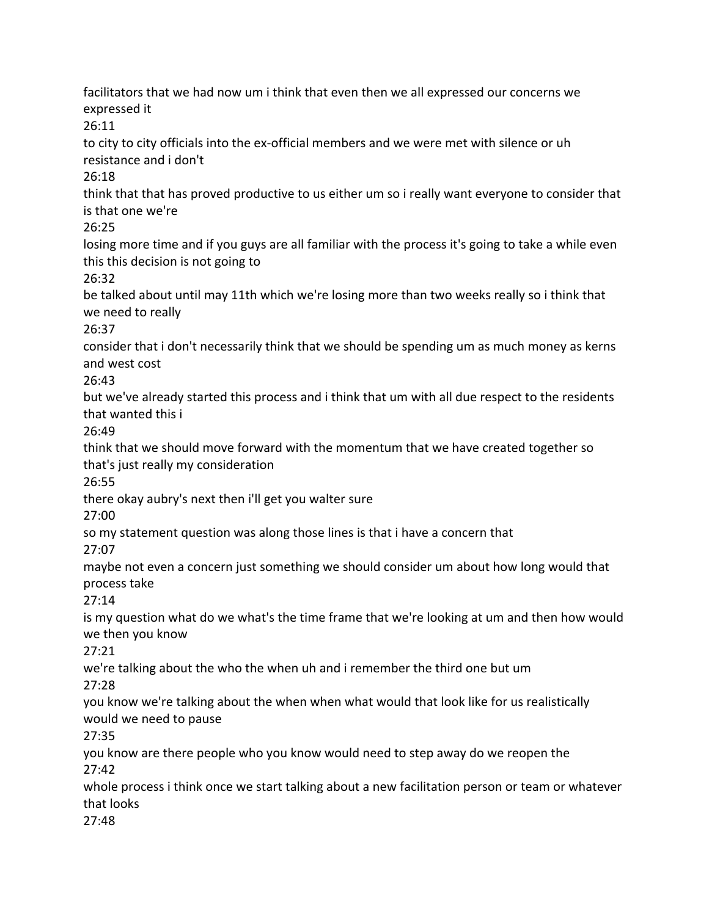facilitators that we had now um i think that even then we all expressed our concerns we expressed it

26:11

to city to city officials into the ex-official members and we were met with silence or uh resistance and i don't

26:18

think that that has proved productive to us either um so i really want everyone to consider that is that one we're

26:25

losing more time and if you guys are all familiar with the process it's going to take a while even this this decision is not going to

26:32

be talked about until may 11th which we're losing more than two weeks really so i think that we need to really

26:37

consider that i don't necessarily think that we should be spending um as much money as kerns and west cost

26:43

but we've already started this process and i think that um with all due respect to the residents that wanted this i

26:49

think that we should move forward with the momentum that we have created together so that's just really my consideration

26:55

there okay aubry's next then i'll get you walter sure

27:00

so my statement question was along those lines is that i have a concern that

27:07

maybe not even a concern just something we should consider um about how long would that process take

27:14

is my question what do we what's the time frame that we're looking at um and then how would we then you know

27:21

we're talking about the who the when uh and i remember the third one but um

27:28

you know we're talking about the when when what would that look like for us realistically would we need to pause

27:35

you know are there people who you know would need to step away do we reopen the

27:42

whole process i think once we start talking about a new facilitation person or team or whatever that looks

27:48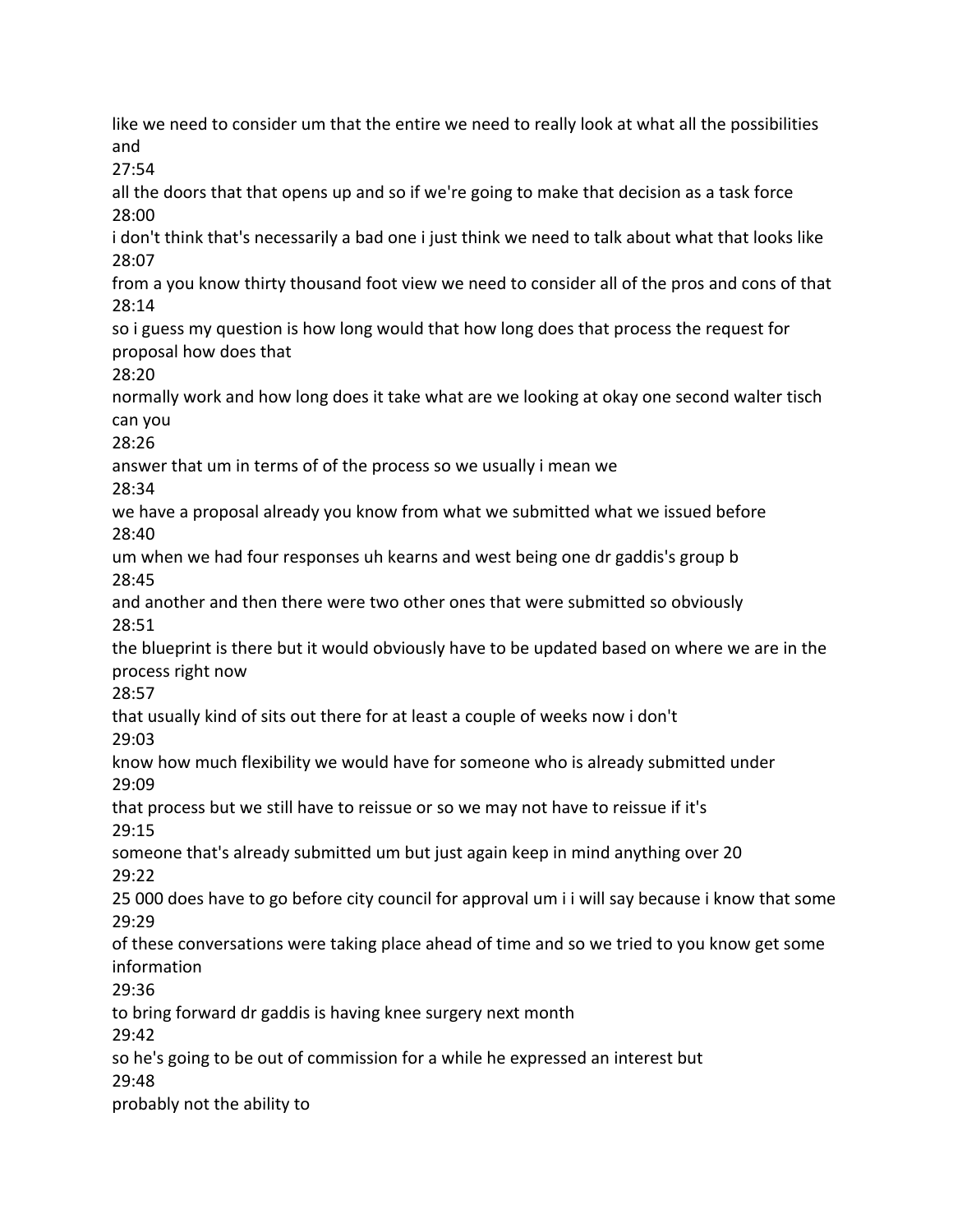like we need to consider um that the entire we need to really look at what all the possibilities and

27:54

all the doors that that opens up and so if we're going to make that decision as a task force

28:00

i don't think that's necessarily a bad one i just think we need to talk about what that looks like

28:07

from a you know thirty thousand foot view we need to consider all of the pros and cons of that

28:14

so i guess my question is how long would that how long does that process the request for proposal how does that

28:20

normally work and how long does it take what are we looking at okay one second walter tisch can you

28:26

answer that um in terms of of the process so we usually i mean we

28:34

we have a proposal already you know from what we submitted what we issued before

28:40

um when we had four responses uh kearns and west being one dr gaddis's group b

28:45

and another and then there were two other ones that were submitted so obviously

28:51

the blueprint is there but it would obviously have to be updated based on where we are in the process right now

28:57

that usually kind of sits out there for at least a couple of weeks now i don't

29:03

know how much flexibility we would have for someone who is already submitted under

29:09

that process but we still have to reissue or so we may not have to reissue if it's

29:15

someone that's already submitted um but just again keep in mind anything over 20

29:22

25 000 does have to go before city council for approval um i i will say because i know that some

29:29

of these conversations were taking place ahead of time and so we tried to you know get some information

29:36

to bring forward dr gaddis is having knee surgery next month

29:42

so he's going to be out of commission for a while he expressed an interest but

29:48

probably not the ability to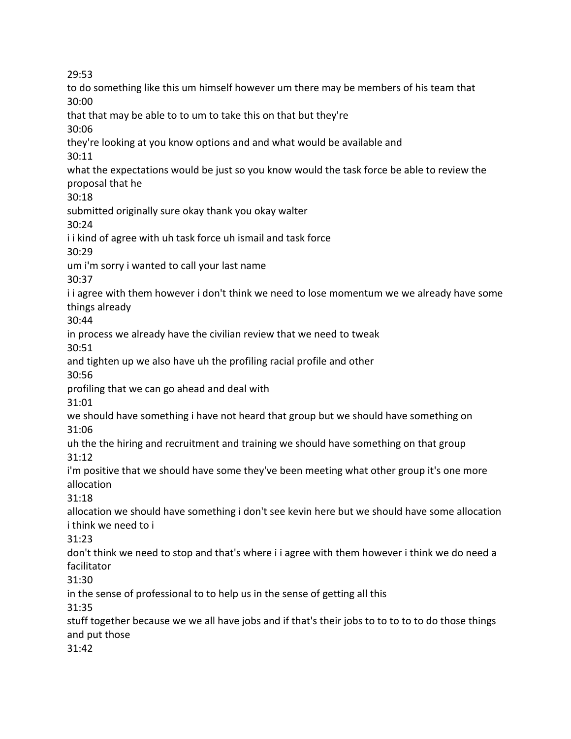29:53

to do something like this um himself however um there may be members of his team that

30:00

that that may be able to to um to take this on that but they're

30:06

they're looking at you know options and and what would be available and

30:11

what the expectations would be just so you know would the task force be able to review the proposal that he

30:18

submitted originally sure okay thank you okay walter

30:24

i i kind of agree with uh task force uh ismail and task force

30:29

um i'm sorry i wanted to call your last name

30:37

i i agree with them however i don't think we need to lose momentum we we already have some things already

30:44

in process we already have the civilian review that we need to tweak

30:51

and tighten up we also have uh the profiling racial profile and other

30:56

profiling that we can go ahead and deal with

31:01

we should have something i have not heard that group but we should have something on

31:06

uh the the hiring and recruitment and training we should have something on that group

31:12

i'm positive that we should have some they've been meeting what other group it's one more allocation

31:18

allocation we should have something i don't see kevin here but we should have some allocation i think we need to i

31:23

don't think we need to stop and that's where i i agree with them however i think we do need a facilitator

31:30

in the sense of professional to to help us in the sense of getting all this

31:35

stuff together because we we all have jobs and if that's their jobs to to to to to do those things and put those

31:42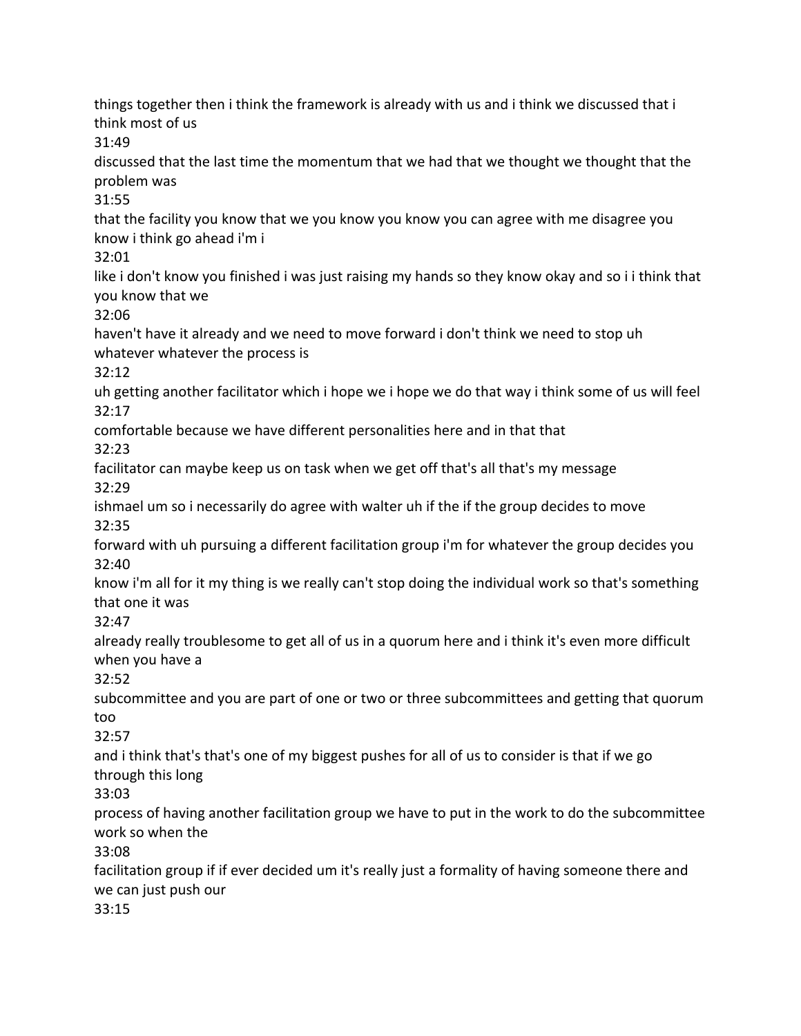things together then i think the framework is already with us and i think we discussed that i think most of us

31:49

discussed that the last time the momentum that we had that we thought we thought that the problem was

31:55

that the facility you know that we you know you know you can agree with me disagree you know i think go ahead i'm i

32:01

like i don't know you finished i was just raising my hands so they know okay and so i i think that you know that we

32:06

haven't have it already and we need to move forward i don't think we need to stop uh whatever whatever the process is

32:12

uh getting another facilitator which i hope we i hope we do that way i think some of us will feel

32:17

comfortable because we have different personalities here and in that that

32:23

facilitator can maybe keep us on task when we get off that's all that's my message

32:29

ishmael um so i necessarily do agree with walter uh if the if the group decides to move

32:35

forward with uh pursuing a different facilitation group i'm for whatever the group decides you

32:40

know i'm all for it my thing is we really can't stop doing the individual work so that's something that one it was

32:47

already really troublesome to get all of us in a quorum here and i think it's even more difficult when you have a

32:52

subcommittee and you are part of one or two or three subcommittees and getting that quorum too

32:57

and i think that's that's one of my biggest pushes for all of us to consider is that if we go through this long

33:03

process of having another facilitation group we have to put in the work to do the subcommittee work so when the

33:08

facilitation group if if ever decided um it's really just a formality of having someone there and we can just push our

33:15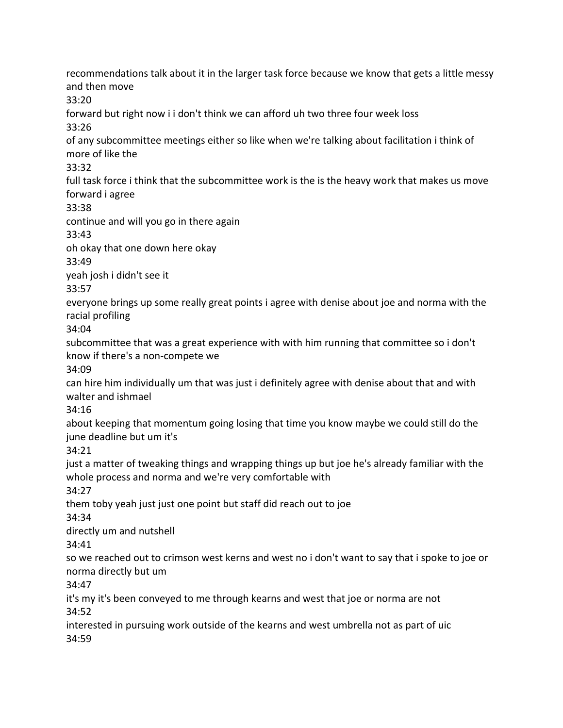recommendations talk about it in the larger task force because we know that gets a little messy and then move

33:20

forward but right now i i don't think we can afford uh two three four week loss

33:26

of any subcommittee meetings either so like when we're talking about facilitation i think of more of like the

33:32

full task force i think that the subcommittee work is the is the heavy work that makes us move forward i agree

33:38

continue and will you go in there again

33:43

oh okay that one down here okay

33:49

yeah josh i didn't see it

33:57

everyone brings up some really great points i agree with denise about joe and norma with the racial profiling

34:04

subcommittee that was a great experience with with him running that committee so i don't know if there's a non-compete we

34:09

can hire him individually um that was just i definitely agree with denise about that and with walter and ishmael

34:16

about keeping that momentum going losing that time you know maybe we could still do the june deadline but um it's

34:21

just a matter of tweaking things and wrapping things up but joe he's already familiar with the whole process and norma and we're very comfortable with

34:27

them toby yeah just just one point but staff did reach out to joe

34:34

directly um and nutshell

34:41

so we reached out to crimson west kerns and west no i don't want to say that i spoke to joe or norma directly but um

34:47

it's my it's been conveyed to me through kearns and west that joe or norma are not

34:52

interested in pursuing work outside of the kearns and west umbrella not as part of uic

34:59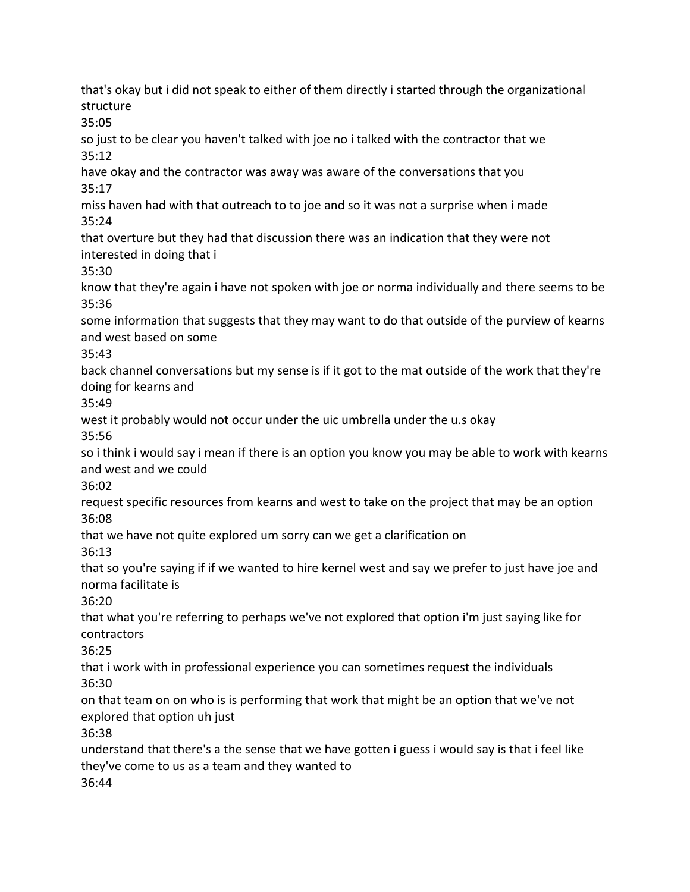that's okay but i did not speak to either of them directly i started through the organizational structure

35:05

so just to be clear you haven't talked with joe no i talked with the contractor that we

35:12

have okay and the contractor was away was aware of the conversations that you

35:17

miss haven had with that outreach to to joe and so it was not a surprise when i made

35:24

that overture but they had that discussion there was an indication that they were not interested in doing that i

35:30

know that they're again i have not spoken with joe or norma individually and there seems to be

35:36

some information that suggests that they may want to do that outside of the purview of kearns and west based on some

35:43

back channel conversations but my sense is if it got to the mat outside of the work that they're doing for kearns and

35:49

west it probably would not occur under the uic umbrella under the u.s okay

35:56

so i think i would say i mean if there is an option you know you may be able to work with kearns and west and we could

36:02

request specific resources from kearns and west to take on the project that may be an option

36:08

that we have not quite explored um sorry can we get a clarification on

36:13

that so you're saying if if we wanted to hire kernel west and say we prefer to just have joe and norma facilitate is

36:20

that what you're referring to perhaps we've not explored that option i'm just saying like for contractors

36:25

that i work with in professional experience you can sometimes request the individuals

36:30

on that team on on who is is performing that work that might be an option that we've not explored that option uh just

36:38

understand that there's a the sense that we have gotten i guess i would say is that i feel like they've come to us as a team and they wanted to

36:44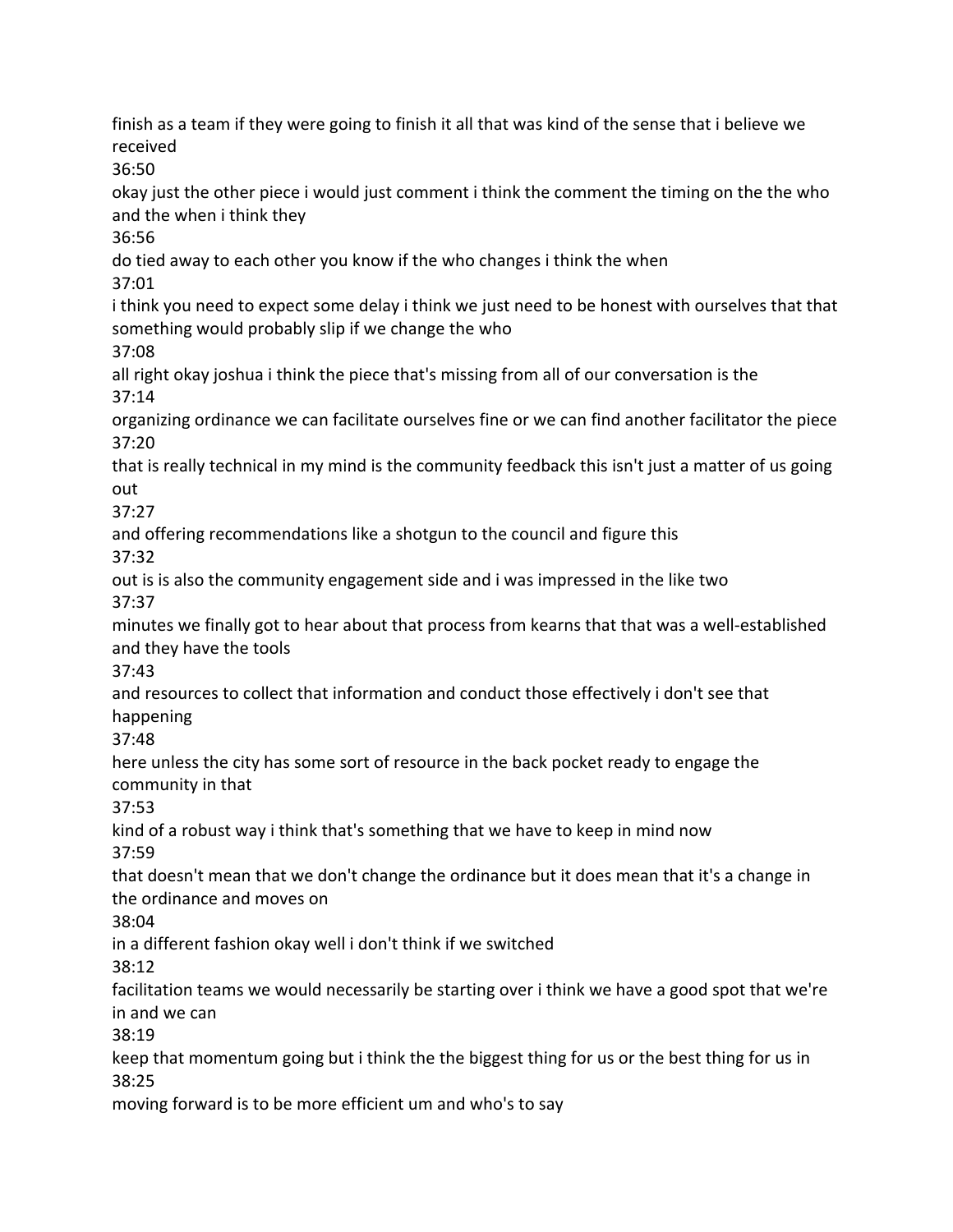finish as a team if they were going to finish it all that was kind of the sense that i believe we received

36:50

okay just the other piece i would just comment i think the comment the timing on the the who and the when i think they

36:56

do tied away to each other you know if the who changes i think the when

37:01

i think you need to expect some delay i think we just need to be honest with ourselves that that something would probably slip if we change the who

37:08

all right okay joshua i think the piece that's missing from all of our conversation is the

37:14

organizing ordinance we can facilitate ourselves fine or we can find another facilitator the piece

37:20

that is really technical in my mind is the community feedback this isn't just a matter of us going out

37:27

and offering recommendations like a shotgun to the council and figure this

37:32

out is is also the community engagement side and i was impressed in the like two

37:37

minutes we finally got to hear about that process from kearns that that was a well-established and they have the tools

37:43

and resources to collect that information and conduct those effectively i don't see that happening

37:48

here unless the city has some sort of resource in the back pocket ready to engage the community in that

37:53

kind of a robust way i think that's something that we have to keep in mind now

37:59

that doesn't mean that we don't change the ordinance but it does mean that it's a change in the ordinance and moves on

38:04

in a different fashion okay well i don't think if we switched

38:12

facilitation teams we would necessarily be starting over i think we have a good spot that we're in and we can

38:19

keep that momentum going but i think the the biggest thing for us or the best thing for us in

38:25

moving forward is to be more efficient um and who's to say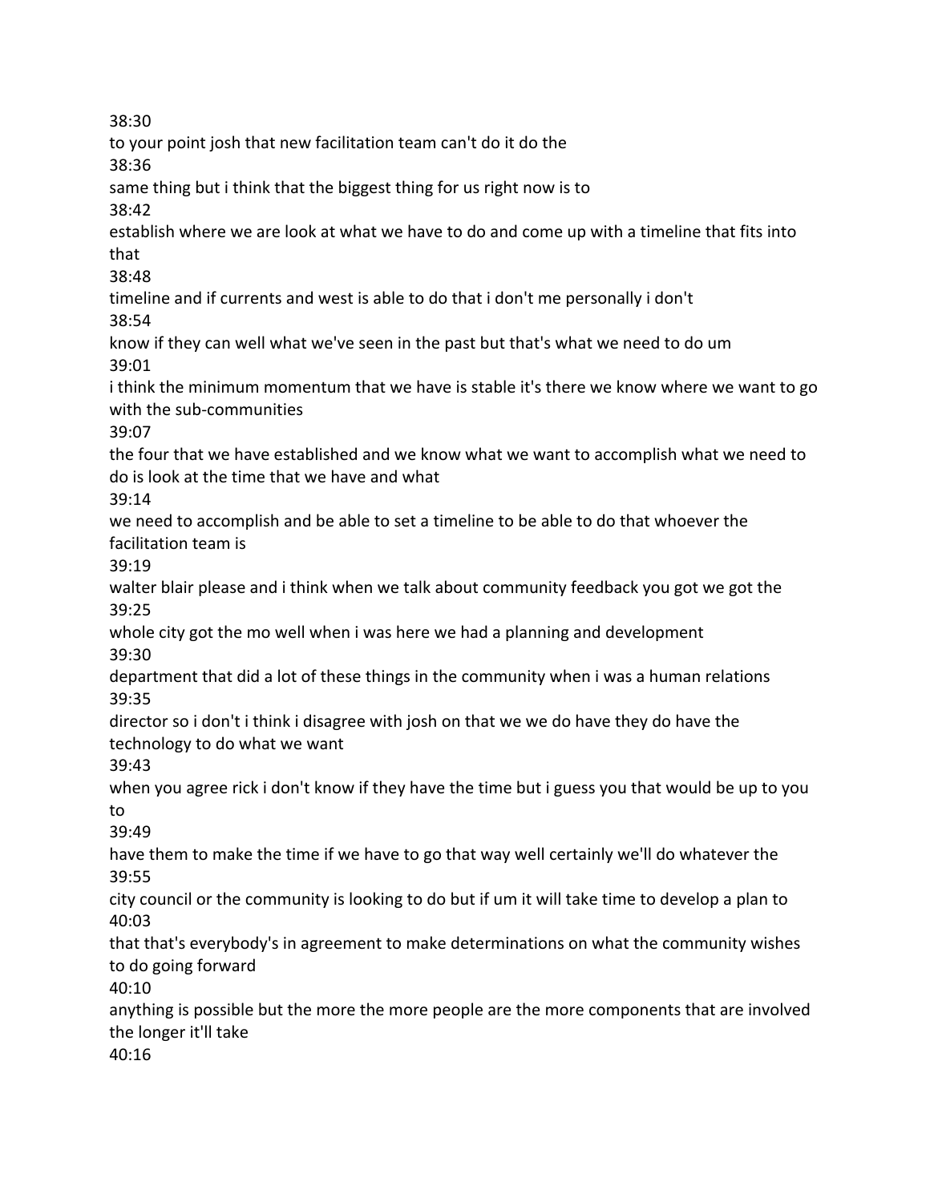38:30

to your point josh that new facilitation team can't do it do the

38:36

same thing but i think that the biggest thing for us right now is to

38:42

establish where we are look at what we have to do and come up with a timeline that fits into that

38:48

timeline and if currents and west is able to do that i don't me personally i don't

38:54

know if they can well what we've seen in the past but that's what we need to do um

39:01

i think the minimum momentum that we have is stable it's there we know where we want to go with the sub-communities

39:07

the four that we have established and we know what we want to accomplish what we need to do is look at the time that we have and what

39:14

we need to accomplish and be able to set a timeline to be able to do that whoever the facilitation team is

39:19

walter blair please and i think when we talk about community feedback you got we got the

39:25

whole city got the mo well when i was here we had a planning and development

39:30

department that did a lot of these things in the community when i was a human relations

39:35

director so i don't i think i disagree with josh on that we we do have they do have the technology to do what we want

39:43

when you agree rick i don't know if they have the time but i guess you that would be up to you to

39:49

have them to make the time if we have to go that way well certainly we'll do whatever the

39:55

city council or the community is looking to do but if um it will take time to develop a plan to

40:03

that that's everybody's in agreement to make determinations on what the community wishes to do going forward

40:10

anything is possible but the more the more people are the more components that are involved the longer it'll take

40:16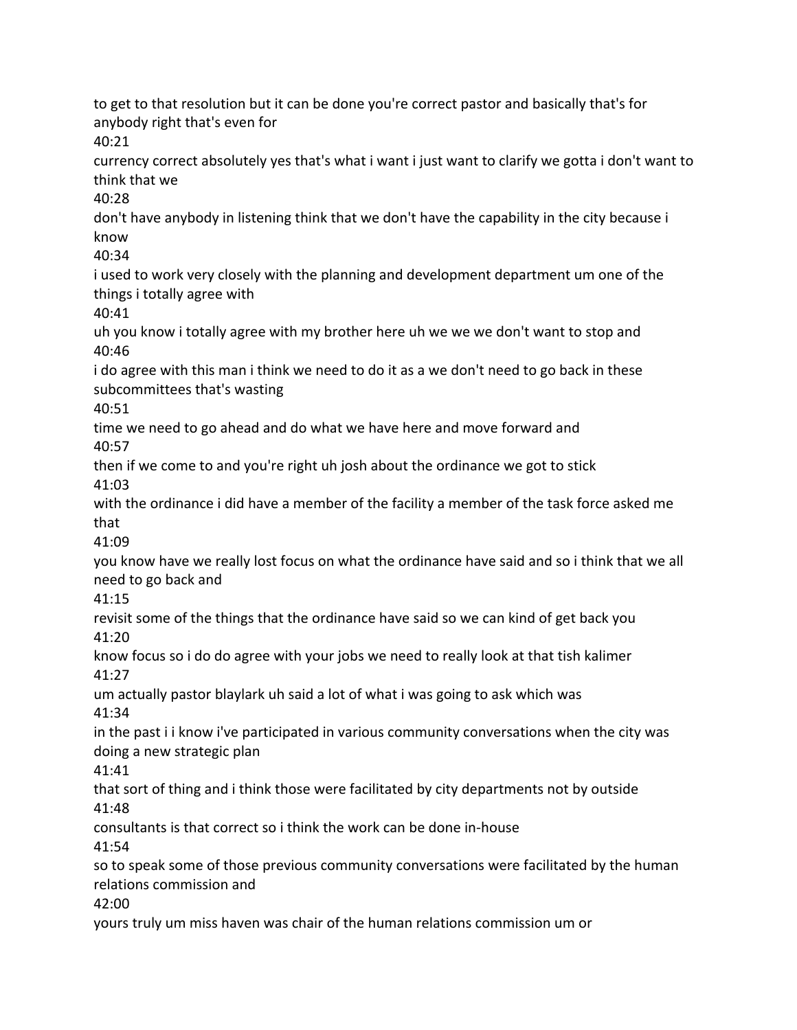to get to that resolution but it can be done you're correct pastor and basically that's for anybody right that's even for

40:21

currency correct absolutely yes that's what i want i just want to clarify we gotta i don't want to think that we

40:28

don't have anybody in listening think that we don't have the capability in the city because i know

40:34

i used to work very closely with the planning and development department um one of the things i totally agree with

40:41

uh you know i totally agree with my brother here uh we we we don't want to stop and

40:46

i do agree with this man i think we need to do it as a we don't need to go back in these subcommittees that's wasting

40:51

time we need to go ahead and do what we have here and move forward and

40:57

then if we come to and you're right uh josh about the ordinance we got to stick

41:03

with the ordinance i did have a member of the facility a member of the task force asked me that

41:09

you know have we really lost focus on what the ordinance have said and so i think that we all need to go back and

41:15

revisit some of the things that the ordinance have said so we can kind of get back you

41:20

know focus so i do do agree with your jobs we need to really look at that tish kalimer

41:27

um actually pastor blaylark uh said a lot of what i was going to ask which was

41:34

in the past i i know i've participated in various community conversations when the city was doing a new strategic plan

41:41

that sort of thing and i think those were facilitated by city departments not by outside

41:48

consultants is that correct so i think the work can be done in-house

41:54

so to speak some of those previous community conversations were facilitated by the human relations commission and

42:00

yours truly um miss haven was chair of the human relations commission um or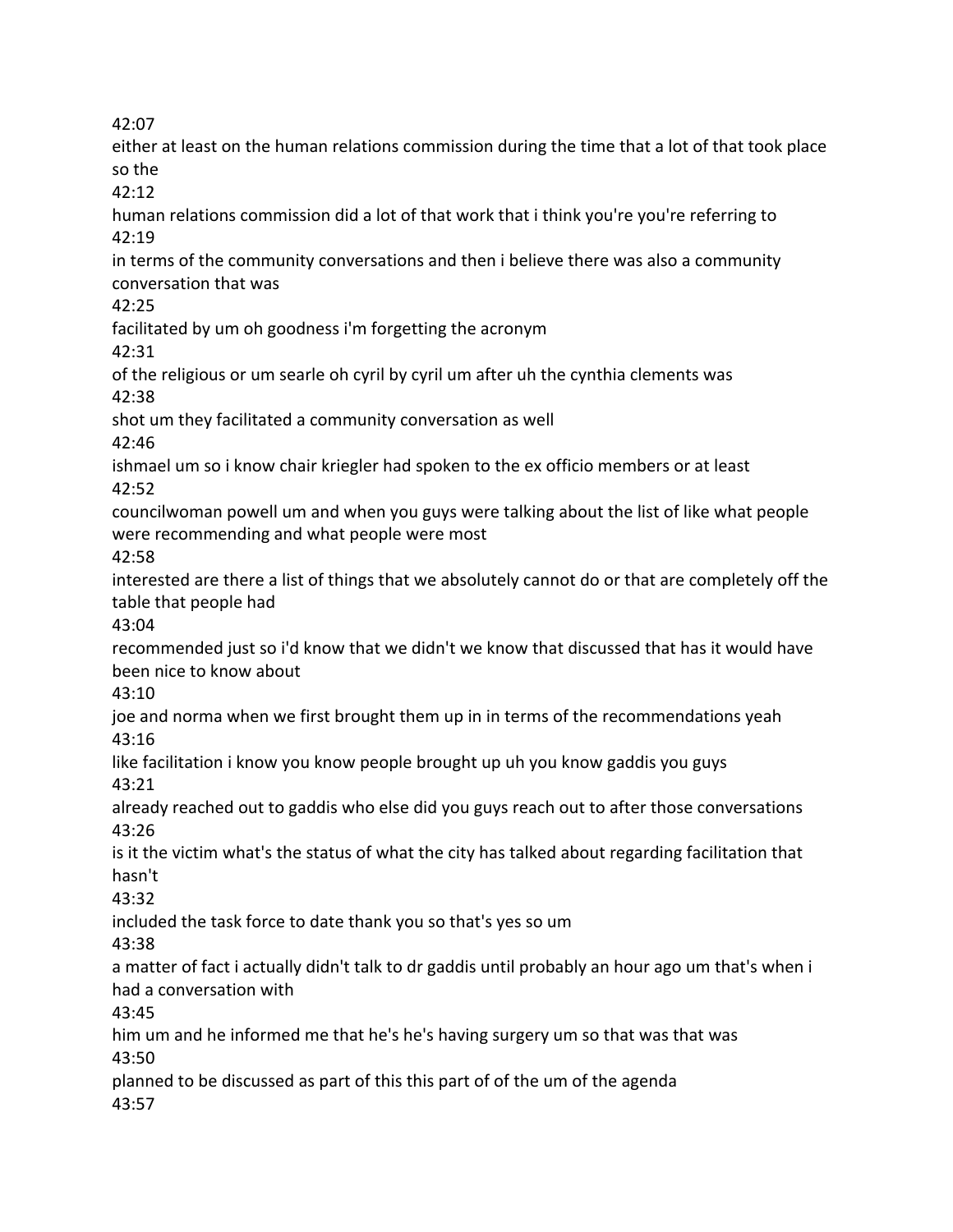42:07

either at least on the human relations commission during the time that a lot of that took place so the

42:12

human relations commission did a lot of that work that i think you're you're referring to

42:19

in terms of the community conversations and then i believe there was also a community conversation that was

42:25

facilitated by um oh goodness i'm forgetting the acronym

42:31

of the religious or um searle oh cyril by cyril um after uh the cynthia clements was

42:38

shot um they facilitated a community conversation as well

42:46

ishmael um so i know chair kriegler had spoken to the ex officio members or at least

42:52

councilwoman powell um and when you guys were talking about the list of like what people were recommending and what people were most

42:58

interested are there a list of things that we absolutely cannot do or that are completely off the table that people had

43:04

recommended just so i'd know that we didn't we know that discussed that has it would have been nice to know about

43:10

joe and norma when we first brought them up in in terms of the recommendations yeah

43:16

like facilitation i know you know people brought up uh you know gaddis you guys

43:21

already reached out to gaddis who else did you guys reach out to after those conversations

43:26

is it the victim what's the status of what the city has talked about regarding facilitation that hasn't

43:32

included the task force to date thank you so that's yes so um

43:38

a matter of fact i actually didn't talk to dr gaddis until probably an hour ago um that's when i had a conversation with

43:45

him um and he informed me that he's he's having surgery um so that was that was

43:50

planned to be discussed as part of this this part of of the um of the agenda

43:57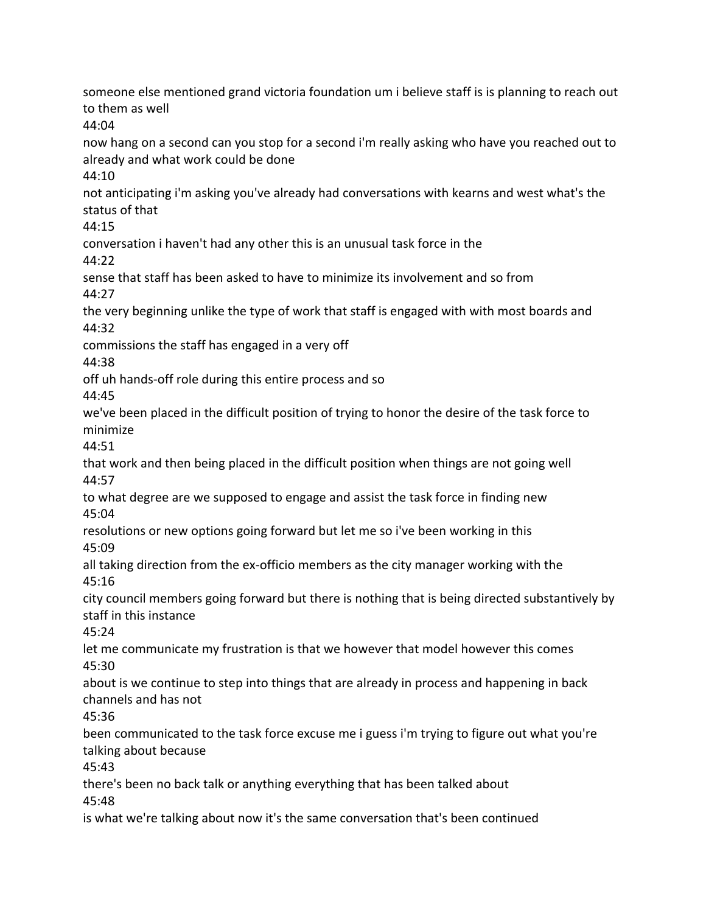someone else mentioned grand victoria foundation um i believe staff is is planning to reach out to them as well

44:04

now hang on a second can you stop for a second i'm really asking who have you reached out to already and what work could be done

44:10

not anticipating i'm asking you've already had conversations with kearns and west what's the status of that

44:15

conversation i haven't had any other this is an unusual task force in the

44:22

sense that staff has been asked to have to minimize its involvement and so from

44:27

the very beginning unlike the type of work that staff is engaged with with most boards and

44:32

commissions the staff has engaged in a very off

44:38

off uh hands-off role during this entire process and so

44:45

we've been placed in the difficult position of trying to honor the desire of the task force to minimize

44:51

that work and then being placed in the difficult position when things are not going well

44:57

to what degree are we supposed to engage and assist the task force in finding new

45:04

resolutions or new options going forward but let me so i've been working in this

45:09

all taking direction from the ex-officio members as the city manager working with the

45:16

city council members going forward but there is nothing that is being directed substantively by staff in this instance

45:24

let me communicate my frustration is that we however that model however this comes

45:30

about is we continue to step into things that are already in process and happening in back channels and has not

45:36

been communicated to the task force excuse me i guess i'm trying to figure out what you're talking about because

45:43

there's been no back talk or anything everything that has been talked about

45:48

is what we're talking about now it's the same conversation that's been continued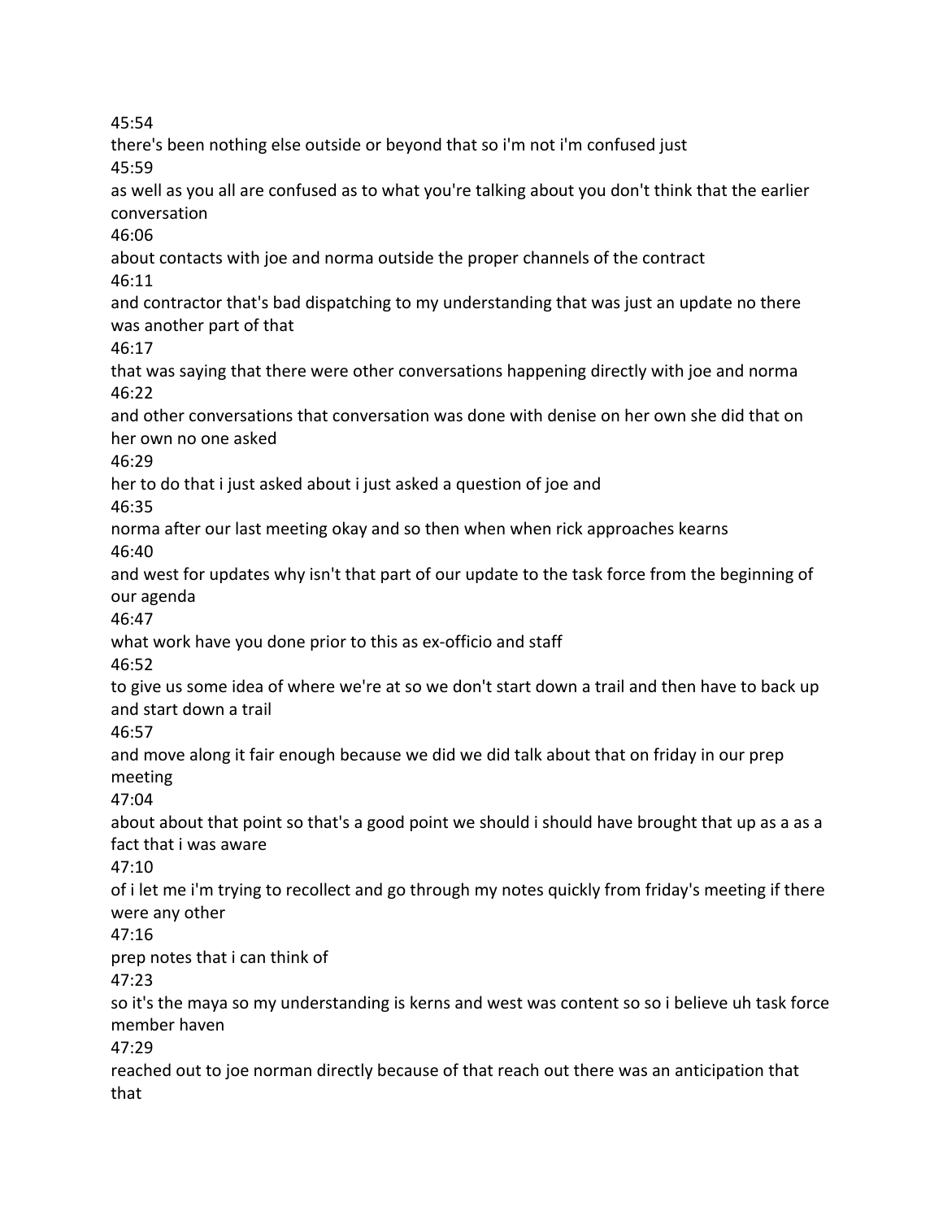45:54

there's been nothing else outside or beyond that so i'm not i'm confused just

45:59

as well as you all are confused as to what you're talking about you don't think that the earlier conversation

46:06

about contacts with joe and norma outside the proper channels of the contract

46:11

and contractor that's bad dispatching to my understanding that was just an update no there was another part of that

46:17

that was saying that there were other conversations happening directly with joe and norma

46:22

and other conversations that conversation was done with denise on her own she did that on her own no one asked

46:29

her to do that i just asked about i just asked a question of joe and

46:35

norma after our last meeting okay and so then when when rick approaches kearns

46:40

and west for updates why isn't that part of our update to the task force from the beginning of our agenda

46:47

what work have you done prior to this as ex-officio and staff

46:52

to give us some idea of where we're at so we don't start down a trail and then have to back up and start down a trail

46:57

and move along it fair enough because we did we did talk about that on friday in our prep meeting

47:04

about about that point so that's a good point we should i should have brought that up as a as a fact that i was aware

47:10

of i let me i'm trying to recollect and go through my notes quickly from friday's meeting if there were any other

47:16

prep notes that i can think of

47:23

so it's the maya so my understanding is kerns and west was content so so i believe uh task force member haven

47:29

reached out to joe norman directly because of that reach out there was an anticipation that that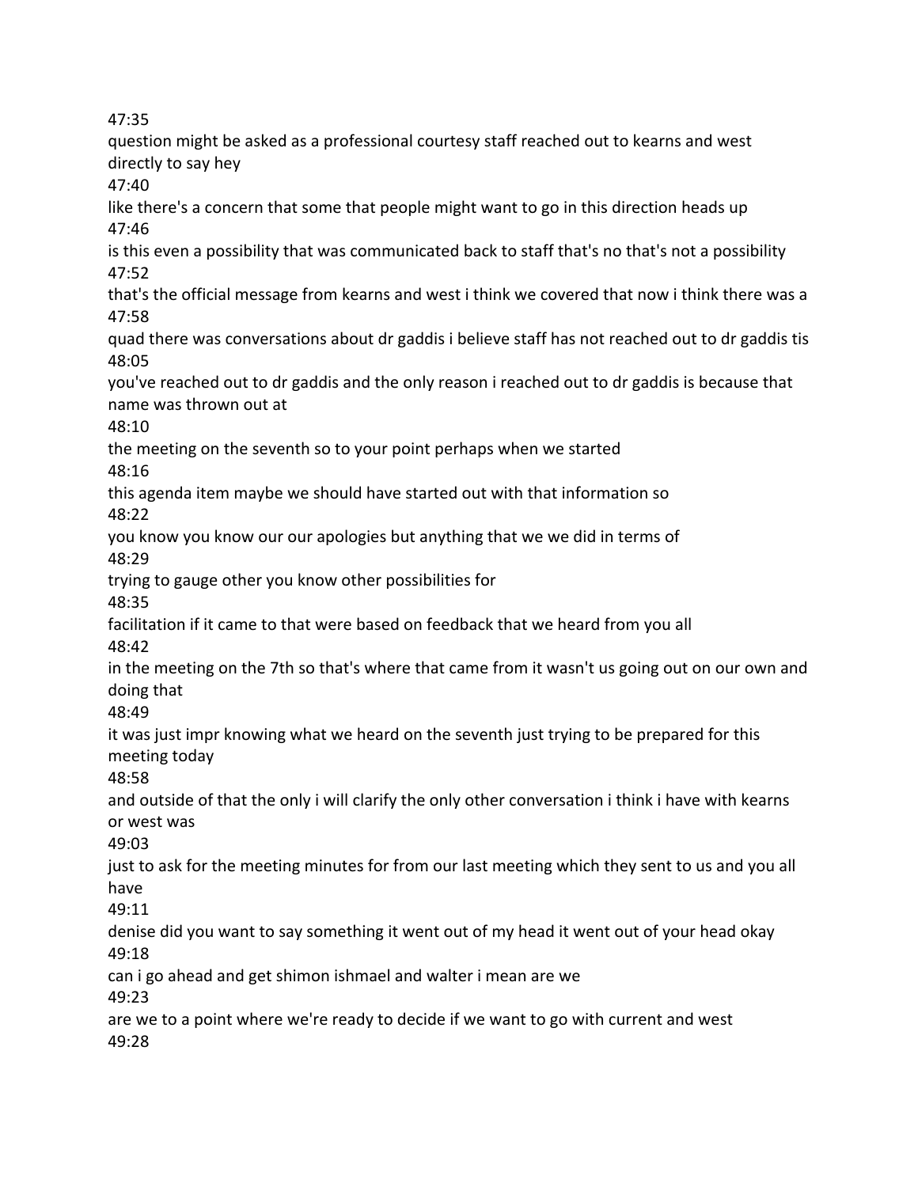47:35

question might be asked as a professional courtesy staff reached out to kearns and west directly to say hey

47:40

like there's a concern that some that people might want to go in this direction heads up

47:46

is this even a possibility that was communicated back to staff that's no that's not a possibility

47:52

that's the official message from kearns and west i think we covered that now i think there was a

47:58

quad there was conversations about dr gaddis i believe staff has not reached out to dr gaddis tis

48:05

you've reached out to dr gaddis and the only reason i reached out to dr gaddis is because that name was thrown out at

48:10

the meeting on the seventh so to your point perhaps when we started

48:16

this agenda item maybe we should have started out with that information so

48:22

you know you know our our apologies but anything that we we did in terms of

48:29

trying to gauge other you know other possibilities for

48:35

facilitation if it came to that were based on feedback that we heard from you all

48:42

in the meeting on the 7th so that's where that came from it wasn't us going out on our own and doing that

48:49

it was just impr knowing what we heard on the seventh just trying to be prepared for this meeting today

48:58

and outside of that the only i will clarify the only other conversation i think i have with kearns or west was

49:03

just to ask for the meeting minutes for from our last meeting which they sent to us and you all have

49:11

denise did you want to say something it went out of my head it went out of your head okay

49:18

can i go ahead and get shimon ishmael and walter i mean are we

49:23

are we to a point where we're ready to decide if we want to go with current and west

49:28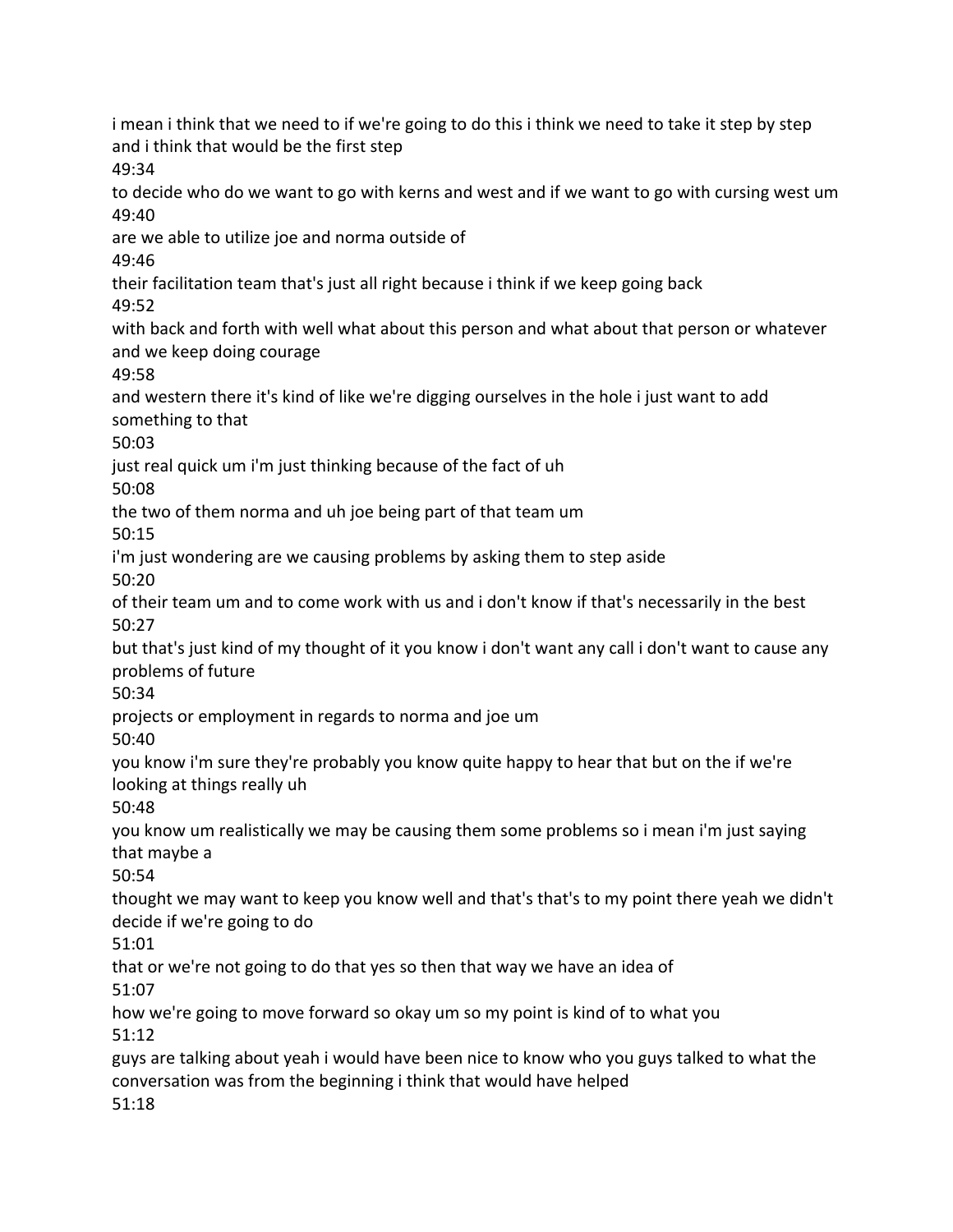i mean i think that we need to if we're going to do this i think we need to take it step by step and i think that would be the first step

49:34

to decide who do we want to go with kerns and west and if we want to go with cursing west um

49:40

are we able to utilize joe and norma outside of

49:46

their facilitation team that's just all right because i think if we keep going back

49:52

with back and forth with well what about this person and what about that person or whatever and we keep doing courage

49:58

and western there it's kind of like we're digging ourselves in the hole i just want to add something to that

50:03

just real quick um i'm just thinking because of the fact of uh

50:08

the two of them norma and uh joe being part of that team um

50:15

i'm just wondering are we causing problems by asking them to step aside

50:20

of their team um and to come work with us and i don't know if that's necessarily in the best

50:27

but that's just kind of my thought of it you know i don't want any call i don't want to cause any problems of future

50:34

projects or employment in regards to norma and joe um

50:40

you know i'm sure they're probably you know quite happy to hear that but on the if we're looking at things really uh

50:48

you know um realistically we may be causing them some problems so i mean i'm just saying that maybe a

50:54

thought we may want to keep you know well and that's that's to my point there yeah we didn't decide if we're going to do

51:01

that or we're not going to do that yes so then that way we have an idea of

51:07

how we're going to move forward so okay um so my point is kind of to what you

51:12

guys are talking about yeah i would have been nice to know who you guys talked to what the conversation was from the beginning i think that would have helped

51:18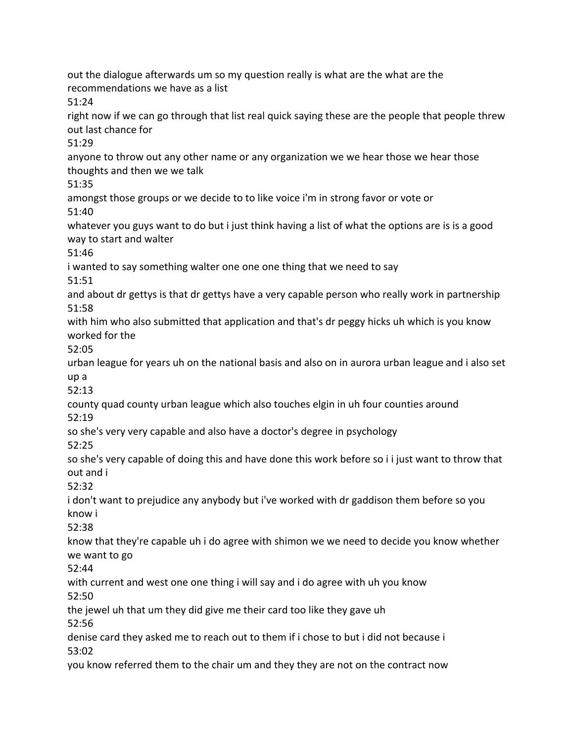out the dialogue afterwards um so my question really is what are the what are the recommendations we have as a list

51:24

right now if we can go through that list real quick saying these are the people that people threw out last chance for

51:29

anyone to throw out any other name or any organization we we hear those we hear those thoughts and then we we talk

51:35

amongst those groups or we decide to to like voice i'm in strong favor or vote or

51:40

whatever you guys want to do but i just think having a list of what the options are is is a good way to start and walter

51:46

i wanted to say something walter one one one thing that we need to say

51:51

and about dr gettys is that dr gettys have a very capable person who really work in partnership

51:58

with him who also submitted that application and that's dr peggy hicks uh which is you know worked for the

52:05

urban league for years uh on the national basis and also on in aurora urban league and i also set up a

52:13

county quad county urban league which also touches elgin in uh four counties around

52:19

so she's very very capable and also have a doctor's degree in psychology

52:25

so she's very capable of doing this and have done this work before so i i just want to throw that out and i

52:32

i don't want to prejudice any anybody but i've worked with dr gaddison them before so you know i

52:38

know that they're capable uh i do agree with shimon we we need to decide you know whether we want to go

52:44

with current and west one one thing i will say and i do agree with uh you know

52:50

the jewel uh that um they did give me their card too like they gave uh

52:56

denise card they asked me to reach out to them if i chose to but i did not because i

53:02

you know referred them to the chair um and they they are not on the contract now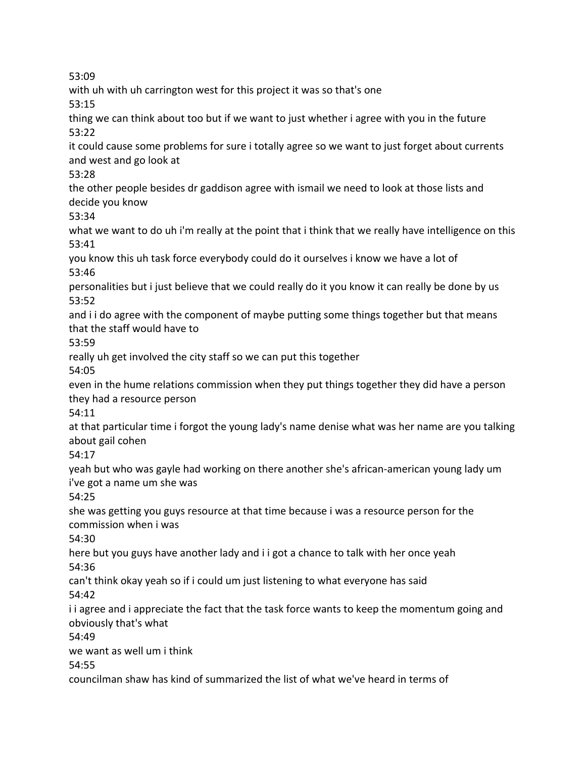53:09
with uh with uh carrington west for this project it was so that's one
53:15
thing we can think about too but if we want to just whether i agree with you in the future
53:22
it could cause some problems for sure i totally agree so we want to just forget about currents and west and go look at
53:28
the other people besides dr gaddison agree with ismail we need to look at those lists and decide you know
53:34
what we want to do uh i'm really at the point that i think that we really have intelligence on this
53:41
you know this uh task force everybody could do it ourselves i know we have a lot of
53:46
personalities but i just believe that we could really do it you know it can really be done by us
53:52
and i i do agree with the component of maybe putting some things together but that means that the staff would have to
53:59
really uh get involved the city staff so we can put this together
54:05
even in the hume relations commission when they put things together they did have a person they had a resource person
54:11
at that particular time i forgot the young lady's name denise what was her name are you talking about gail cohen
54:17
yeah but who was gayle had working on there another she's african-american young lady um i've got a name um she was
54:25
she was getting you guys resource at that time because i was a resource person for the commission when i was
54:30
here but you guys have another lady and i i got a chance to talk with her once yeah
54:36
can't think okay yeah so if i could um just listening to what everyone has said
54:42
i i agree and i appreciate the fact that the task force wants to keep the momentum going and obviously that's what
54:49
we want as well um i think
54:55
councilman shaw has kind of summarized the list of what we've heard in terms of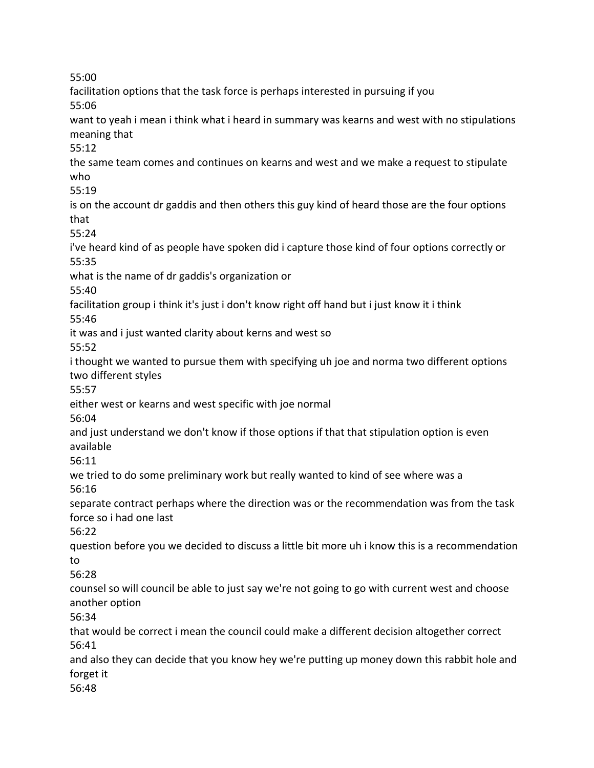55:00

facilitation options that the task force is perhaps interested in pursuing if you

55:06

want to yeah i mean i think what i heard in summary was kearns and west with no stipulations meaning that

55:12

the same team comes and continues on kearns and west and we make a request to stipulate who

55:19

is on the account dr gaddis and then others this guy kind of heard those are the four options that

55:24

i've heard kind of as people have spoken did i capture those kind of four options correctly or

55:35

what is the name of dr gaddis's organization or

55:40

facilitation group i think it's just i don't know right off hand but i just know it i think

55:46

it was and i just wanted clarity about kerns and west so

55:52

i thought we wanted to pursue them with specifying uh joe and norma two different options two different styles

55:57

either west or kearns and west specific with joe normal

56:04

and just understand we don't know if those options if that that stipulation option is even available

56:11

we tried to do some preliminary work but really wanted to kind of see where was a

56:16

separate contract perhaps where the direction was or the recommendation was from the task force so i had one last

56:22

question before you we decided to discuss a little bit more uh i know this is a recommendation to

56:28

counsel so will council be able to just say we're not going to go with current west and choose another option

56:34

that would be correct i mean the council could make a different decision altogether correct

56:41

and also they can decide that you know hey we're putting up money down this rabbit hole and forget it

56:48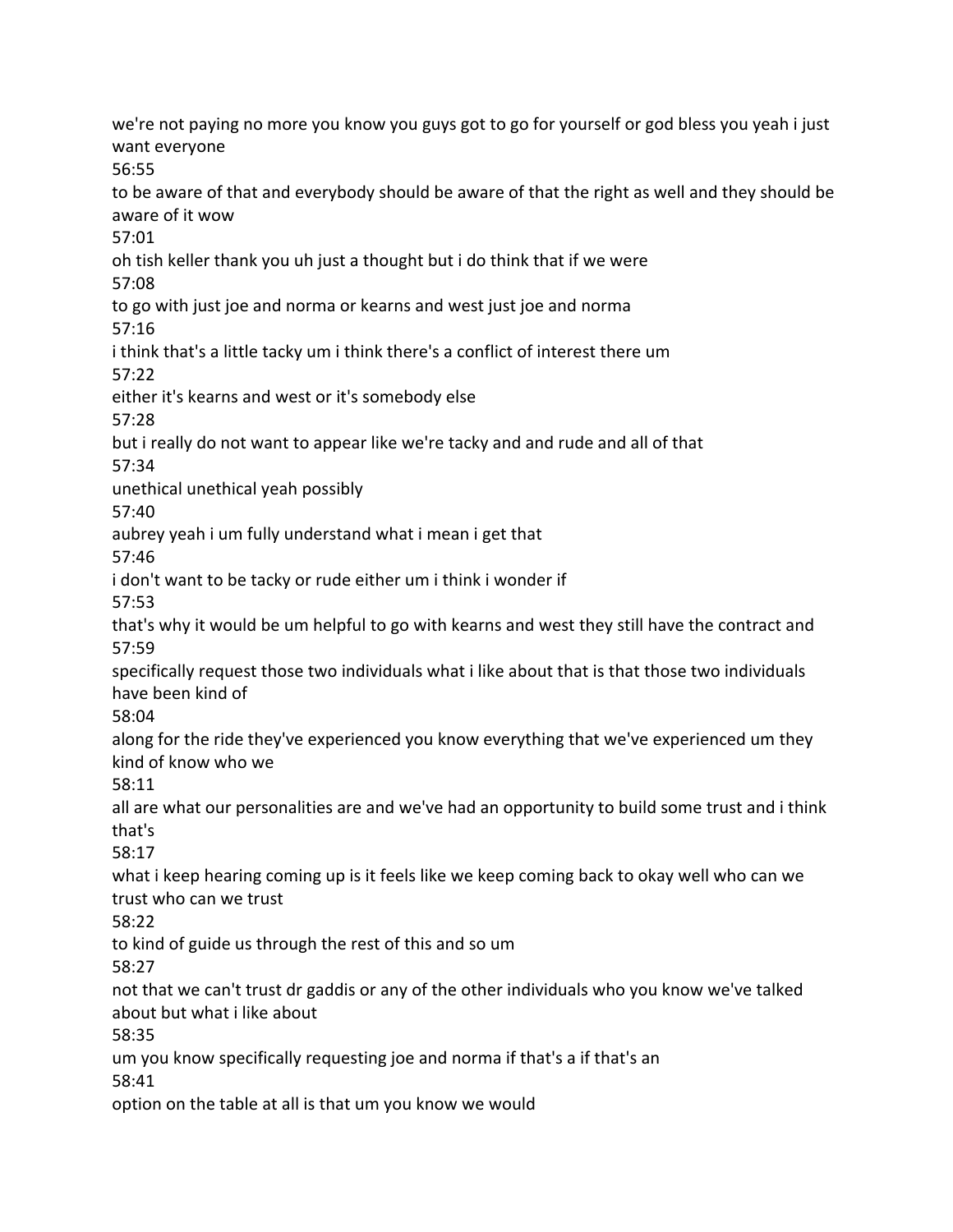we're not paying no more you know you guys got to go for yourself or god bless you yeah i just want everyone

56:55

to be aware of that and everybody should be aware of that the right as well and they should be aware of it wow

57:01

oh tish keller thank you uh just a thought but i do think that if we were

57:08

to go with just joe and norma or kearns and west just joe and norma

57:16

i think that's a little tacky um i think there's a conflict of interest there um

57:22

either it's kearns and west or it's somebody else

57:28

but i really do not want to appear like we're tacky and and rude and all of that

57:34

unethical unethical yeah possibly

57:40

aubrey yeah i um fully understand what i mean i get that

57:46

i don't want to be tacky or rude either um i think i wonder if

57:53

that's why it would be um helpful to go with kearns and west they still have the contract and

57:59

specifically request those two individuals what i like about that is that those two individuals have been kind of

58:04

along for the ride they've experienced you know everything that we've experienced um they kind of know who we

58:11

all are what our personalities are and we've had an opportunity to build some trust and i think that's

58:17

what i keep hearing coming up is it feels like we keep coming back to okay well who can we trust who can we trust

58:22

to kind of guide us through the rest of this and so um

58:27

not that we can't trust dr gaddis or any of the other individuals who you know we've talked about but what i like about

58:35

um you know specifically requesting joe and norma if that's a if that's an

58:41

option on the table at all is that um you know we would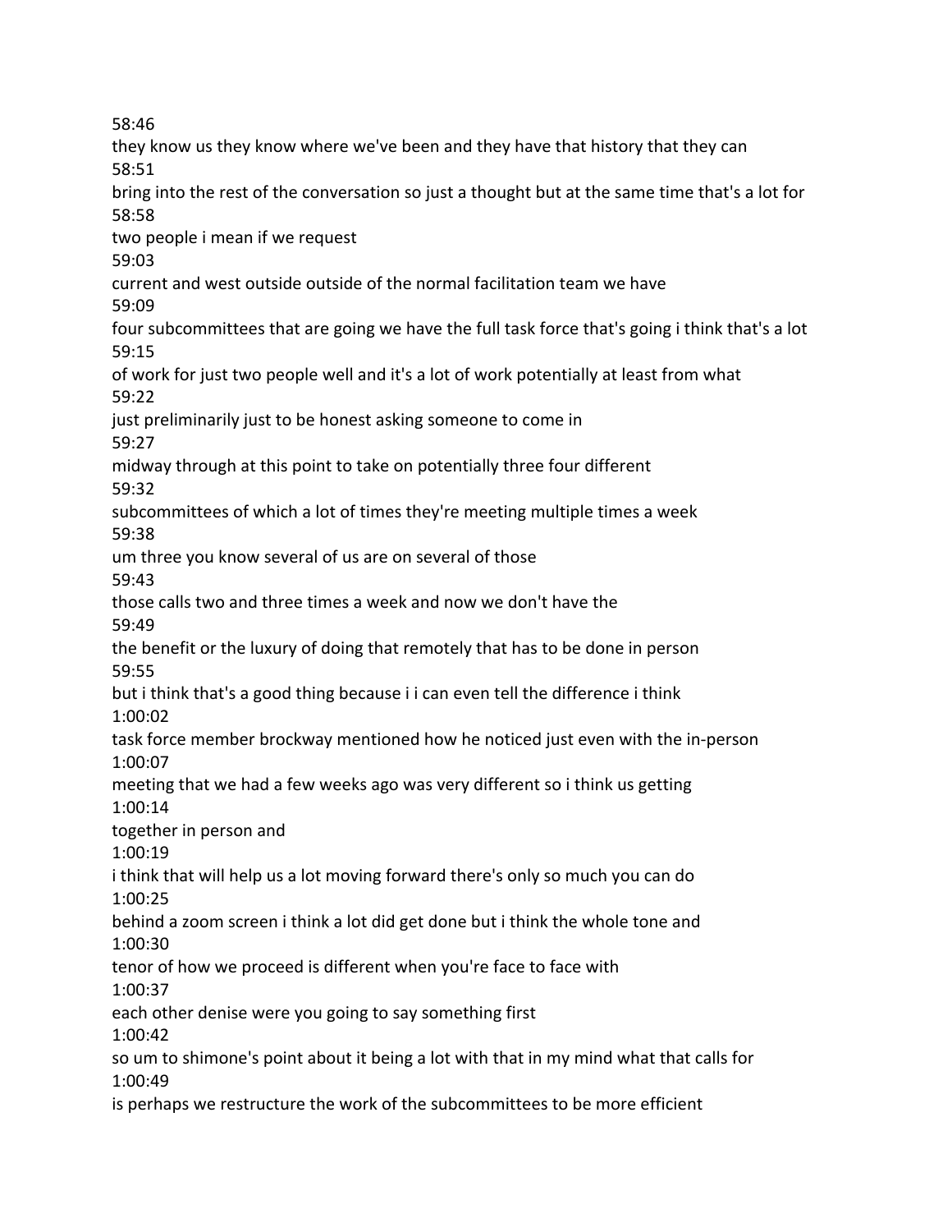58:46

they know us they know where we've been and they have that history that they can

58:51

bring into the rest of the conversation so just a thought but at the same time that's a lot for

58:58

two people i mean if we request

59:03

current and west outside outside of the normal facilitation team we have

59:09

four subcommittees that are going we have the full task force that's going i think that's a lot

59:15

of work for just two people well and it's a lot of work potentially at least from what

59:22

just preliminarily just to be honest asking someone to come in

59:27

midway through at this point to take on potentially three four different

59:32

subcommittees of which a lot of times they're meeting multiple times a week

59:38

um three you know several of us are on several of those

59:43

those calls two and three times a week and now we don't have the

59:49

the benefit or the luxury of doing that remotely that has to be done in person

59:55

but i think that's a good thing because i i can even tell the difference i think

1:00:02

task force member brockway mentioned how he noticed just even with the in-person

1:00:07

meeting that we had a few weeks ago was very different so i think us getting

1:00:14

together in person and

1:00:19

i think that will help us a lot moving forward there's only so much you can do

1:00:25

behind a zoom screen i think a lot did get done but i think the whole tone and

1:00:30

tenor of how we proceed is different when you're face to face with

1:00:37

each other denise were you going to say something first

1:00:42

so um to shimone's point about it being a lot with that in my mind what that calls for

1:00:49

is perhaps we restructure the work of the subcommittees to be more efficient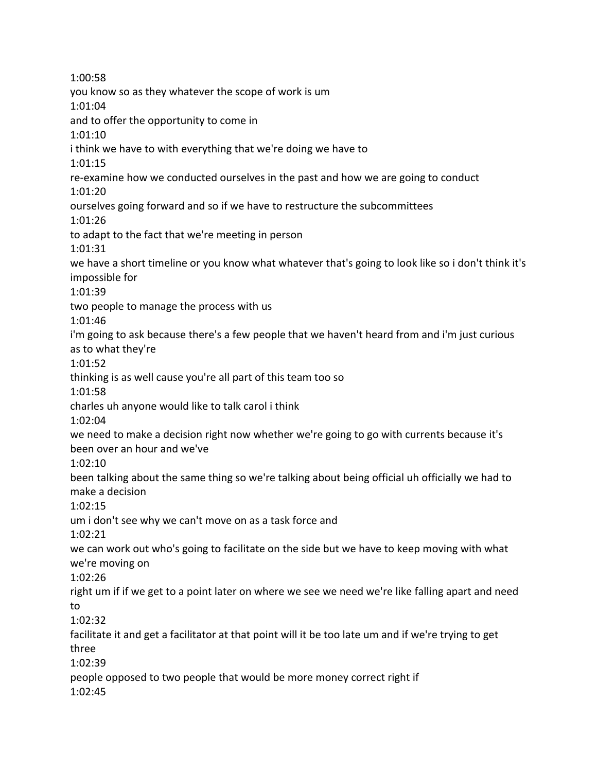1:00:58
you know so as they whatever the scope of work is um
1:01:04
and to offer the opportunity to come in
1:01:10
i think we have to with everything that we're doing we have to
1:01:15
re-examine how we conducted ourselves in the past and how we are going to conduct
1:01:20
ourselves going forward and so if we have to restructure the subcommittees
1:01:26
to adapt to the fact that we're meeting in person
1:01:31
we have a short timeline or you know what whatever that's going to look like so i don't think it's impossible for
1:01:39
two people to manage the process with us
1:01:46
i'm going to ask because there's a few people that we haven't heard from and i'm just curious as to what they're
1:01:52
thinking is as well cause you're all part of this team too so
1:01:58
charles uh anyone would like to talk carol i think
1:02:04
we need to make a decision right now whether we're going to go with currents because it's been over an hour and we've
1:02:10
been talking about the same thing so we're talking about being official uh officially we had to make a decision
1:02:15
um i don't see why we can't move on as a task force and
1:02:21
we can work out who's going to facilitate on the side but we have to keep moving with what we're moving on
1:02:26
right um if if we get to a point later on where we see we need we're like falling apart and need to
1:02:32
facilitate it and get a facilitator at that point will it be too late um and if we're trying to get three
1:02:39
people opposed to two people that would be more money correct right if
1:02:45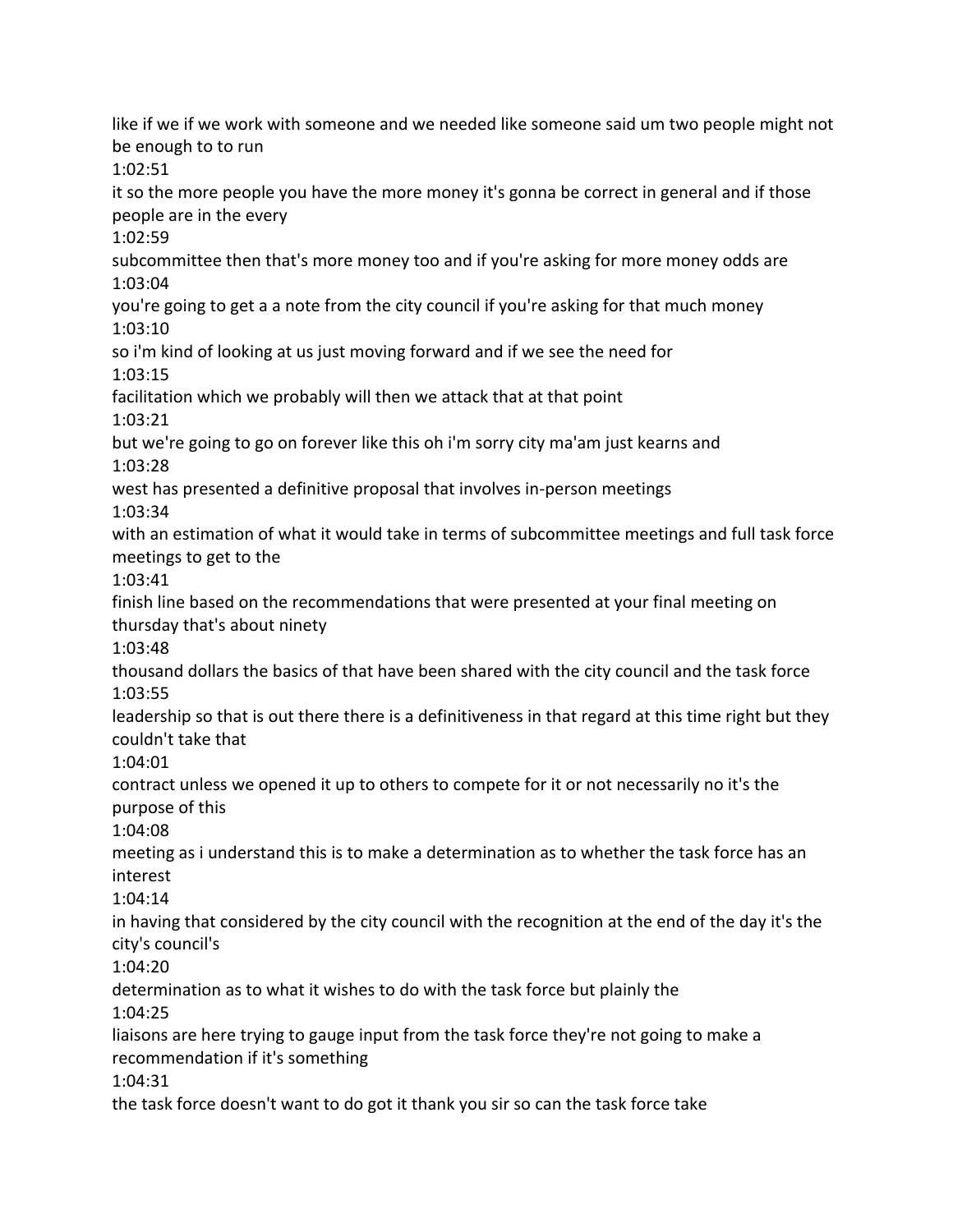like if we if we work with someone and we needed like someone said um two people might not be enough to to run

1:02:51

it so the more people you have the more money it's gonna be correct in general and if those people are in the every

1:02:59

subcommittee then that's more money too and if you're asking for more money odds are

1:03:04

you're going to get a a note from the city council if you're asking for that much money

1:03:10

so i'm kind of looking at us just moving forward and if we see the need for

1:03:15

facilitation which we probably will then we attack that at that point

1:03:21

but we're going to go on forever like this oh i'm sorry city ma'am just kearns and

1:03:28

west has presented a definitive proposal that involves in-person meetings

1:03:34

with an estimation of what it would take in terms of subcommittee meetings and full task force meetings to get to the

1:03:41

finish line based on the recommendations that were presented at your final meeting on thursday that's about ninety

1:03:48

thousand dollars the basics of that have been shared with the city council and the task force

1:03:55

leadership so that is out there there is a definitiveness in that regard at this time right but they couldn't take that

1:04:01

contract unless we opened it up to others to compete for it or not necessarily no it's the purpose of this

1:04:08

meeting as i understand this is to make a determination as to whether the task force has an interest

1:04:14

in having that considered by the city council with the recognition at the end of the day it's the city's council's

1:04:20

determination as to what it wishes to do with the task force but plainly the

1:04:25

liaisons are here trying to gauge input from the task force they're not going to make a recommendation if it's something

1:04:31

the task force doesn't want to do got it thank you sir so can the task force take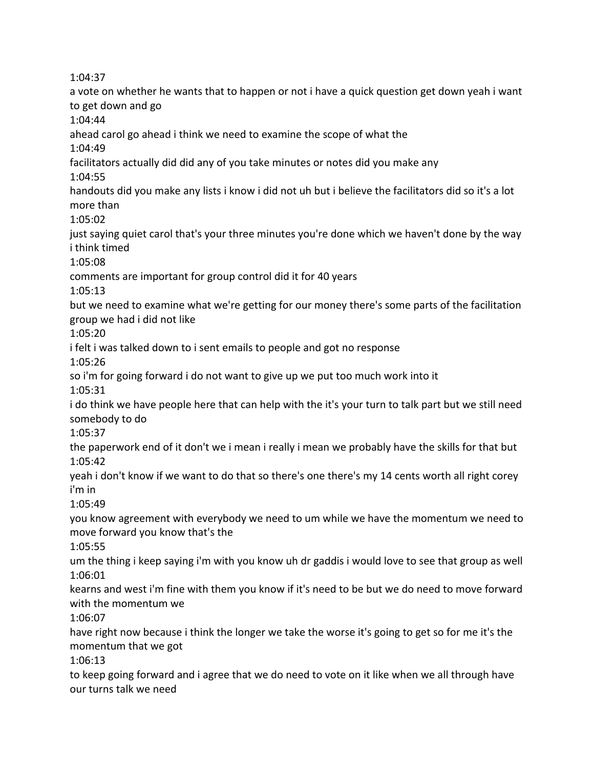1:04:37

a vote on whether he wants that to happen or not i have a quick question get down yeah i want to get down and go

1:04:44

ahead carol go ahead i think we need to examine the scope of what the

1:04:49

facilitators actually did did any of you take minutes or notes did you make any

1:04:55

handouts did you make any lists i know i did not uh but i believe the facilitators did so it's a lot more than

1:05:02

just saying quiet carol that's your three minutes you're done which we haven't done by the way i think timed

1:05:08

comments are important for group control did it for 40 years

1:05:13

but we need to examine what we're getting for our money there's some parts of the facilitation group we had i did not like

1:05:20

i felt i was talked down to i sent emails to people and got no response

1:05:26

so i'm for going forward i do not want to give up we put too much work into it

1:05:31

i do think we have people here that can help with the it's your turn to talk part but we still need somebody to do

1:05:37

the paperwork end of it don't we i mean i really i mean we probably have the skills for that but

1:05:42

yeah i don't know if we want to do that so there's one there's my 14 cents worth all right corey i'm in

1:05:49

you know agreement with everybody we need to um while we have the momentum we need to move forward you know that's the

1:05:55

um the thing i keep saying i'm with you know uh dr gaddis i would love to see that group as well

1:06:01

kearns and west i'm fine with them you know if it's need to be but we do need to move forward with the momentum we

1:06:07

have right now because i think the longer we take the worse it's going to get so for me it's the momentum that we got

1:06:13

to keep going forward and i agree that we do need to vote on it like when we all through have our turns talk we need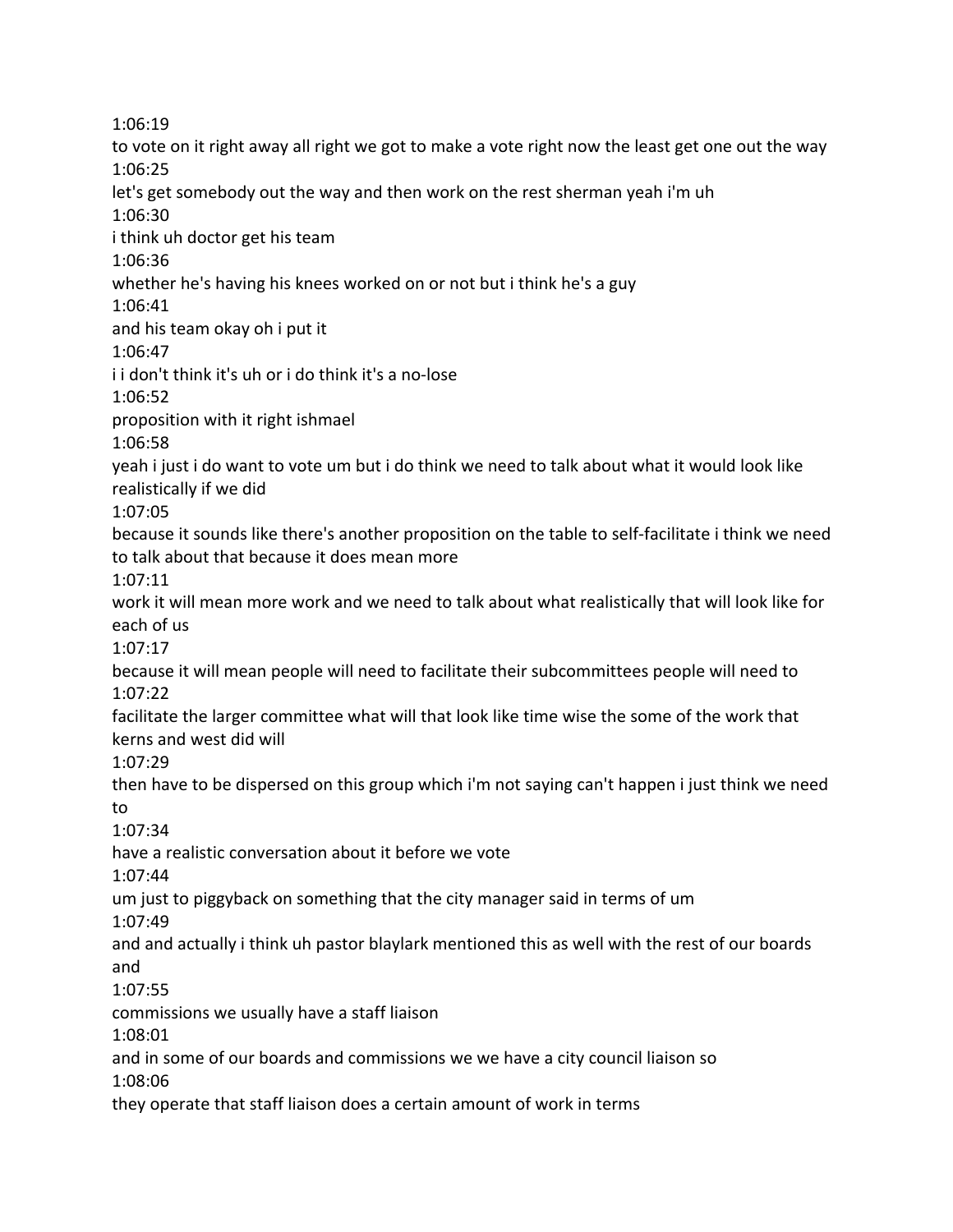1:06:19

to vote on it right away all right we got to make a vote right now the least get one out the way

1:06:25

let's get somebody out the way and then work on the rest sherman yeah i'm uh

1:06:30

i think uh doctor get his team

1:06:36

whether he's having his knees worked on or not but i think he's a guy

1:06:41

and his team okay oh i put it

1:06:47

i i don't think it's uh or i do think it's a no-lose

1:06:52

proposition with it right ishmael

1:06:58

yeah i just i do want to vote um but i do think we need to talk about what it would look like realistically if we did

1:07:05

because it sounds like there's another proposition on the table to self-facilitate i think we need to talk about that because it does mean more

1:07:11

work it will mean more work and we need to talk about what realistically that will look like for each of us

1:07:17

because it will mean people will need to facilitate their subcommittees people will need to

1:07:22

facilitate the larger committee what will that look like time wise the some of the work that kerns and west did will

1:07:29

then have to be dispersed on this group which i'm not saying can't happen i just think we need to

1:07:34

have a realistic conversation about it before we vote

1:07:44

um just to piggyback on something that the city manager said in terms of um

1:07:49

and and actually i think uh pastor blaylark mentioned this as well with the rest of our boards and

1:07:55

commissions we usually have a staff liaison

1:08:01

and in some of our boards and commissions we we have a city council liaison so

1:08:06

they operate that staff liaison does a certain amount of work in terms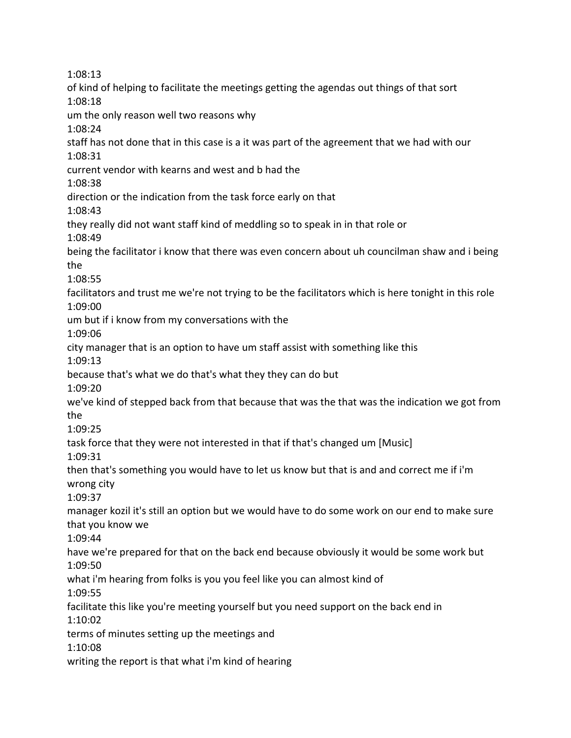1:08:13
of kind of helping to facilitate the meetings getting the agendas out things of that sort
1:08:18
um the only reason well two reasons why
1:08:24
staff has not done that in this case is a it was part of the agreement that we had with our
1:08:31
current vendor with kearns and west and b had the
1:08:38
direction or the indication from the task force early on that
1:08:43
they really did not want staff kind of meddling so to speak in in that role or
1:08:49
being the facilitator i know that there was even concern about uh councilman shaw and i being the
1:08:55
facilitators and trust me we're not trying to be the facilitators which is here tonight in this role
1:09:00
um but if i know from my conversations with the
1:09:06
city manager that is an option to have um staff assist with something like this
1:09:13
because that's what we do that's what they they can do but
1:09:20
we've kind of stepped back from that because that was the that was the indication we got from the
1:09:25
task force that they were not interested in that if that's changed um [Music]
1:09:31
then that's something you would have to let us know but that is and and correct me if i'm wrong city
1:09:37
manager kozil it's still an option but we would have to do some work on our end to make sure that you know we
1:09:44
have we're prepared for that on the back end because obviously it would be some work but
1:09:50
what i'm hearing from folks is you you feel like you can almost kind of
1:09:55
facilitate this like you're meeting yourself but you need support on the back end in
1:10:02
terms of minutes setting up the meetings and
1:10:08
writing the report is that what i'm kind of hearing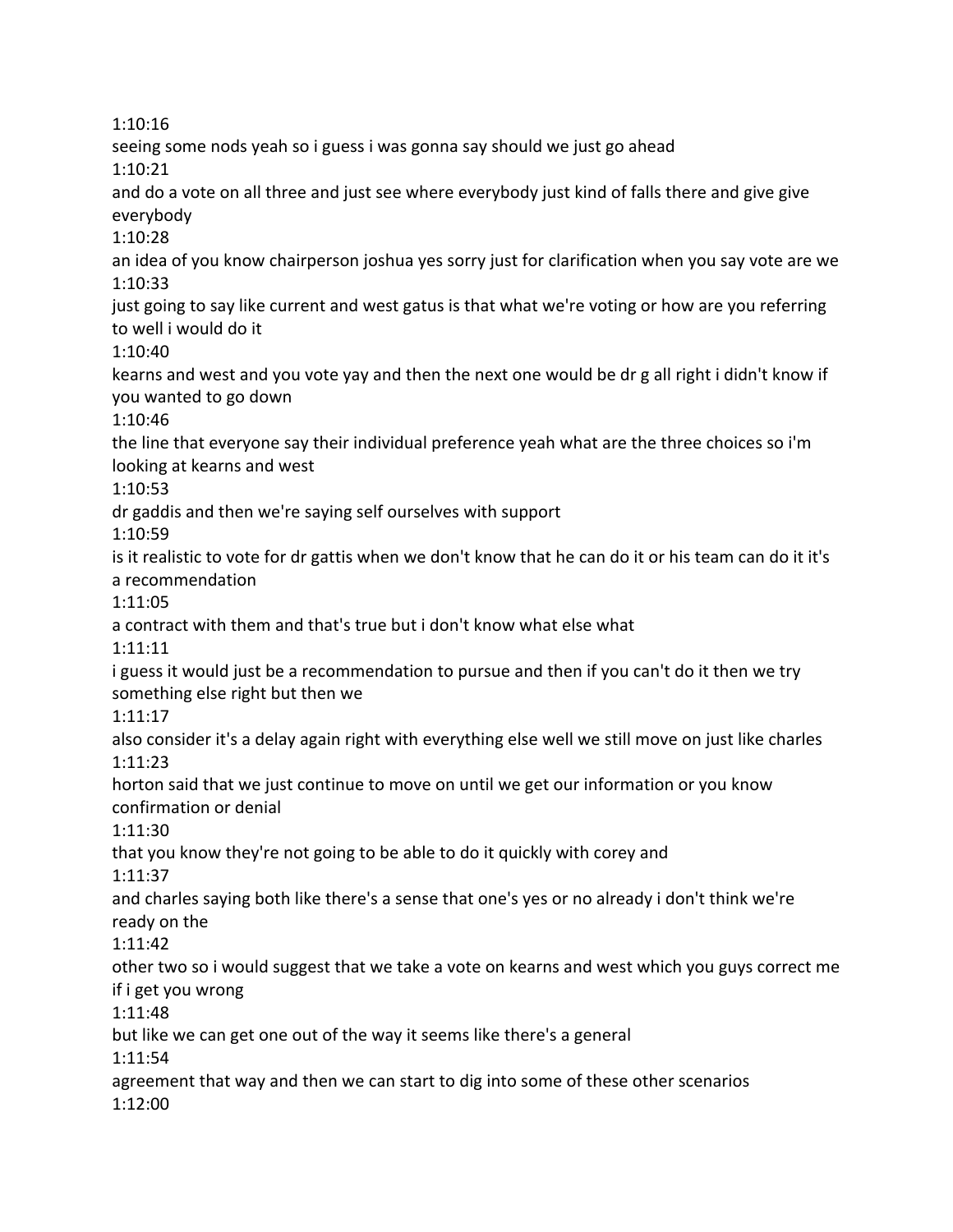1:10:16
seeing some nods yeah so i guess i was gonna say should we just go ahead
1:10:21
and do a vote on all three and just see where everybody just kind of falls there and give give everybody
1:10:28
an idea of you know chairperson joshua yes sorry just for clarification when you say vote are we
1:10:33
just going to say like current and west gatus is that what we're voting or how are you referring to well i would do it
1:10:40
kearns and west and you vote yay and then the next one would be dr g all right i didn't know if you wanted to go down
1:10:46
the line that everyone say their individual preference yeah what are the three choices so i'm looking at kearns and west
1:10:53
dr gaddis and then we're saying self ourselves with support
1:10:59
is it realistic to vote for dr gattis when we don't know that he can do it or his team can do it it's a recommendation
1:11:05
a contract with them and that's true but i don't know what else what
1:11:11
i guess it would just be a recommendation to pursue and then if you can't do it then we try something else right but then we
1:11:17
also consider it's a delay again right with everything else well we still move on just like charles
1:11:23
horton said that we just continue to move on until we get our information or you know confirmation or denial
1:11:30
that you know they're not going to be able to do it quickly with corey and
1:11:37
and charles saying both like there's a sense that one's yes or no already i don't think we're ready on the
1:11:42
other two so i would suggest that we take a vote on kearns and west which you guys correct me if i get you wrong
1:11:48
but like we can get one out of the way it seems like there's a general
1:11:54
agreement that way and then we can start to dig into some of these other scenarios
1:12:00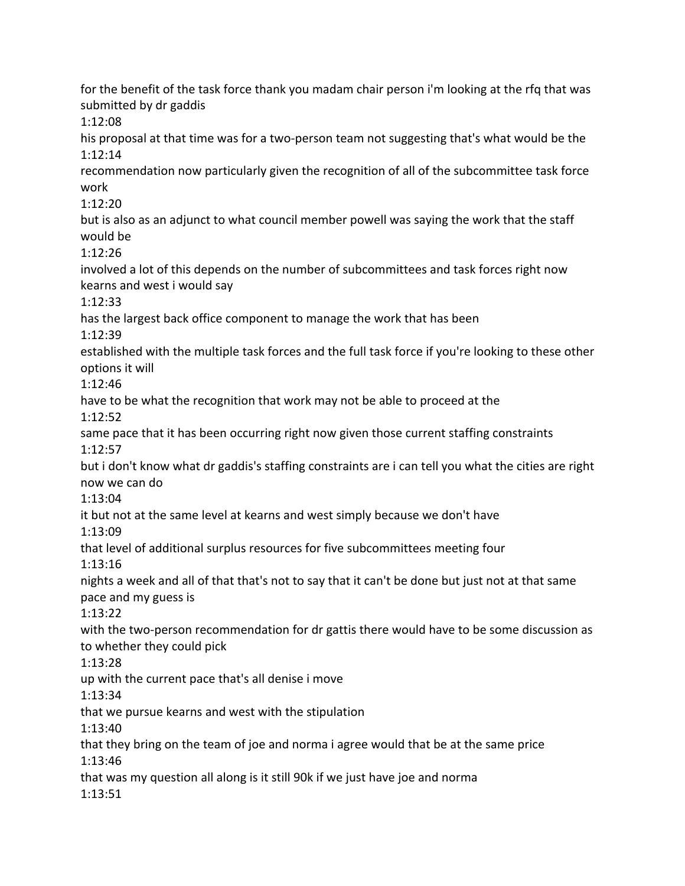for the benefit of the task force thank you madam chair person i'm looking at the rfq that was submitted by dr gaddis

1:12:08

his proposal at that time was for a two-person team not suggesting that's what would be the

1:12:14

recommendation now particularly given the recognition of all of the subcommittee task force work

1:12:20

but is also as an adjunct to what council member powell was saying the work that the staff would be

1:12:26

involved a lot of this depends on the number of subcommittees and task forces right now kearns and west i would say

1:12:33

has the largest back office component to manage the work that has been

1:12:39

established with the multiple task forces and the full task force if you're looking to these other options it will

1:12:46

have to be what the recognition that work may not be able to proceed at the

1:12:52

same pace that it has been occurring right now given those current staffing constraints

1:12:57

but i don't know what dr gaddis's staffing constraints are i can tell you what the cities are right now we can do

1:13:04

it but not at the same level at kearns and west simply because we don't have

1:13:09

that level of additional surplus resources for five subcommittees meeting four

1:13:16

nights a week and all of that that's not to say that it can't be done but just not at that same pace and my guess is

1:13:22

with the two-person recommendation for dr gattis there would have to be some discussion as to whether they could pick

1:13:28

up with the current pace that's all denise i move

1:13:34

that we pursue kearns and west with the stipulation

1:13:40

that they bring on the team of joe and norma i agree would that be at the same price

1:13:46

that was my question all along is it still 90k if we just have joe and norma

1:13:51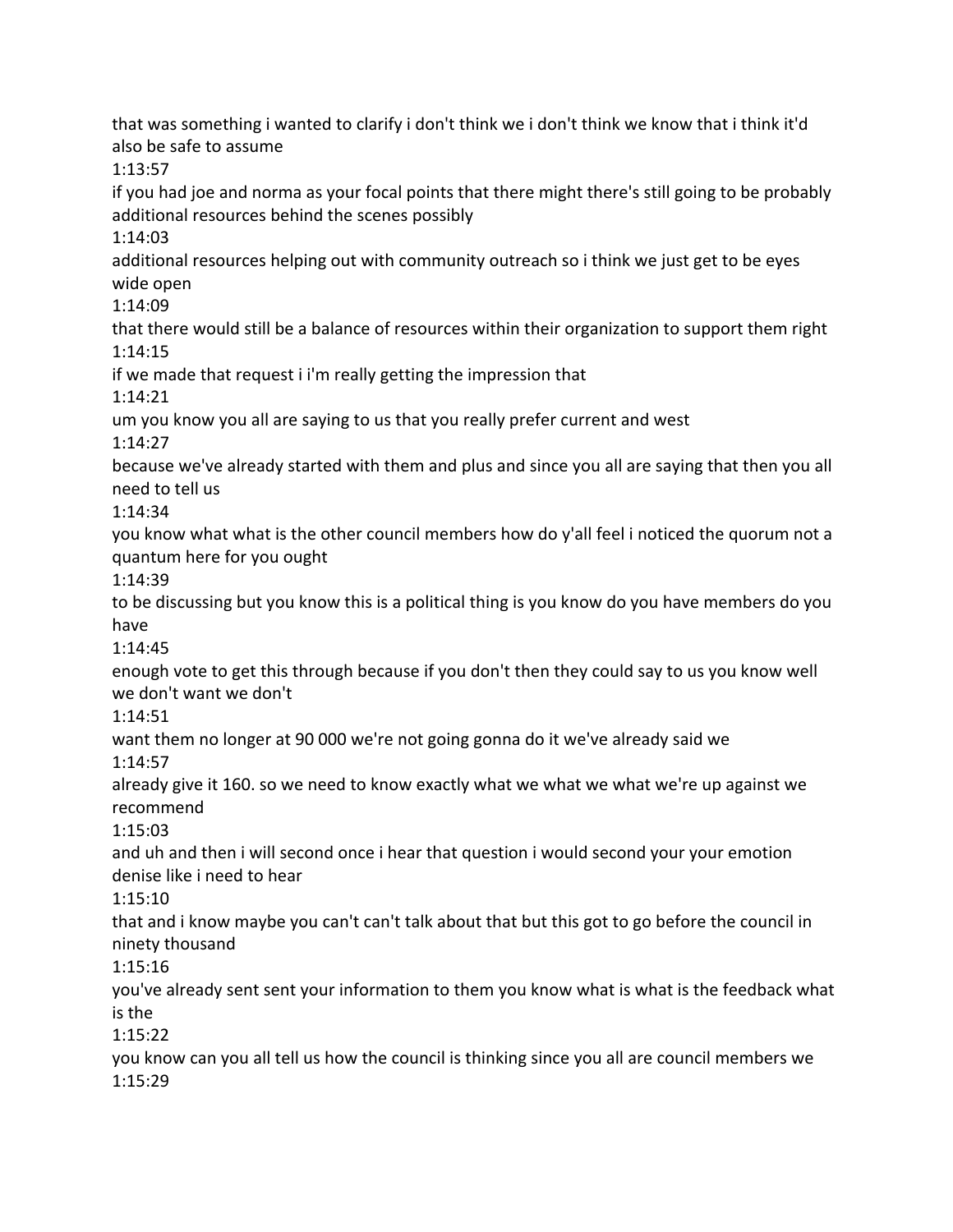that was something i wanted to clarify i don't think we i don't think we know that i think it'd also be safe to assume

1:13:57

if you had joe and norma as your focal points that there might there's still going to be probably additional resources behind the scenes possibly

1:14:03

additional resources helping out with community outreach so i think we just get to be eyes wide open

1:14:09

that there would still be a balance of resources within their organization to support them right

1:14:15

if we made that request i i'm really getting the impression that

1:14:21

um you know you all are saying to us that you really prefer current and west

1:14:27

because we've already started with them and plus and since you all are saying that then you all need to tell us

1:14:34

you know what what is the other council members how do y'all feel i noticed the quorum not a quantum here for you ought

1:14:39

to be discussing but you know this is a political thing is you know do you have members do you have

1:14:45

enough vote to get this through because if you don't then they could say to us you know well we don't want we don't

1:14:51

want them no longer at 90 000 we're not going gonna do it we've already said we

1:14:57

already give it 160. so we need to know exactly what we what we what we're up against we recommend

1:15:03

and uh and then i will second once i hear that question i would second your your emotion denise like i need to hear

1:15:10

that and i know maybe you can't can't talk about that but this got to go before the council in ninety thousand

1:15:16

you've already sent sent your information to them you know what is what is the feedback what is the

1:15:22

you know can you all tell us how the council is thinking since you all are council members we

1:15:29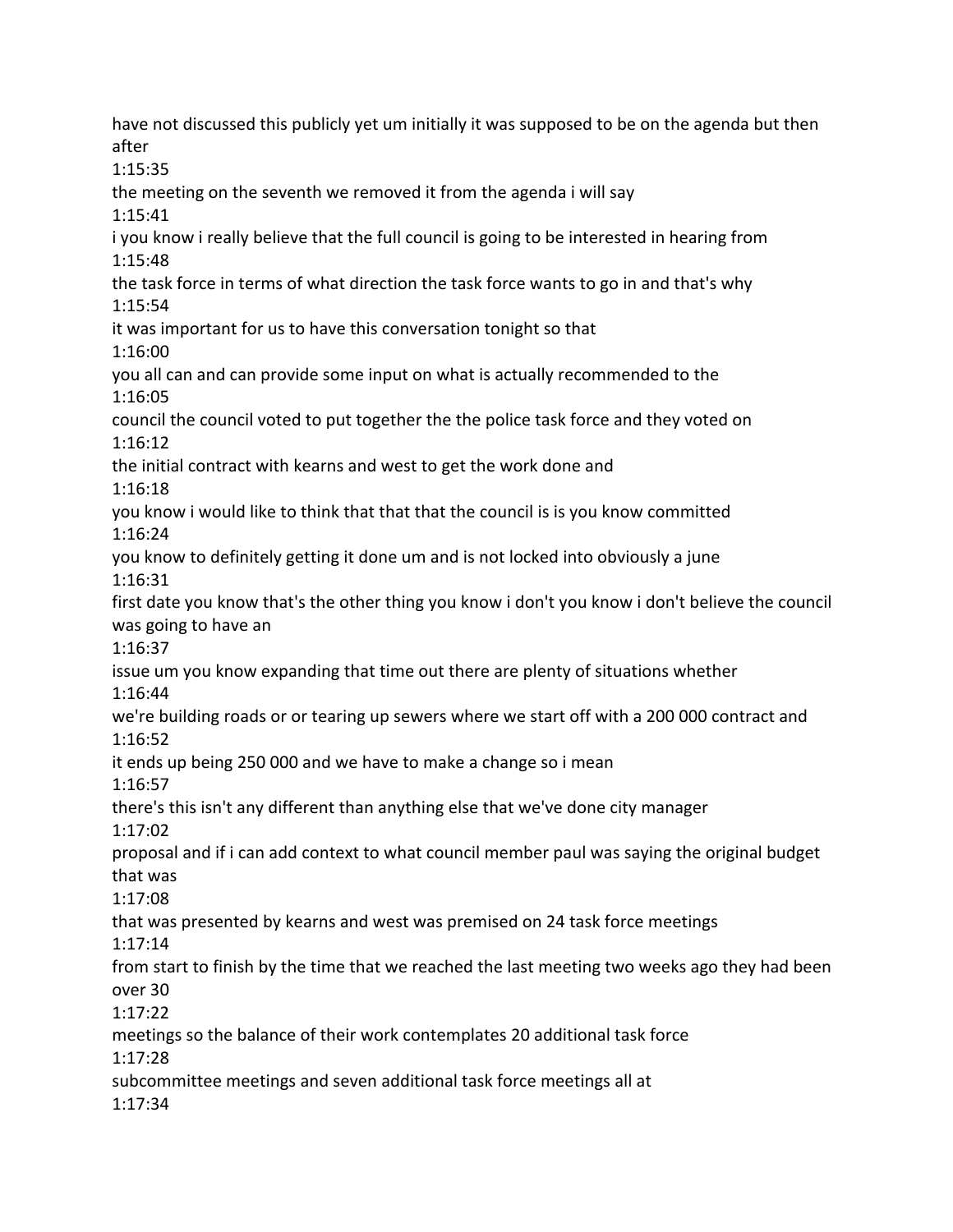have not discussed this publicly yet um initially it was supposed to be on the agenda but then after

1:15:35

the meeting on the seventh we removed it from the agenda i will say

1:15:41

i you know i really believe that the full council is going to be interested in hearing from

1:15:48

the task force in terms of what direction the task force wants to go in and that's why

1:15:54

it was important for us to have this conversation tonight so that

1:16:00

you all can and can provide some input on what is actually recommended to the

1:16:05

council the council voted to put together the the police task force and they voted on

1:16:12

the initial contract with kearns and west to get the work done and

1:16:18

you know i would like to think that that that the council is is you know committed

1:16:24

you know to definitely getting it done um and is not locked into obviously a june

1:16:31

first date you know that's the other thing you know i don't you know i don't believe the council was going to have an

1:16:37

issue um you know expanding that time out there are plenty of situations whether

1:16:44

we're building roads or or tearing up sewers where we start off with a 200 000 contract and

1:16:52

it ends up being 250 000 and we have to make a change so i mean

1:16:57

there's this isn't any different than anything else that we've done city manager

1:17:02

proposal and if i can add context to what council member paul was saying the original budget that was

1:17:08

that was presented by kearns and west was premised on 24 task force meetings

1:17:14

from start to finish by the time that we reached the last meeting two weeks ago they had been over 30

1:17:22

meetings so the balance of their work contemplates 20 additional task force

1:17:28

subcommittee meetings and seven additional task force meetings all at

1:17:34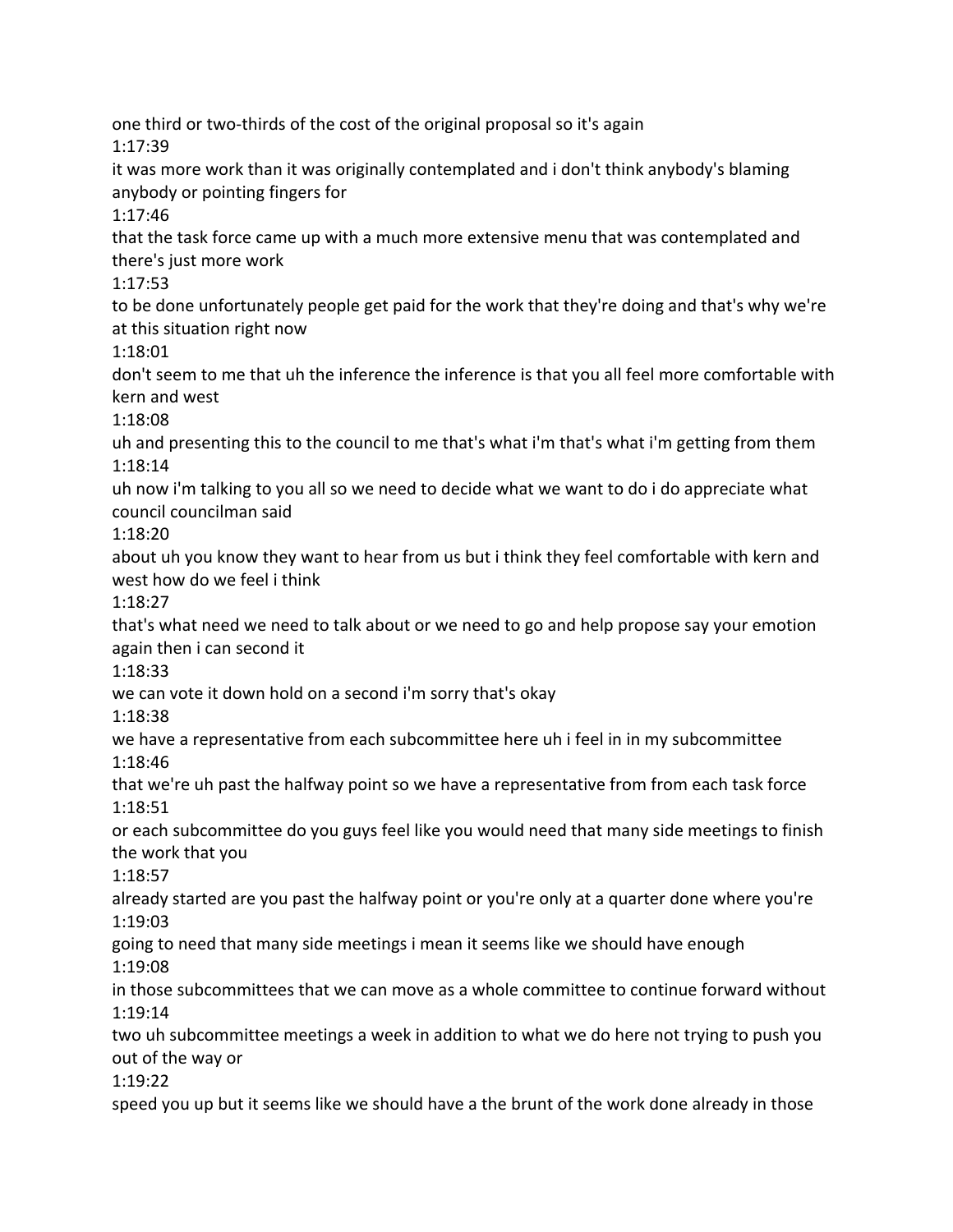one third or two-thirds of the cost of the original proposal so it's again

1:17:39

it was more work than it was originally contemplated and i don't think anybody's blaming anybody or pointing fingers for

1:17:46

that the task force came up with a much more extensive menu that was contemplated and there's just more work

1:17:53

to be done unfortunately people get paid for the work that they're doing and that's why we're at this situation right now

1:18:01

don't seem to me that uh the inference the inference is that you all feel more comfortable with kern and west

1:18:08

uh and presenting this to the council to me that's what i'm that's what i'm getting from them

1:18:14

uh now i'm talking to you all so we need to decide what we want to do i do appreciate what council councilman said

1:18:20

about uh you know they want to hear from us but i think they feel comfortable with kern and west how do we feel i think

1:18:27

that's what need we need to talk about or we need to go and help propose say your emotion again then i can second it

1:18:33

we can vote it down hold on a second i'm sorry that's okay

1:18:38

we have a representative from each subcommittee here uh i feel in in my subcommittee

1:18:46

that we're uh past the halfway point so we have a representative from from each task force

1:18:51

or each subcommittee do you guys feel like you would need that many side meetings to finish the work that you

1:18:57

already started are you past the halfway point or you're only at a quarter done where you're

1:19:03

going to need that many side meetings i mean it seems like we should have enough

1:19:08

in those subcommittees that we can move as a whole committee to continue forward without

1:19:14

two uh subcommittee meetings a week in addition to what we do here not trying to push you out of the way or

1:19:22

speed you up but it seems like we should have a the brunt of the work done already in those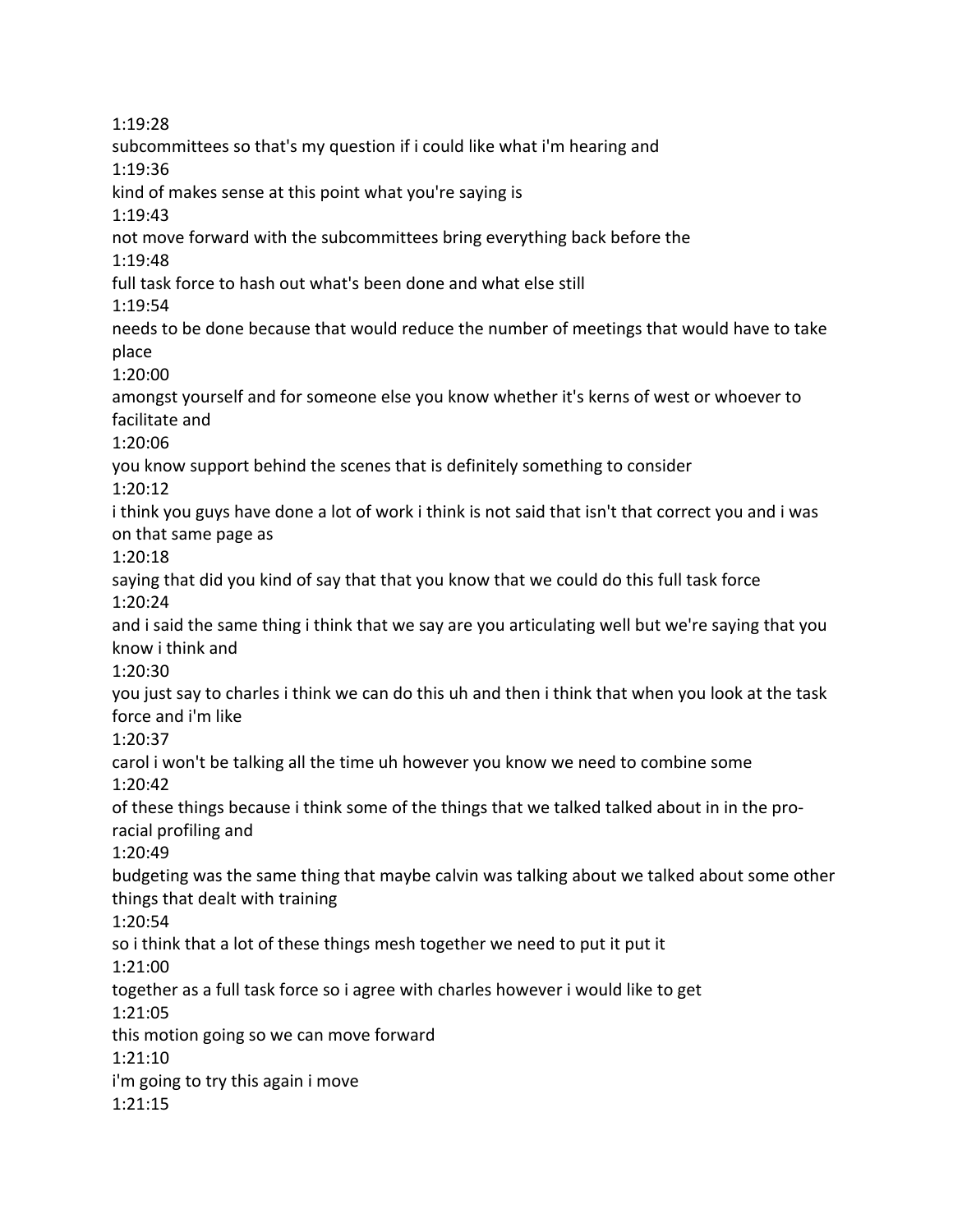1:19:28
subcommittees so that's my question if i could like what i'm hearing and
1:19:36
kind of makes sense at this point what you're saying is
1:19:43
not move forward with the subcommittees bring everything back before the
1:19:48
full task force to hash out what's been done and what else still
1:19:54
needs to be done because that would reduce the number of meetings that would have to take place
1:20:00
amongst yourself and for someone else you know whether it's kerns of west or whoever to facilitate and
1:20:06
you know support behind the scenes that is definitely something to consider
1:20:12
i think you guys have done a lot of work i think is not said that isn't that correct you and i was on that same page as
1:20:18
saying that did you kind of say that that you know that we could do this full task force
1:20:24
and i said the same thing i think that we say are you articulating well but we're saying that you know i think and
1:20:30
you just say to charles i think we can do this uh and then i think that when you look at the task force and i'm like
1:20:37
carol i won't be talking all the time uh however you know we need to combine some
1:20:42
of these things because i think some of the things that we talked talked about in in the pro-racial profiling and
1:20:49
budgeting was the same thing that maybe calvin was talking about we talked about some other things that dealt with training
1:20:54
so i think that a lot of these things mesh together we need to put it put it
1:21:00
together as a full task force so i agree with charles however i would like to get
1:21:05
this motion going so we can move forward
1:21:10
i'm going to try this again i move
1:21:15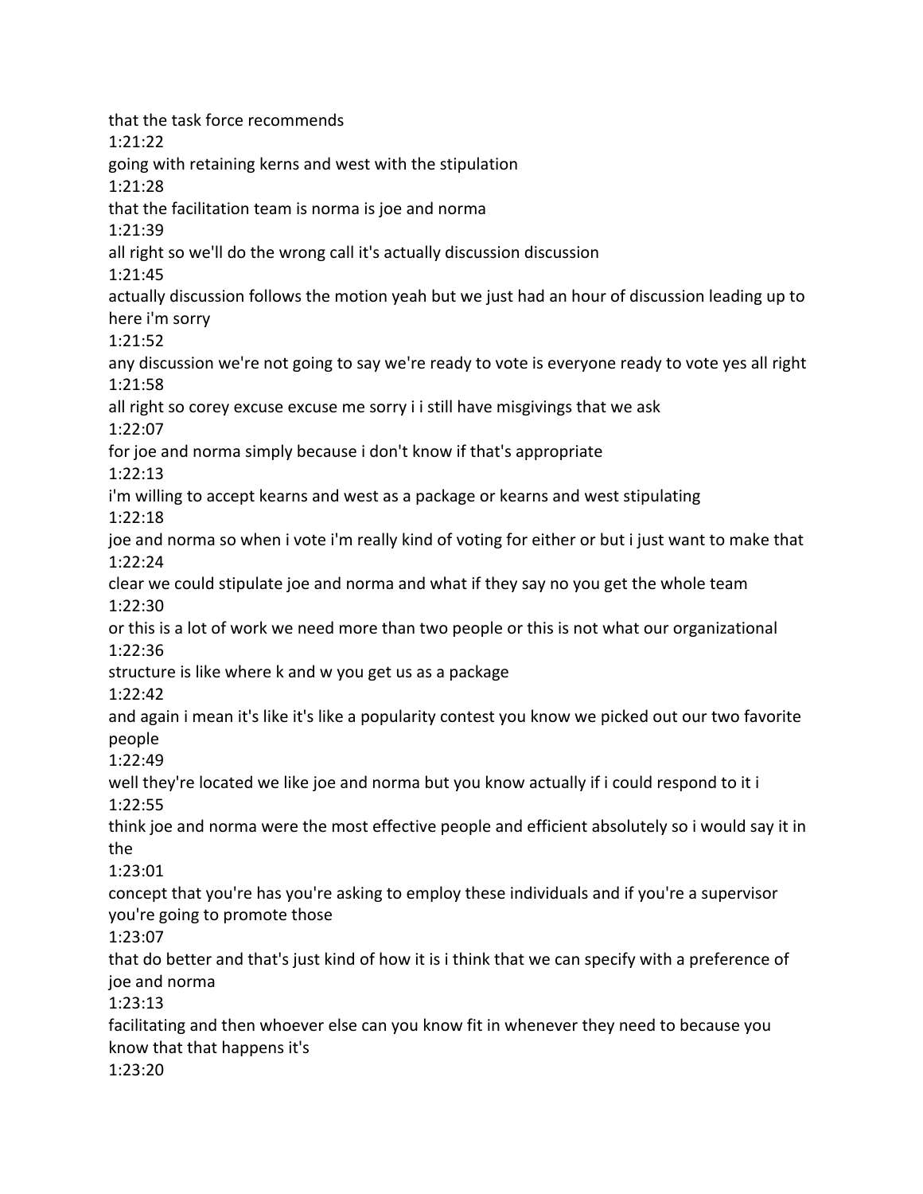that the task force recommends

1:21:22

going with retaining kerns and west with the stipulation

1:21:28

that the facilitation team is norma is joe and norma

1:21:39

all right so we'll do the wrong call it's actually discussion discussion

1:21:45

actually discussion follows the motion yeah but we just had an hour of discussion leading up to here i'm sorry

1:21:52

any discussion we're not going to say we're ready to vote is everyone ready to vote yes all right

1:21:58

all right so corey excuse excuse me sorry i i still have misgivings that we ask

1:22:07

for joe and norma simply because i don't know if that's appropriate

1:22:13

i'm willing to accept kearns and west as a package or kearns and west stipulating

1:22:18

joe and norma so when i vote i'm really kind of voting for either or but i just want to make that

1:22:24

clear we could stipulate joe and norma and what if they say no you get the whole team

1:22:30

or this is a lot of work we need more than two people or this is not what our organizational

1:22:36

structure is like where k and w you get us as a package

1:22:42

and again i mean it's like it's like a popularity contest you know we picked out our two favorite people

1:22:49

well they're located we like joe and norma but you know actually if i could respond to it i

1:22:55

think joe and norma were the most effective people and efficient absolutely so i would say it in the

1:23:01

concept that you're has you're asking to employ these individuals and if you're a supervisor you're going to promote those

1:23:07

that do better and that's just kind of how it is i think that we can specify with a preference of joe and norma

1:23:13

facilitating and then whoever else can you know fit in whenever they need to because you know that that happens it's

1:23:20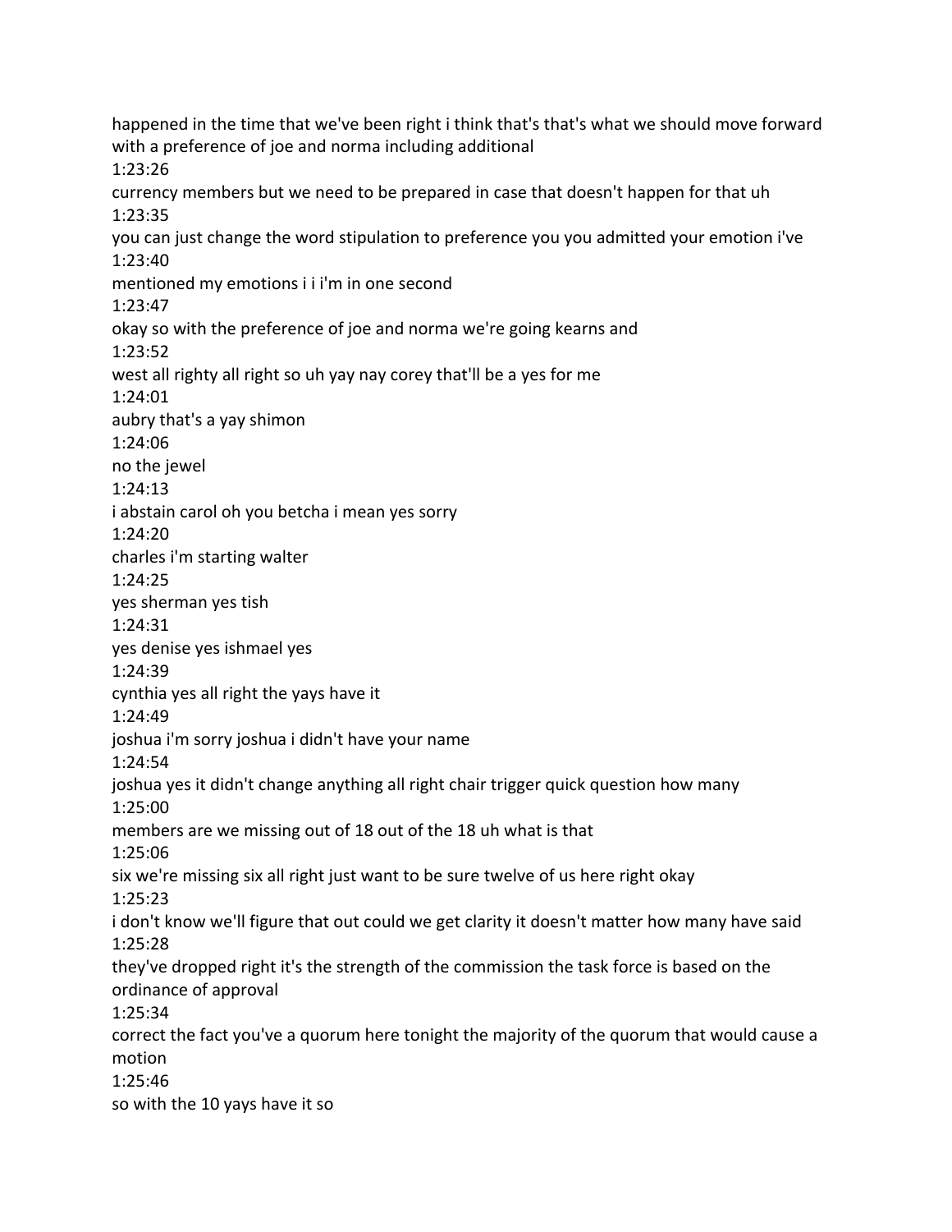happened in the time that we've been right i think that's that's what we should move forward with a preference of joe and norma including additional

1:23:26

currency members but we need to be prepared in case that doesn't happen for that uh

1:23:35

you can just change the word stipulation to preference you you admitted your emotion i've

1:23:40

mentioned my emotions i i i'm in one second

1:23:47

okay so with the preference of joe and norma we're going kearns and

1:23:52

west all righty all right so uh yay nay corey that'll be a yes for me

1:24:01

aubry that's a yay shimon

1:24:06

no the jewel

1:24:13

i abstain carol oh you betcha i mean yes sorry

1:24:20

charles i'm starting walter

1:24:25

yes sherman yes tish

1:24:31

yes denise yes ishmael yes

1:24:39

cynthia yes all right the yays have it

1:24:49

joshua i'm sorry joshua i didn't have your name

1:24:54

joshua yes it didn't change anything all right chair trigger quick question how many

1:25:00

members are we missing out of 18 out of the 18 uh what is that

1:25:06

six we're missing six all right just want to be sure twelve of us here right okay

1:25:23

i don't know we'll figure that out could we get clarity it doesn't matter how many have said

1:25:28

they've dropped right it's the strength of the commission the task force is based on the ordinance of approval

1:25:34

correct the fact you've a quorum here tonight the majority of the quorum that would cause a motion

1:25:46

so with the 10 yays have it so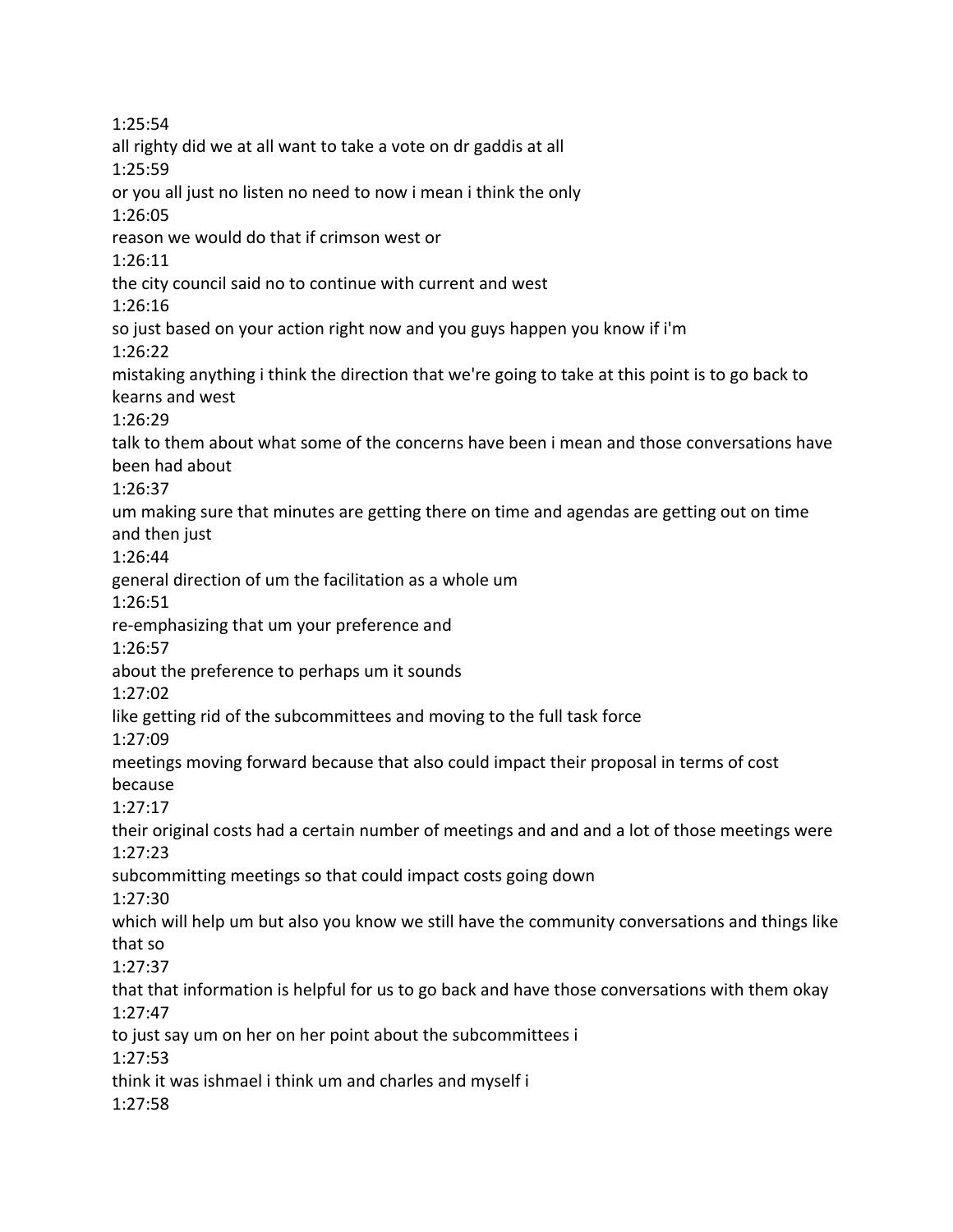1:25:54

all righty did we at all want to take a vote on dr gaddis at all

1:25:59

or you all just no listen no need to now i mean i think the only

1:26:05

reason we would do that if crimson west or

1:26:11

the city council said no to continue with current and west

1:26:16

so just based on your action right now and you guys happen you know if i'm

1:26:22

mistaking anything i think the direction that we're going to take at this point is to go back to kearns and west

1:26:29

talk to them about what some of the concerns have been i mean and those conversations have been had about

1:26:37

um making sure that minutes are getting there on time and agendas are getting out on time and then just

1:26:44

general direction of um the facilitation as a whole um

1:26:51

re-emphasizing that um your preference and

1:26:57

about the preference to perhaps um it sounds

1:27:02

like getting rid of the subcommittees and moving to the full task force

1:27:09

meetings moving forward because that also could impact their proposal in terms of cost because

1:27:17

their original costs had a certain number of meetings and and and a lot of those meetings were

1:27:23

subcommitting meetings so that could impact costs going down

1:27:30

which will help um but also you know we still have the community conversations and things like that so

1:27:37

that that information is helpful for us to go back and have those conversations with them okay

1:27:47

to just say um on her on her point about the subcommittees i

1:27:53

think it was ishmael i think um and charles and myself i

1:27:58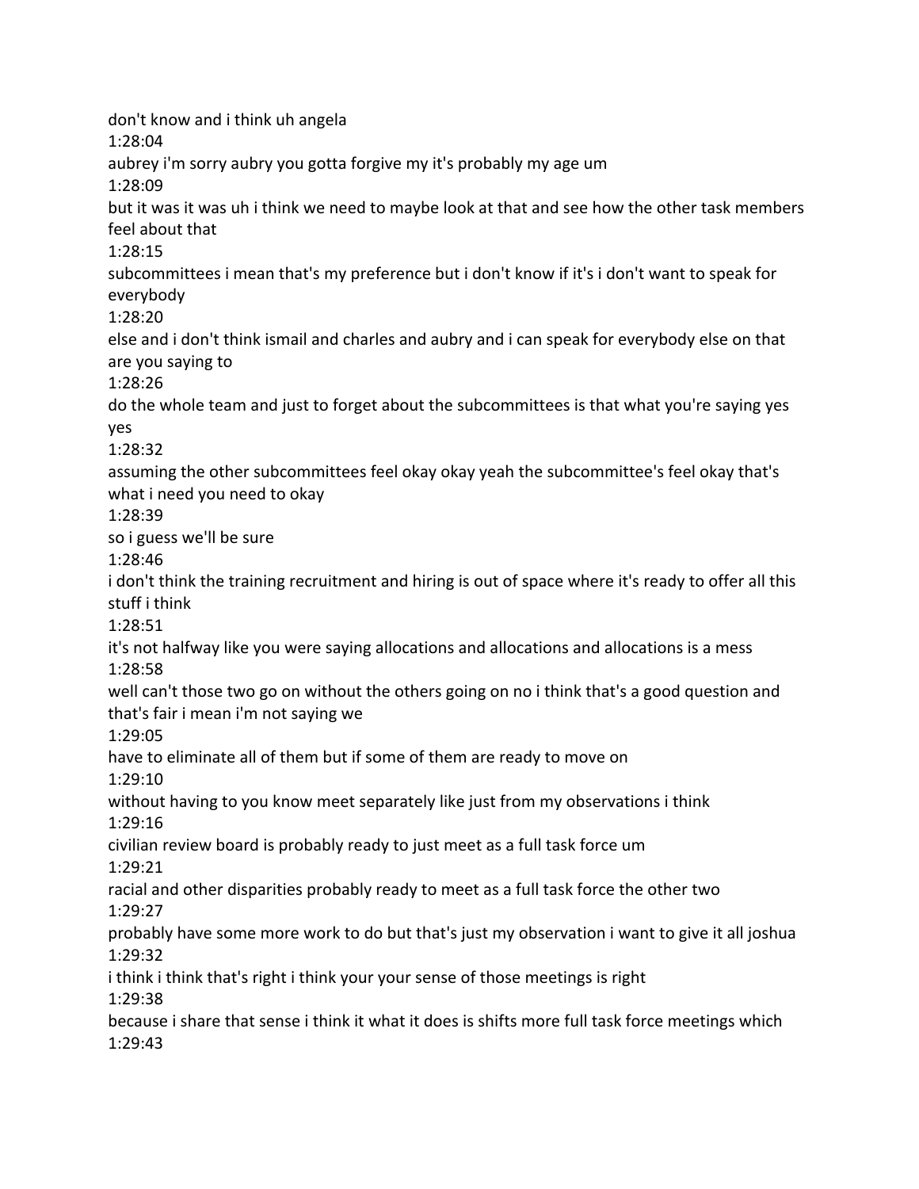don't know and i think uh angela

1:28:04

aubrey i'm sorry aubry you gotta forgive my it's probably my age um

1:28:09

but it was it was uh i think we need to maybe look at that and see how the other task members feel about that

1:28:15

subcommittees i mean that's my preference but i don't know if it's i don't want to speak for everybody

1:28:20

else and i don't think ismail and charles and aubry and i can speak for everybody else on that are you saying to

1:28:26

do the whole team and just to forget about the subcommittees is that what you're saying yes yes

1:28:32

assuming the other subcommittees feel okay okay yeah the subcommittee's feel okay that's what i need you need to okay

1:28:39

so i guess we'll be sure

1:28:46

i don't think the training recruitment and hiring is out of space where it's ready to offer all this stuff i think

1:28:51

it's not halfway like you were saying allocations and allocations and allocations is a mess

1:28:58

well can't those two go on without the others going on no i think that's a good question and that's fair i mean i'm not saying we

1:29:05

have to eliminate all of them but if some of them are ready to move on

1:29:10

without having to you know meet separately like just from my observations i think

1:29:16

civilian review board is probably ready to just meet as a full task force um

1:29:21

racial and other disparities probably ready to meet as a full task force the other two

1:29:27

probably have some more work to do but that's just my observation i want to give it all joshua

1:29:32

i think i think that's right i think your your sense of those meetings is right

1:29:38

because i share that sense i think it what it does is shifts more full task force meetings which

1:29:43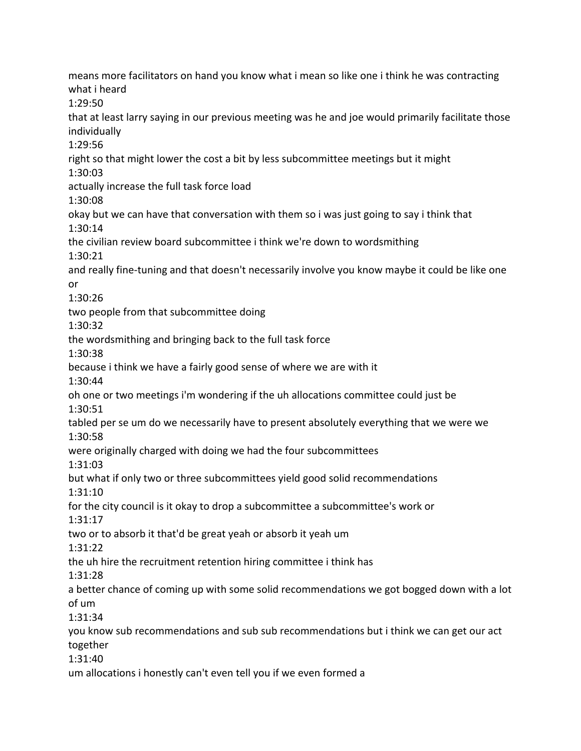means more facilitators on hand you know what i mean so like one i think he was contracting what i heard

1:29:50

that at least larry saying in our previous meeting was he and joe would primarily facilitate those individually

1:29:56

right so that might lower the cost a bit by less subcommittee meetings but it might

1:30:03

actually increase the full task force load

1:30:08

okay but we can have that conversation with them so i was just going to say i think that

1:30:14

the civilian review board subcommittee i think we're down to wordsmithing

1:30:21

and really fine-tuning and that doesn't necessarily involve you know maybe it could be like one or

1:30:26

two people from that subcommittee doing

1:30:32

the wordsmithing and bringing back to the full task force

1:30:38

because i think we have a fairly good sense of where we are with it

1:30:44

oh one or two meetings i'm wondering if the uh allocations committee could just be

1:30:51

tabled per se um do we necessarily have to present absolutely everything that we were we

1:30:58

were originally charged with doing we had the four subcommittees

1:31:03

but what if only two or three subcommittees yield good solid recommendations

1:31:10

for the city council is it okay to drop a subcommittee a subcommittee's work or

1:31:17

two or to absorb it that'd be great yeah or absorb it yeah um

1:31:22

the uh hire the recruitment retention hiring committee i think has

1:31:28

a better chance of coming up with some solid recommendations we got bogged down with a lot of um

1:31:34

you know sub recommendations and sub sub recommendations but i think we can get our act together

1:31:40

um allocations i honestly can't even tell you if we even formed a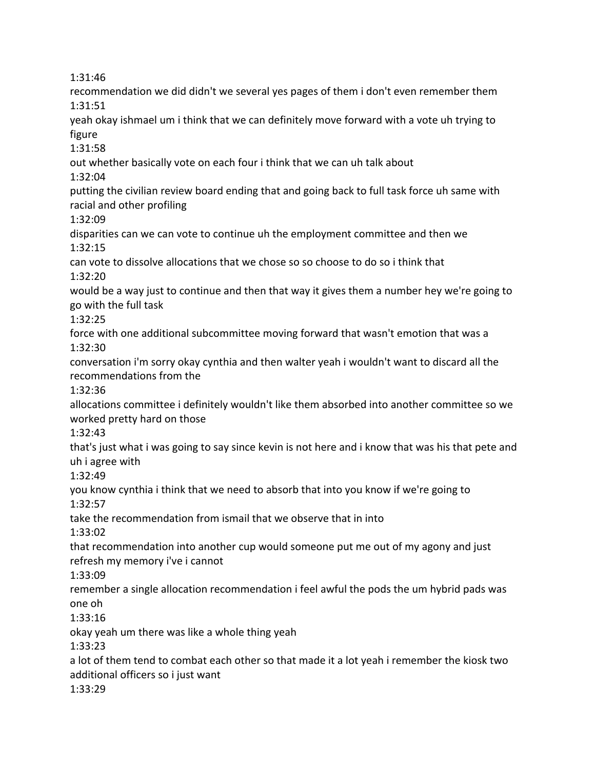1:31:46

recommendation we did didn't we several yes pages of them i don't even remember them

1:31:51

yeah okay ishmael um i think that we can definitely move forward with a vote uh trying to figure

1:31:58

out whether basically vote on each four i think that we can uh talk about

1:32:04

putting the civilian review board ending that and going back to full task force uh same with racial and other profiling

1:32:09

disparities can we can vote to continue uh the employment committee and then we

1:32:15

can vote to dissolve allocations that we chose so so choose to do so i think that

1:32:20

would be a way just to continue and then that way it gives them a number hey we're going to go with the full task

1:32:25

force with one additional subcommittee moving forward that wasn't emotion that was a

1:32:30

conversation i'm sorry okay cynthia and then walter yeah i wouldn't want to discard all the recommendations from the

1:32:36

allocations committee i definitely wouldn't like them absorbed into another committee so we worked pretty hard on those

1:32:43

that's just what i was going to say since kevin is not here and i know that was his that pete and uh i agree with

1:32:49

you know cynthia i think that we need to absorb that into you know if we're going to

1:32:57

take the recommendation from ismail that we observe that in into

1:33:02

that recommendation into another cup would someone put me out of my agony and just refresh my memory i've i cannot

1:33:09

remember a single allocation recommendation i feel awful the pods the um hybrid pads was one oh

1:33:16

okay yeah um there was like a whole thing yeah

1:33:23

a lot of them tend to combat each other so that made it a lot yeah i remember the kiosk two additional officers so i just want

1:33:29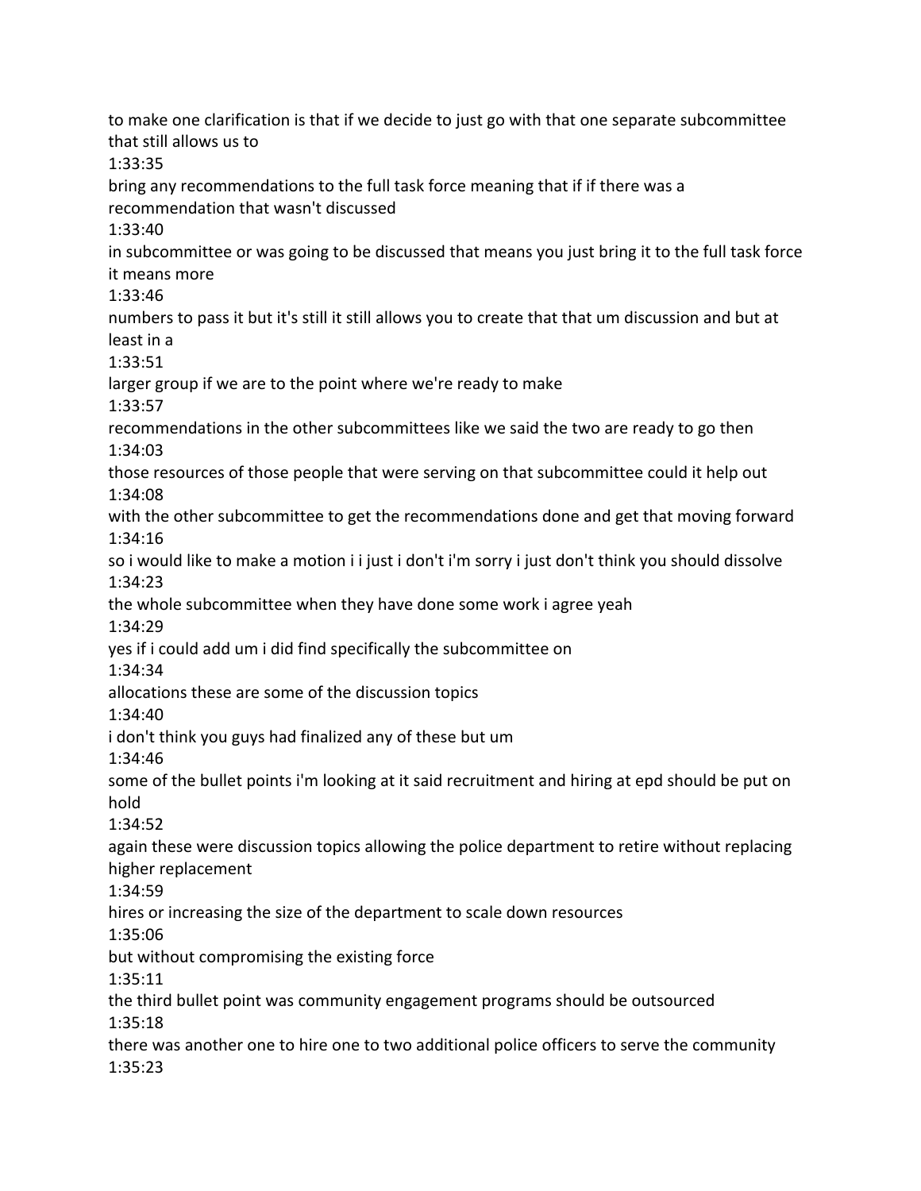to make one clarification is that if we decide to just go with that one separate subcommittee that still allows us to
1:33:35
bring any recommendations to the full task force meaning that if if there was a recommendation that wasn't discussed
1:33:40
in subcommittee or was going to be discussed that means you just bring it to the full task force it means more
1:33:46
numbers to pass it but it's still it still allows you to create that that um discussion and but at least in a
1:33:51
larger group if we are to the point where we're ready to make
1:33:57
recommendations in the other subcommittees like we said the two are ready to go then
1:34:03
those resources of those people that were serving on that subcommittee could it help out
1:34:08
with the other subcommittee to get the recommendations done and get that moving forward
1:34:16
so i would like to make a motion i i just i don't i'm sorry i just don't think you should dissolve
1:34:23
the whole subcommittee when they have done some work i agree yeah
1:34:29
yes if i could add um i did find specifically the subcommittee on
1:34:34
allocations these are some of the discussion topics
1:34:40
i don't think you guys had finalized any of these but um
1:34:46
some of the bullet points i'm looking at it said recruitment and hiring at epd should be put on hold
1:34:52
again these were discussion topics allowing the police department to retire without replacing higher replacement
1:34:59
hires or increasing the size of the department to scale down resources
1:35:06
but without compromising the existing force
1:35:11
the third bullet point was community engagement programs should be outsourced
1:35:18
there was another one to hire one to two additional police officers to serve the community
1:35:23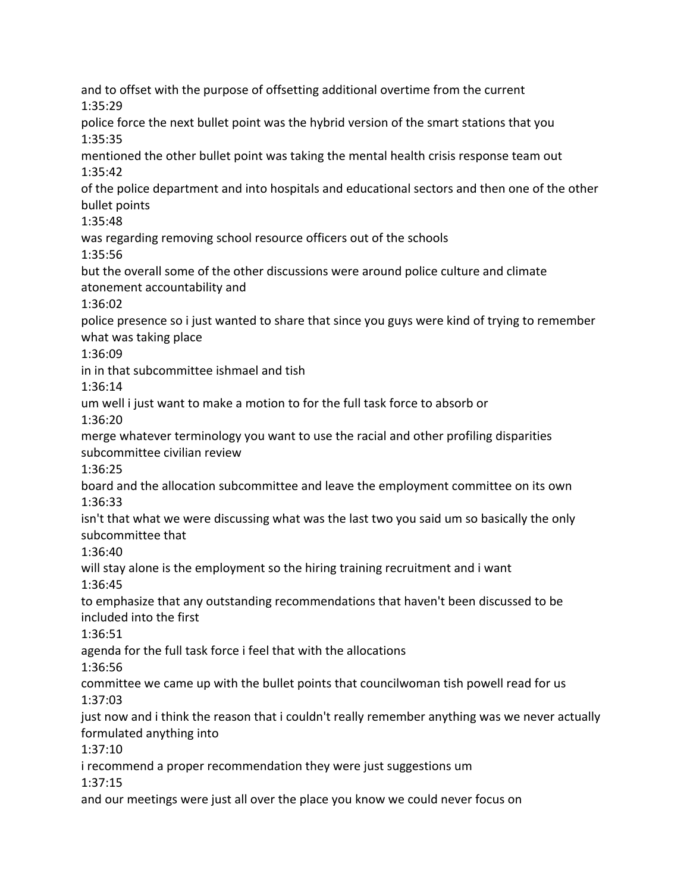and to offset with the purpose of offsetting additional overtime from the current

1:35:29

police force the next bullet point was the hybrid version of the smart stations that you

1:35:35

mentioned the other bullet point was taking the mental health crisis response team out

1:35:42

of the police department and into hospitals and educational sectors and then one of the other bullet points

1:35:48

was regarding removing school resource officers out of the schools

1:35:56

but the overall some of the other discussions were around police culture and climate atonement accountability and

1:36:02

police presence so i just wanted to share that since you guys were kind of trying to remember what was taking place

1:36:09

in in that subcommittee ishmael and tish

1:36:14

um well i just want to make a motion to for the full task force to absorb or

1:36:20

merge whatever terminology you want to use the racial and other profiling disparities subcommittee civilian review

1:36:25

board and the allocation subcommittee and leave the employment committee on its own

1:36:33

isn't that what we were discussing what was the last two you said um so basically the only subcommittee that

1:36:40

will stay alone is the employment so the hiring training recruitment and i want

1:36:45

to emphasize that any outstanding recommendations that haven't been discussed to be included into the first

1:36:51

agenda for the full task force i feel that with the allocations

1:36:56

committee we came up with the bullet points that councilwoman tish powell read for us

1:37:03

just now and i think the reason that i couldn't really remember anything was we never actually formulated anything into

1:37:10

i recommend a proper recommendation they were just suggestions um

1:37:15

and our meetings were just all over the place you know we could never focus on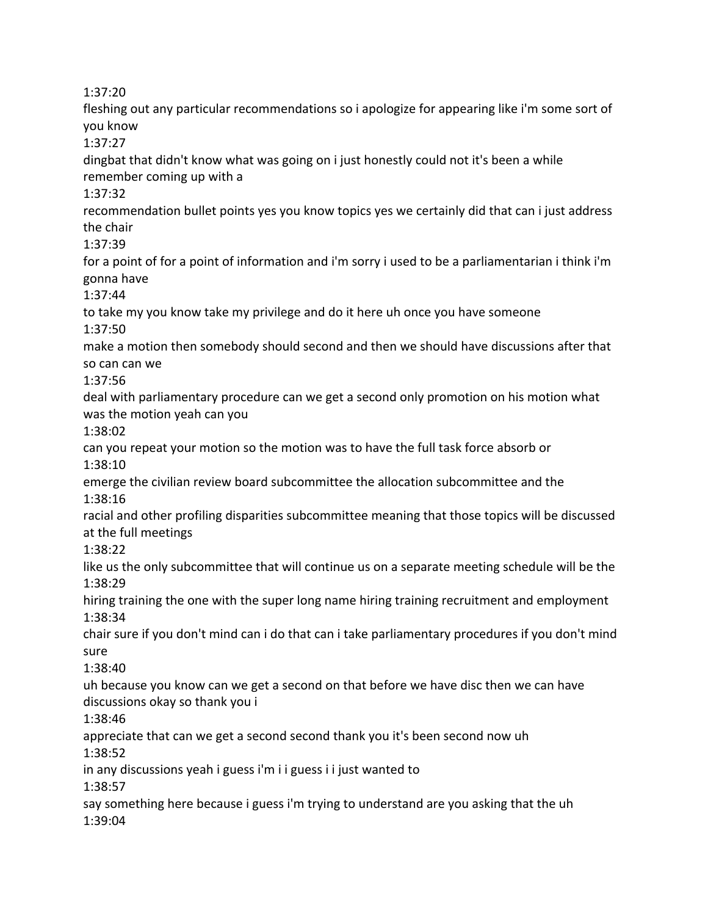1:37:20

fleshing out any particular recommendations so i apologize for appearing like i'm some sort of you know

1:37:27

dingbat that didn't know what was going on i just honestly could not it's been a while remember coming up with a

1:37:32

recommendation bullet points yes you know topics yes we certainly did that can i just address the chair

1:37:39

for a point of for a point of information and i'm sorry i used to be a parliamentarian i think i'm gonna have

1:37:44

to take my you know take my privilege and do it here uh once you have someone

1:37:50

make a motion then somebody should second and then we should have discussions after that so can can we

1:37:56

deal with parliamentary procedure can we get a second only promotion on his motion what was the motion yeah can you

1:38:02

can you repeat your motion so the motion was to have the full task force absorb or

1:38:10

emerge the civilian review board subcommittee the allocation subcommittee and the

1:38:16

racial and other profiling disparities subcommittee meaning that those topics will be discussed at the full meetings

1:38:22

like us the only subcommittee that will continue us on a separate meeting schedule will be the

1:38:29

hiring training the one with the super long name hiring training recruitment and employment

1:38:34

chair sure if you don't mind can i do that can i take parliamentary procedures if you don't mind sure

1:38:40

uh because you know can we get a second on that before we have disc then we can have discussions okay so thank you i

1:38:46

appreciate that can we get a second second thank you it's been second now uh

1:38:52

in any discussions yeah i guess i'm i i guess i i just wanted to

1:38:57

say something here because i guess i'm trying to understand are you asking that the uh

1:39:04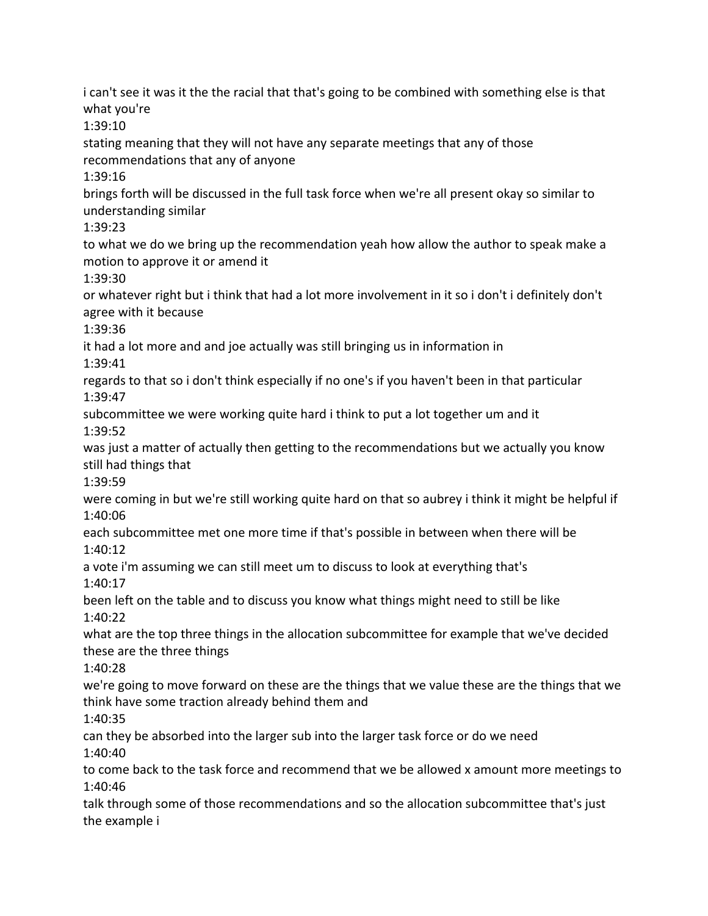i can't see it was it the the racial that that's going to be combined with something else is that what you're

1:39:10

stating meaning that they will not have any separate meetings that any of those recommendations that any of anyone

1:39:16

brings forth will be discussed in the full task force when we're all present okay so similar to understanding similar

1:39:23

to what we do we bring up the recommendation yeah how allow the author to speak make a motion to approve it or amend it

1:39:30

or whatever right but i think that had a lot more involvement in it so i don't i definitely don't agree with it because

1:39:36

it had a lot more and and joe actually was still bringing us in information in

1:39:41

regards to that so i don't think especially if no one's if you haven't been in that particular

1:39:47

subcommittee we were working quite hard i think to put a lot together um and it

1:39:52

was just a matter of actually then getting to the recommendations but we actually you know still had things that

1:39:59

were coming in but we're still working quite hard on that so aubrey i think it might be helpful if

1:40:06

each subcommittee met one more time if that's possible in between when there will be

1:40:12

a vote i'm assuming we can still meet um to discuss to look at everything that's

1:40:17

been left on the table and to discuss you know what things might need to still be like

1:40:22

what are the top three things in the allocation subcommittee for example that we've decided these are the three things

1:40:28

we're going to move forward on these are the things that we value these are the things that we think have some traction already behind them and

1:40:35

can they be absorbed into the larger sub into the larger task force or do we need

1:40:40

to come back to the task force and recommend that we be allowed x amount more meetings to

1:40:46

talk through some of those recommendations and so the allocation subcommittee that's just the example i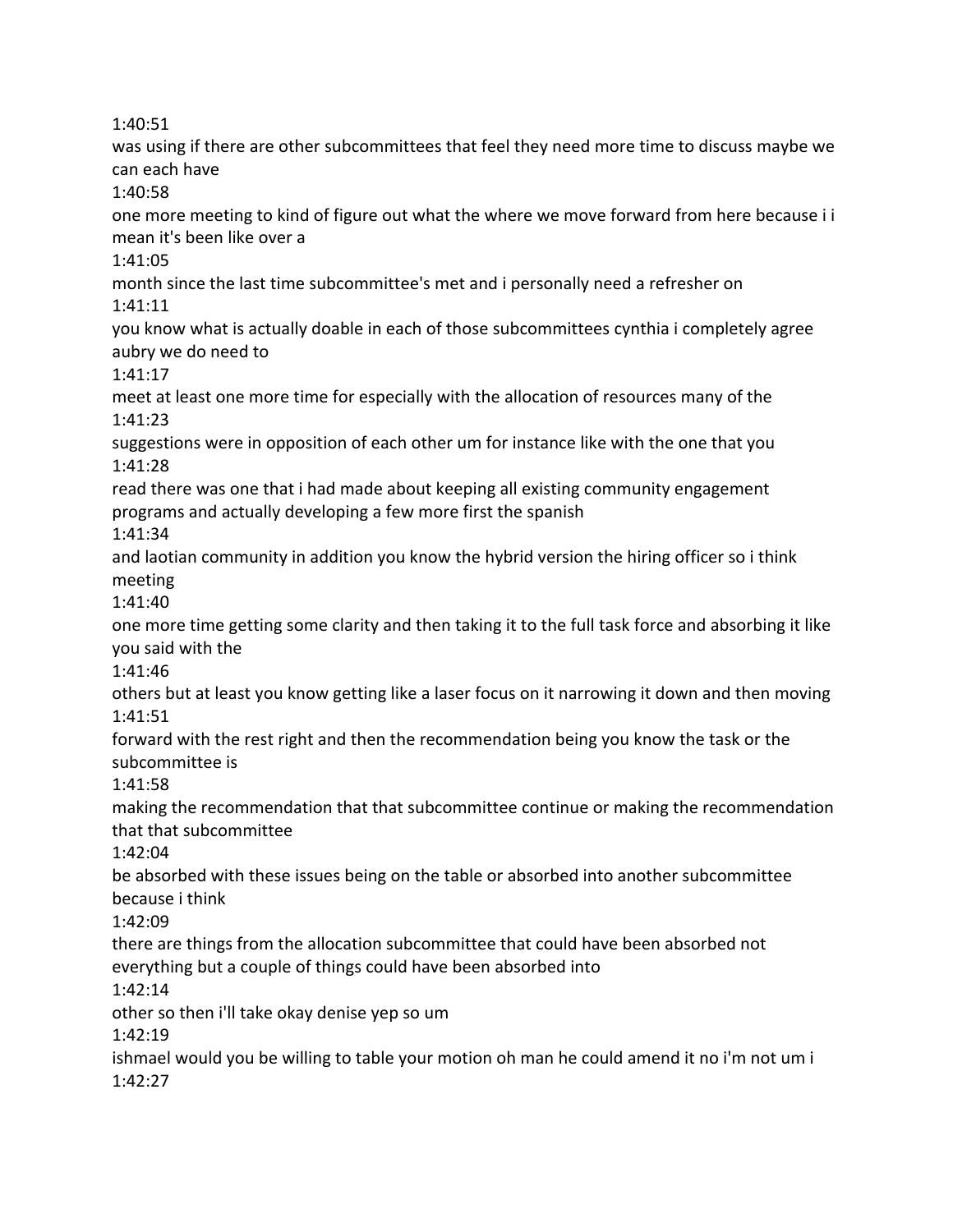1:40:51

was using if there are other subcommittees that feel they need more time to discuss maybe we can each have

1:40:58

one more meeting to kind of figure out what the where we move forward from here because i i mean it's been like over a

1:41:05

month since the last time subcommittee's met and i personally need a refresher on

1:41:11

you know what is actually doable in each of those subcommittees cynthia i completely agree aubry we do need to

1:41:17

meet at least one more time for especially with the allocation of resources many of the

1:41:23

suggestions were in opposition of each other um for instance like with the one that you

1:41:28

read there was one that i had made about keeping all existing community engagement programs and actually developing a few more first the spanish

1:41:34

and laotian community in addition you know the hybrid version the hiring officer so i think meeting

1:41:40

one more time getting some clarity and then taking it to the full task force and absorbing it like you said with the

1:41:46

others but at least you know getting like a laser focus on it narrowing it down and then moving

1:41:51

forward with the rest right and then the recommendation being you know the task or the subcommittee is

1:41:58

making the recommendation that that subcommittee continue or making the recommendation that that subcommittee

1:42:04

be absorbed with these issues being on the table or absorbed into another subcommittee because i think

1:42:09

there are things from the allocation subcommittee that could have been absorbed not everything but a couple of things could have been absorbed into

1:42:14

other so then i'll take okay denise yep so um

1:42:19

ishmael would you be willing to table your motion oh man he could amend it no i'm not um i

1:42:27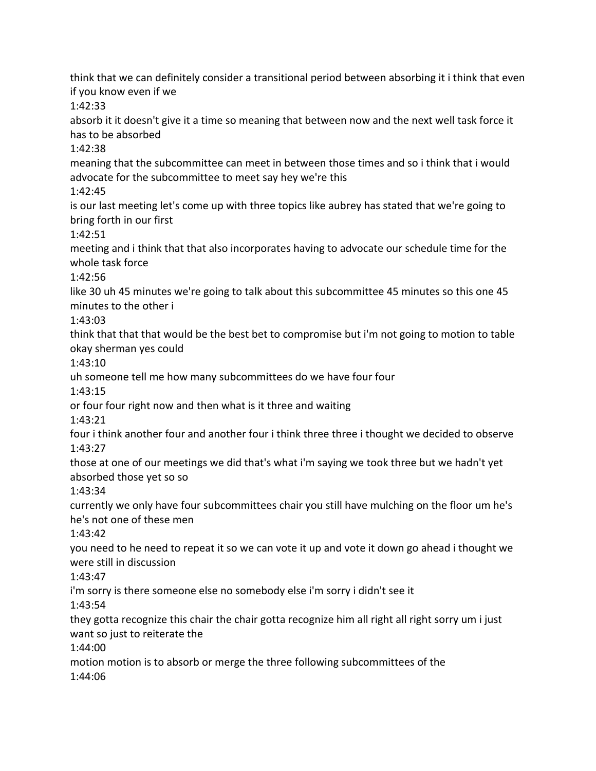think that we can definitely consider a transitional period between absorbing it i think that even if you know even if we

1:42:33

absorb it it doesn't give it a time so meaning that between now and the next well task force it has to be absorbed

1:42:38

meaning that the subcommittee can meet in between those times and so i think that i would advocate for the subcommittee to meet say hey we're this

1:42:45

is our last meeting let's come up with three topics like aubrey has stated that we're going to bring forth in our first

1:42:51

meeting and i think that that also incorporates having to advocate our schedule time for the whole task force

1:42:56

like 30 uh 45 minutes we're going to talk about this subcommittee 45 minutes so this one 45 minutes to the other i

1:43:03

think that that that would be the best bet to compromise but i'm not going to motion to table okay sherman yes could

1:43:10

uh someone tell me how many subcommittees do we have four four

1:43:15

or four four right now and then what is it three and waiting

1:43:21

four i think another four and another four i think three three i thought we decided to observe

1:43:27

those at one of our meetings we did that's what i'm saying we took three but we hadn't yet absorbed those yet so so

1:43:34

currently we only have four subcommittees chair you still have mulching on the floor um he's he's not one of these men

1:43:42

you need to he need to repeat it so we can vote it up and vote it down go ahead i thought we were still in discussion

1:43:47

i'm sorry is there someone else no somebody else i'm sorry i didn't see it

1:43:54

they gotta recognize this chair the chair gotta recognize him all right all right sorry um i just want so just to reiterate the

1:44:00

motion motion is to absorb or merge the three following subcommittees of the

1:44:06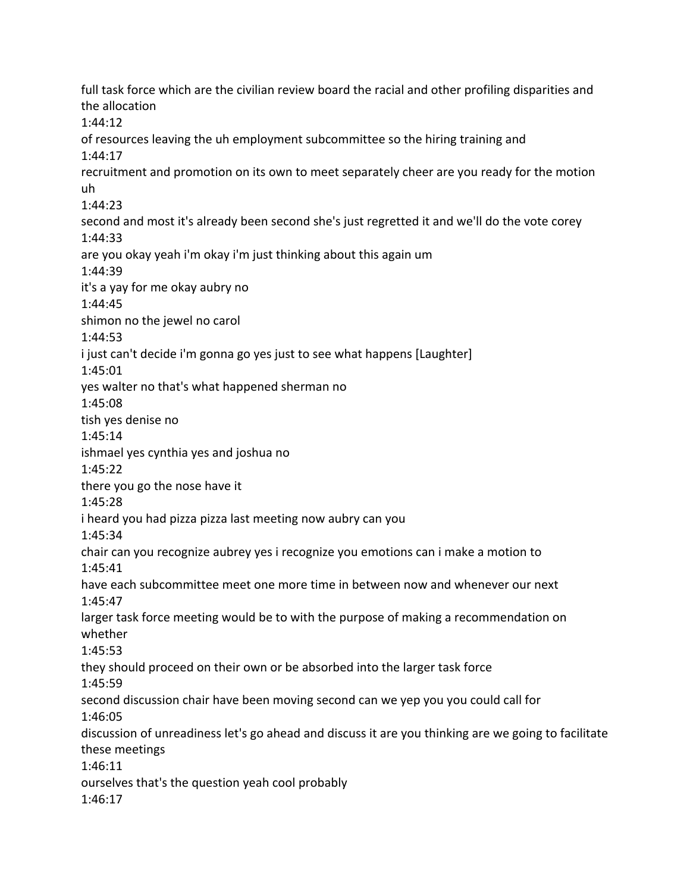full task force which are the civilian review board the racial and other profiling disparities and the allocation

1:44:12

of resources leaving the uh employment subcommittee so the hiring training and

1:44:17

recruitment and promotion on its own to meet separately cheer are you ready for the motion uh

1:44:23

second and most it's already been second she's just regretted it and we'll do the vote corey

1:44:33

are you okay yeah i'm okay i'm just thinking about this again um

1:44:39

it's a yay for me okay aubry no

1:44:45

shimon no the jewel no carol

1:44:53

i just can't decide i'm gonna go yes just to see what happens [Laughter]

1:45:01

yes walter no that's what happened sherman no

1:45:08

tish yes denise no

1:45:14

ishmael yes cynthia yes and joshua no

1:45:22

there you go the nose have it

1:45:28

i heard you had pizza pizza last meeting now aubry can you

1:45:34

chair can you recognize aubrey yes i recognize you emotions can i make a motion to

1:45:41

have each subcommittee meet one more time in between now and whenever our next

1:45:47

larger task force meeting would be to with the purpose of making a recommendation on whether

1:45:53

they should proceed on their own or be absorbed into the larger task force

1:45:59

second discussion chair have been moving second can we yep you you could call for

1:46:05

discussion of unreadiness let's go ahead and discuss it are you thinking are we going to facilitate these meetings

1:46:11

ourselves that's the question yeah cool probably

1:46:17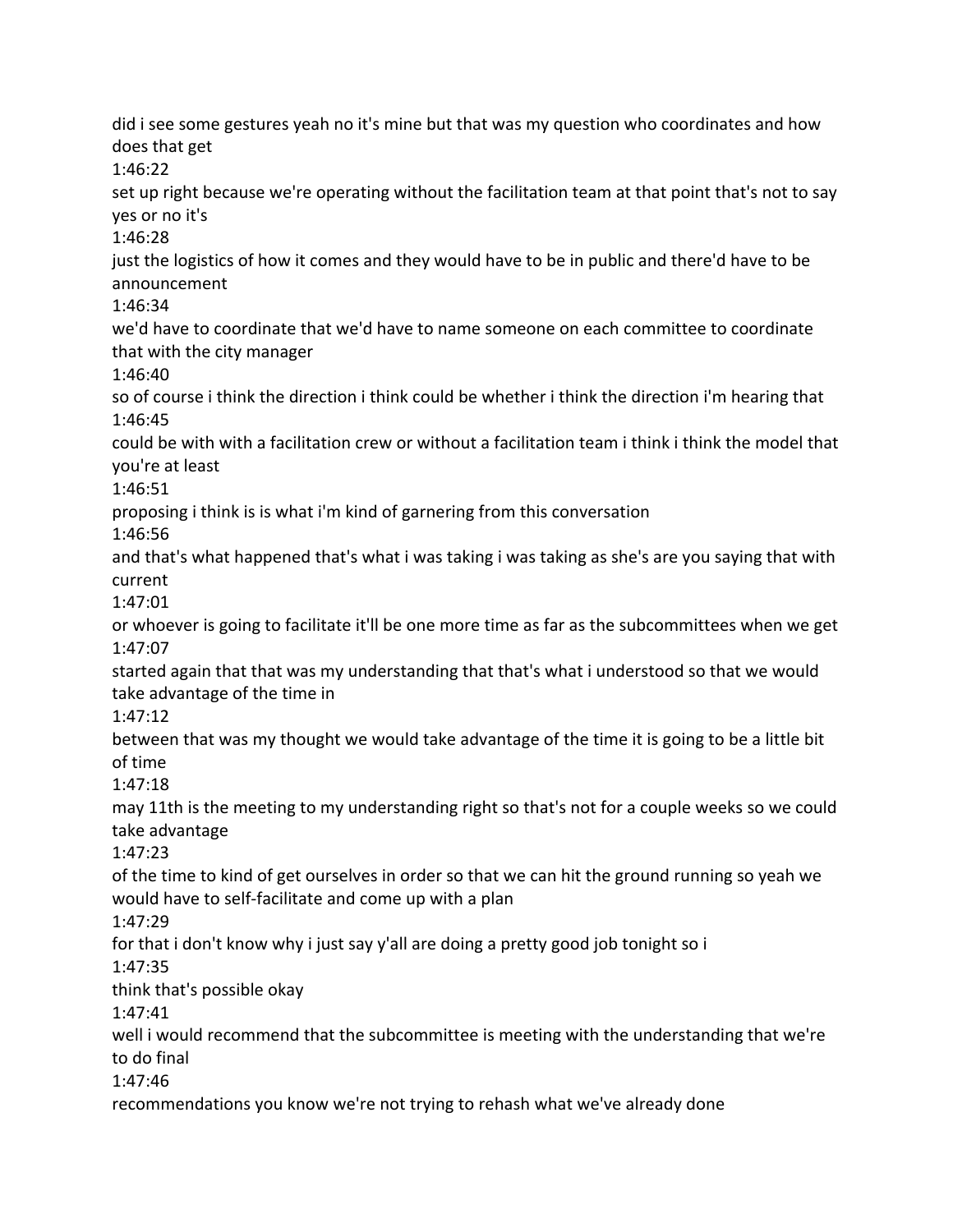did i see some gestures yeah no it's mine but that was my question who coordinates and how does that get

1:46:22

set up right because we're operating without the facilitation team at that point that's not to say yes or no it's

1:46:28

just the logistics of how it comes and they would have to be in public and there'd have to be announcement

1:46:34

we'd have to coordinate that we'd have to name someone on each committee to coordinate that with the city manager

1:46:40

so of course i think the direction i think could be whether i think the direction i'm hearing that

1:46:45

could be with with a facilitation crew or without a facilitation team i think i think the model that you're at least

1:46:51

proposing i think is is what i'm kind of garnering from this conversation

1:46:56

and that's what happened that's what i was taking i was taking as she's are you saying that with current

1:47:01

or whoever is going to facilitate it'll be one more time as far as the subcommittees when we get

1:47:07

started again that that was my understanding that that's what i understood so that we would take advantage of the time in

1:47:12

between that was my thought we would take advantage of the time it is going to be a little bit of time

1:47:18

may 11th is the meeting to my understanding right so that's not for a couple weeks so we could take advantage

1:47:23

of the time to kind of get ourselves in order so that we can hit the ground running so yeah we would have to self-facilitate and come up with a plan

1:47:29

for that i don't know why i just say y'all are doing a pretty good job tonight so i

1:47:35

think that's possible okay

1:47:41

well i would recommend that the subcommittee is meeting with the understanding that we're to do final

1:47:46

recommendations you know we're not trying to rehash what we've already done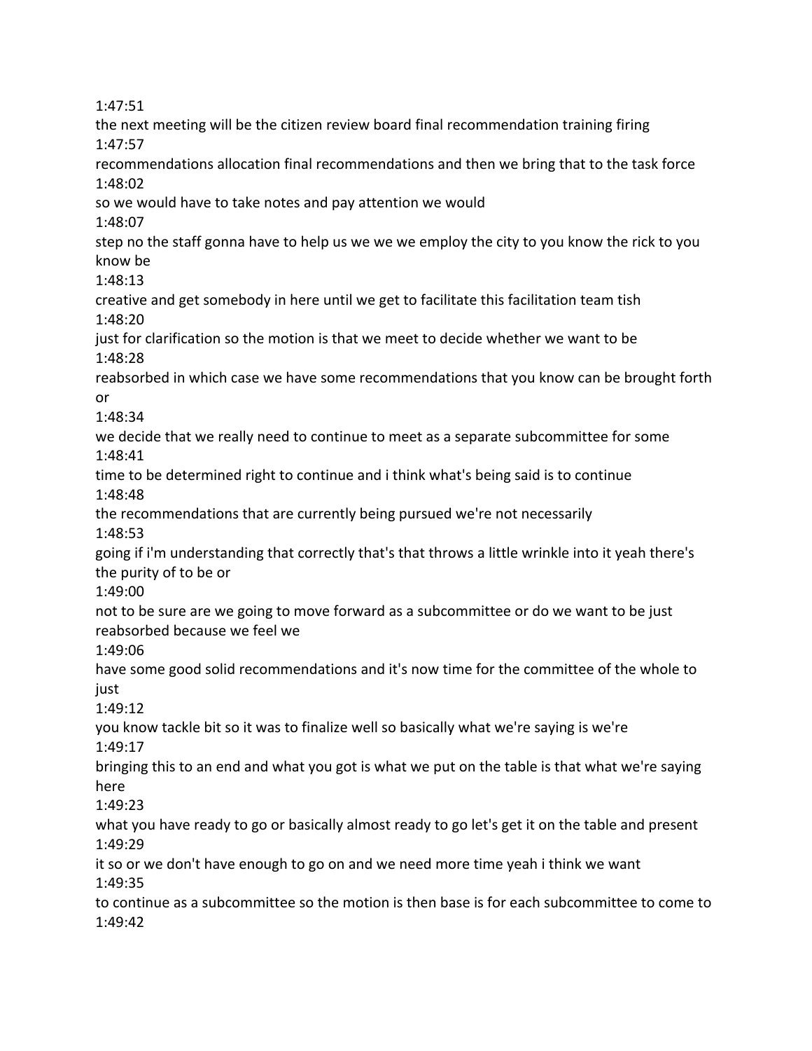1:47:51

the next meeting will be the citizen review board final recommendation training firing

1:47:57

recommendations allocation final recommendations and then we bring that to the task force

1:48:02

so we would have to take notes and pay attention we would

1:48:07

step no the staff gonna have to help us we we we employ the city to you know the rick to you know be

1:48:13

creative and get somebody in here until we get to facilitate this facilitation team tish

1:48:20

just for clarification so the motion is that we meet to decide whether we want to be

1:48:28

reabsorbed in which case we have some recommendations that you know can be brought forth or

1:48:34

we decide that we really need to continue to meet as a separate subcommittee for some

1:48:41

time to be determined right to continue and i think what's being said is to continue

1:48:48

the recommendations that are currently being pursued we're not necessarily

1:48:53

going if i'm understanding that correctly that's that throws a little wrinkle into it yeah there's the purity of to be or

1:49:00

not to be sure are we going to move forward as a subcommittee or do we want to be just reabsorbed because we feel we

1:49:06

have some good solid recommendations and it's now time for the committee of the whole to just

1:49:12

you know tackle bit so it was to finalize well so basically what we're saying is we're

1:49:17

bringing this to an end and what you got is what we put on the table is that what we're saying here

1:49:23

what you have ready to go or basically almost ready to go let's get it on the table and present

1:49:29

it so or we don't have enough to go on and we need more time yeah i think we want

1:49:35

to continue as a subcommittee so the motion is then base is for each subcommittee to come to

1:49:42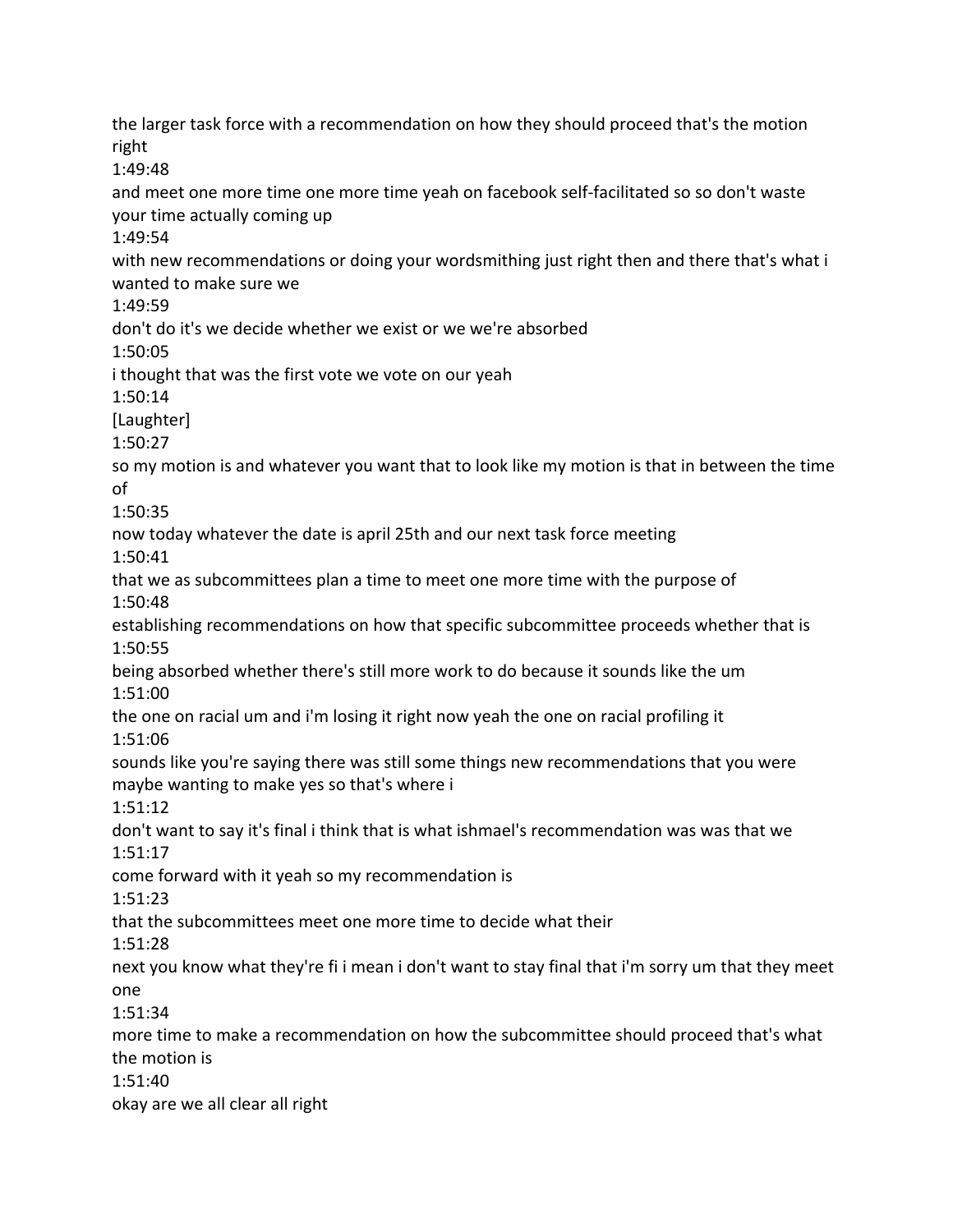the larger task force with a recommendation on how they should proceed that's the motion right

1:49:48

and meet one more time one more time yeah on facebook self-facilitated so so don't waste your time actually coming up

1:49:54

with new recommendations or doing your wordsmithing just right then and there that's what i wanted to make sure we

1:49:59

don't do it's we decide whether we exist or we we're absorbed

1:50:05

i thought that was the first vote we vote on our yeah

1:50:14

[Laughter]

1:50:27

so my motion is and whatever you want that to look like my motion is that in between the time of

1:50:35

now today whatever the date is april 25th and our next task force meeting

1:50:41

that we as subcommittees plan a time to meet one more time with the purpose of

1:50:48

establishing recommendations on how that specific subcommittee proceeds whether that is

1:50:55

being absorbed whether there's still more work to do because it sounds like the um

1:51:00

the one on racial um and i'm losing it right now yeah the one on racial profiling it

1:51:06

sounds like you're saying there was still some things new recommendations that you were maybe wanting to make yes so that's where i

1:51:12

don't want to say it's final i think that is what ishmael's recommendation was was that we

1:51:17

come forward with it yeah so my recommendation is

1:51:23

that the subcommittees meet one more time to decide what their

1:51:28

next you know what they're fi i mean i don't want to stay final that i'm sorry um that they meet one

1:51:34

more time to make a recommendation on how the subcommittee should proceed that's what the motion is

1:51:40

okay are we all clear all right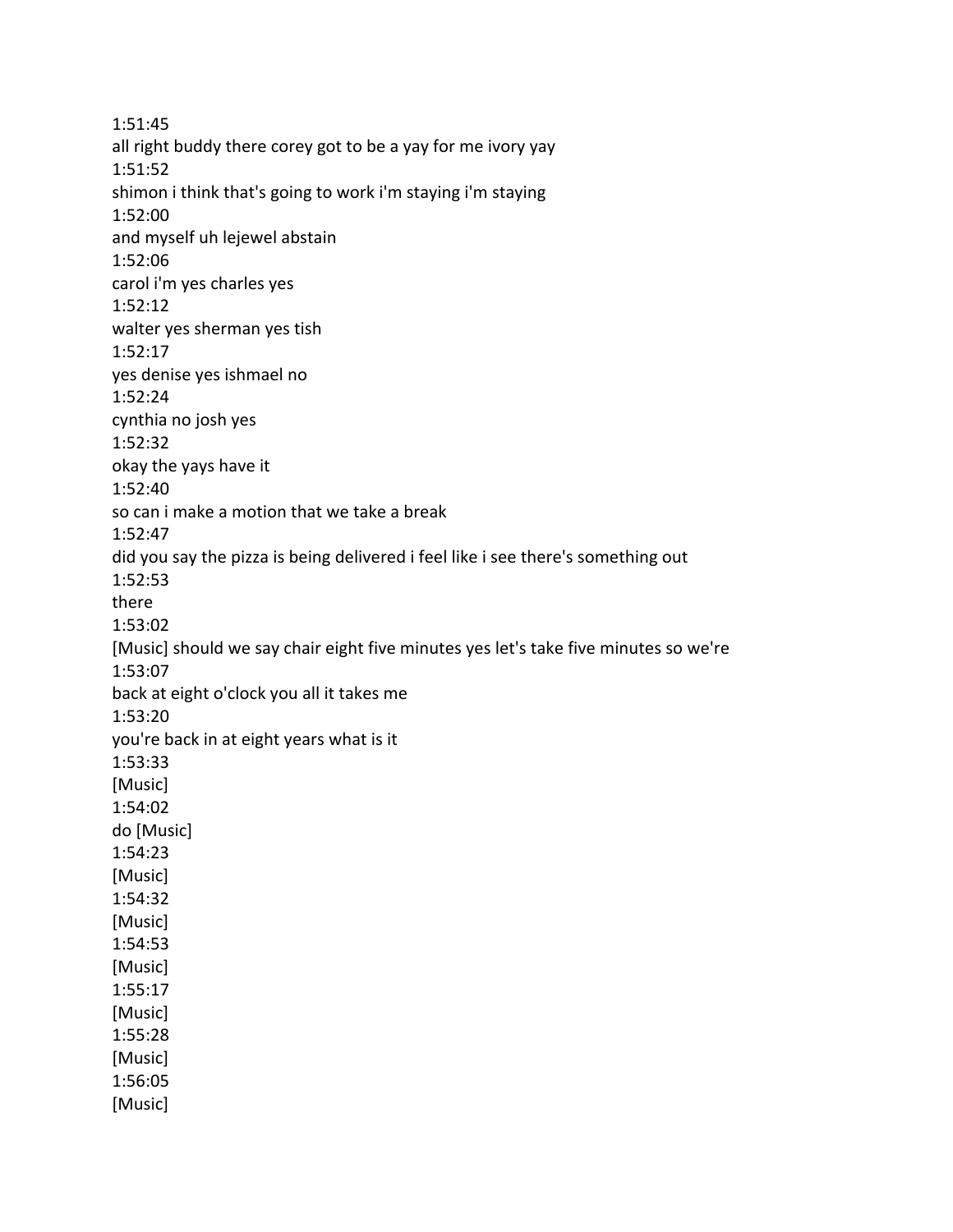1:51:45
all right buddy there corey got to be a yay for me ivory yay
1:51:52
shimon i think that's going to work i'm staying i'm staying
1:52:00
and myself uh lejewel abstain
1:52:06
carol i'm yes charles yes
1:52:12
walter yes sherman yes tish
1:52:17
yes denise yes ishmael no
1:52:24
cynthia no josh yes
1:52:32
okay the yays have it
1:52:40
so can i make a motion that we take a break
1:52:47
did you say the pizza is being delivered i feel like i see there's something out
1:52:53
there
1:53:02
[Music] should we say chair eight five minutes yes let's take five minutes so we're
1:53:07
back at eight o'clock you all it takes me
1:53:20
you're back in at eight years what is it
1:53:33
[Music]
1:54:02
do [Music]
1:54:23
[Music]
1:54:32
[Music]
1:54:53
[Music]
1:55:17
[Music]
1:55:28
[Music]
1:56:05
[Music]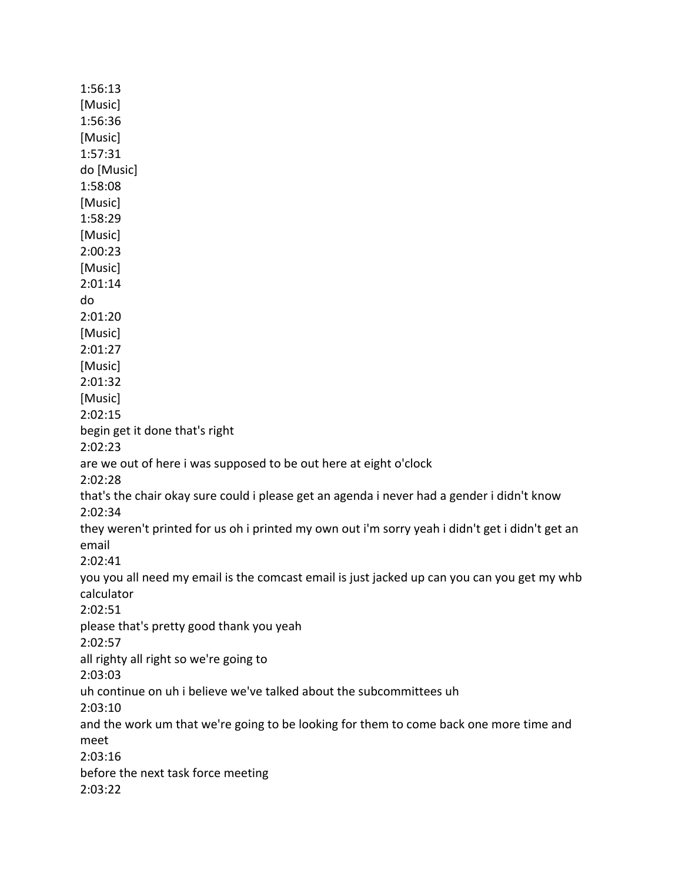1:56:13
[Music]
1:56:36
[Music]
1:57:31
do [Music]
1:58:08
[Music]
1:58:29
[Music]
2:00:23
[Music]
2:01:14
do
2:01:20
[Music]
2:01:27
[Music]
2:01:32
[Music]
2:02:15
begin get it done that's right
2:02:23
are we out of here i was supposed to be out here at eight o'clock
2:02:28
that's the chair okay sure could i please get an agenda i never had a gender i didn't know
2:02:34
they weren't printed for us oh i printed my own out i'm sorry yeah i didn't get i didn't get an email
2:02:41
you you all need my email is the comcast email is just jacked up can you can you get my whb calculator
2:02:51
please that's pretty good thank you yeah
2:02:57
all righty all right so we're going to
2:03:03
uh continue on uh i believe we've talked about the subcommittees uh
2:03:10
and the work um that we're going to be looking for them to come back one more time and meet
2:03:16
before the next task force meeting
2:03:22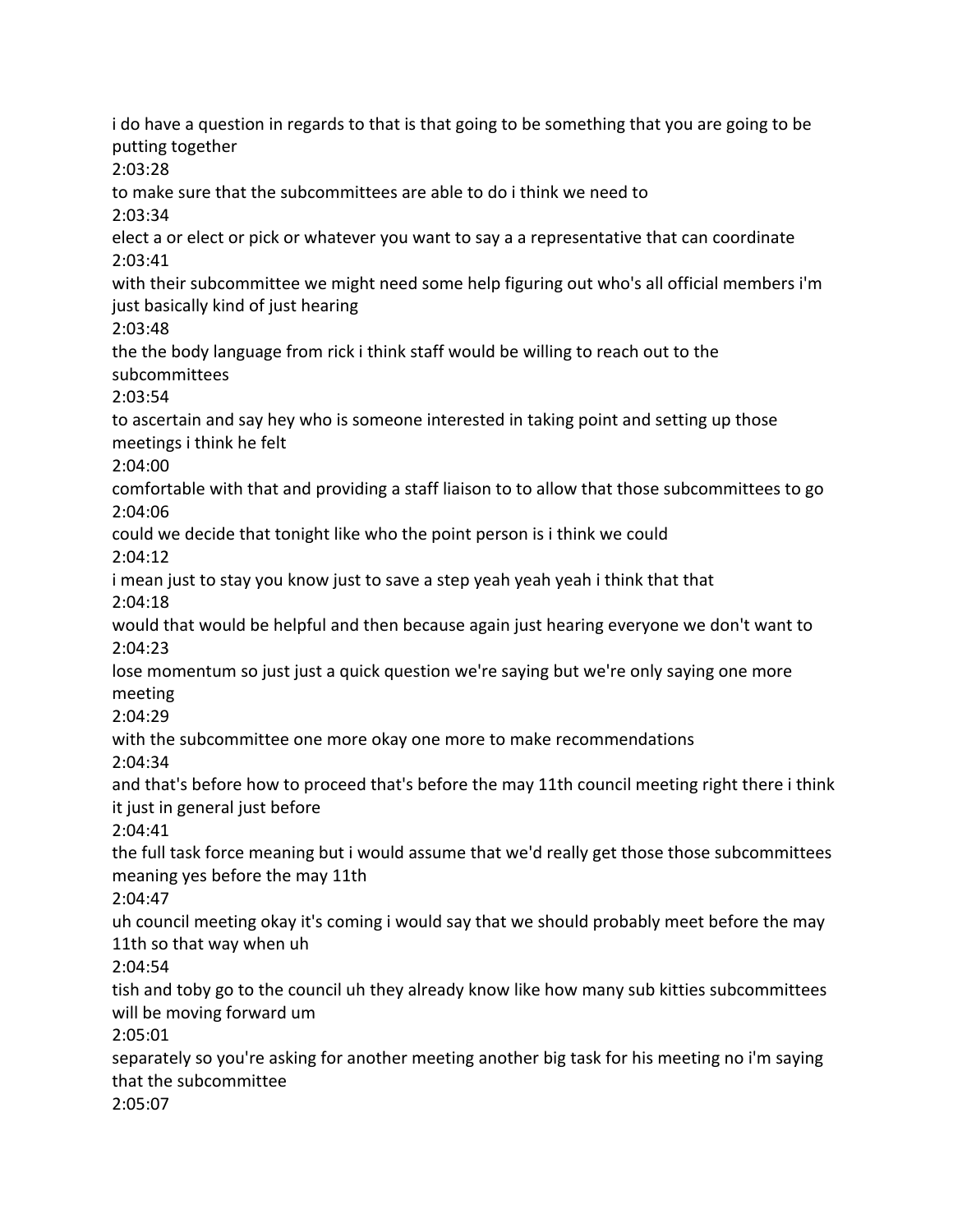i do have a question in regards to that is that going to be something that you are going to be putting together

2:03:28

to make sure that the subcommittees are able to do i think we need to

2:03:34

elect a or elect or pick or whatever you want to say a a representative that can coordinate

2:03:41

with their subcommittee we might need some help figuring out who's all official members i'm just basically kind of just hearing

2:03:48

the the body language from rick i think staff would be willing to reach out to the subcommittees

2:03:54

to ascertain and say hey who is someone interested in taking point and setting up those meetings i think he felt

2:04:00

comfortable with that and providing a staff liaison to to allow that those subcommittees to go

2:04:06

could we decide that tonight like who the point person is i think we could

2:04:12

i mean just to stay you know just to save a step yeah yeah yeah i think that that

2:04:18

would that would be helpful and then because again just hearing everyone we don't want to

2:04:23

lose momentum so just just a quick question we're saying but we're only saying one more meeting

2:04:29

with the subcommittee one more okay one more to make recommendations

2:04:34

and that's before how to proceed that's before the may 11th council meeting right there i think it just in general just before

2:04:41

the full task force meaning but i would assume that we'd really get those those subcommittees meaning yes before the may 11th

2:04:47

uh council meeting okay it's coming i would say that we should probably meet before the may 11th so that way when uh

2:04:54

tish and toby go to the council uh they already know like how many sub kitties subcommittees will be moving forward um

2:05:01

separately so you're asking for another meeting another big task for his meeting no i'm saying that the subcommittee

2:05:07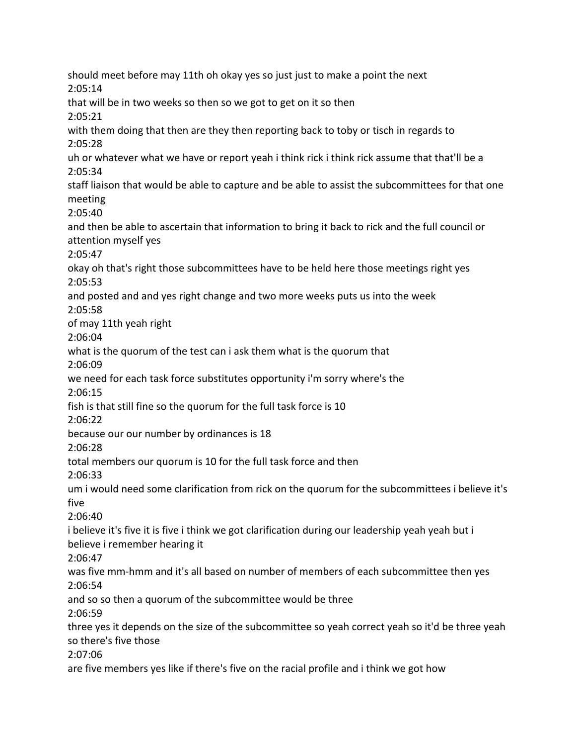should meet before may 11th oh okay yes so just just to make a point the next

2:05:14

that will be in two weeks so then so we got to get on it so then

2:05:21

with them doing that then are they then reporting back to toby or tisch in regards to

2:05:28

uh or whatever what we have or report yeah i think rick i think rick assume that that'll be a

2:05:34

staff liaison that would be able to capture and be able to assist the subcommittees for that one meeting

2:05:40

and then be able to ascertain that information to bring it back to rick and the full council or attention myself yes

2:05:47

okay oh that's right those subcommittees have to be held here those meetings right yes

2:05:53

and posted and and yes right change and two more weeks puts us into the week

2:05:58

of may 11th yeah right

2:06:04

what is the quorum of the test can i ask them what is the quorum that

2:06:09

we need for each task force substitutes opportunity i'm sorry where's the

2:06:15

fish is that still fine so the quorum for the full task force is 10

2:06:22

because our our number by ordinances is 18

2:06:28

total members our quorum is 10 for the full task force and then

2:06:33

um i would need some clarification from rick on the quorum for the subcommittees i believe it's five

2:06:40

i believe it's five it is five i think we got clarification during our leadership yeah yeah but i believe i remember hearing it

2:06:47

was five mm-hmm and it's all based on number of members of each subcommittee then yes

2:06:54

and so so then a quorum of the subcommittee would be three

2:06:59

three yes it depends on the size of the subcommittee so yeah correct yeah so it'd be three yeah so there's five those

2:07:06

are five members yes like if there's five on the racial profile and i think we got how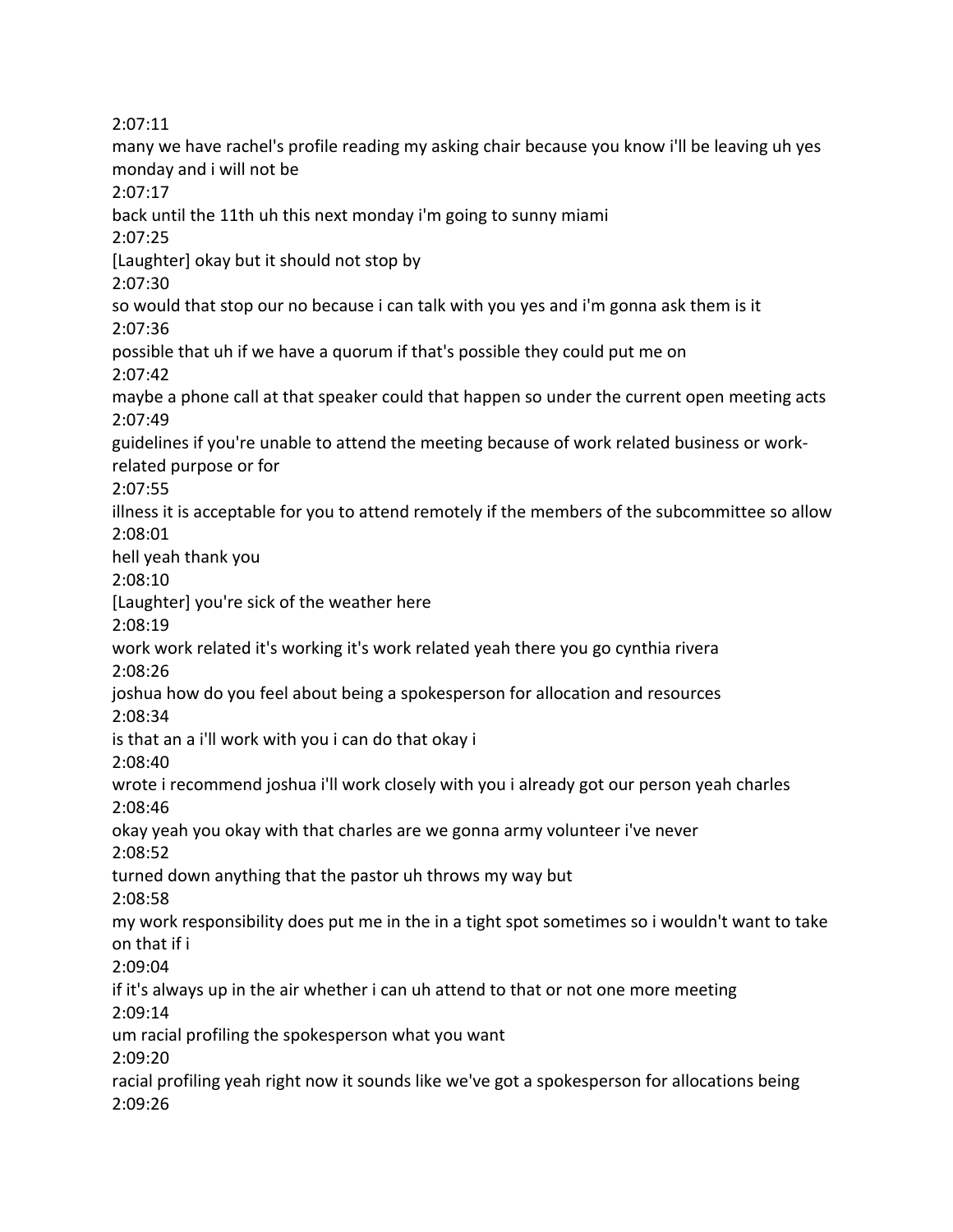2:07:11

many we have rachel's profile reading my asking chair because you know i'll be leaving uh yes monday and i will not be

2:07:17

back until the 11th uh this next monday i'm going to sunny miami

2:07:25

[Laughter] okay but it should not stop by

2:07:30

so would that stop our no because i can talk with you yes and i'm gonna ask them is it

2:07:36

possible that uh if we have a quorum if that's possible they could put me on

2:07:42

maybe a phone call at that speaker could that happen so under the current open meeting acts

2:07:49

guidelines if you're unable to attend the meeting because of work related business or work-related purpose or for

2:07:55

illness it is acceptable for you to attend remotely if the members of the subcommittee so allow

2:08:01

hell yeah thank you

2:08:10

[Laughter] you're sick of the weather here

2:08:19

work work related it's working it's work related yeah there you go cynthia rivera

2:08:26

joshua how do you feel about being a spokesperson for allocation and resources

2:08:34

is that an a i'll work with you i can do that okay i

2:08:40

wrote i recommend joshua i'll work closely with you i already got our person yeah charles

2:08:46

okay yeah you okay with that charles are we gonna army volunteer i've never

2:08:52

turned down anything that the pastor uh throws my way but

2:08:58

my work responsibility does put me in the in a tight spot sometimes so i wouldn't want to take on that if i

2:09:04

if it's always up in the air whether i can uh attend to that or not one more meeting

2:09:14

um racial profiling the spokesperson what you want

2:09:20

racial profiling yeah right now it sounds like we've got a spokesperson for allocations being

2:09:26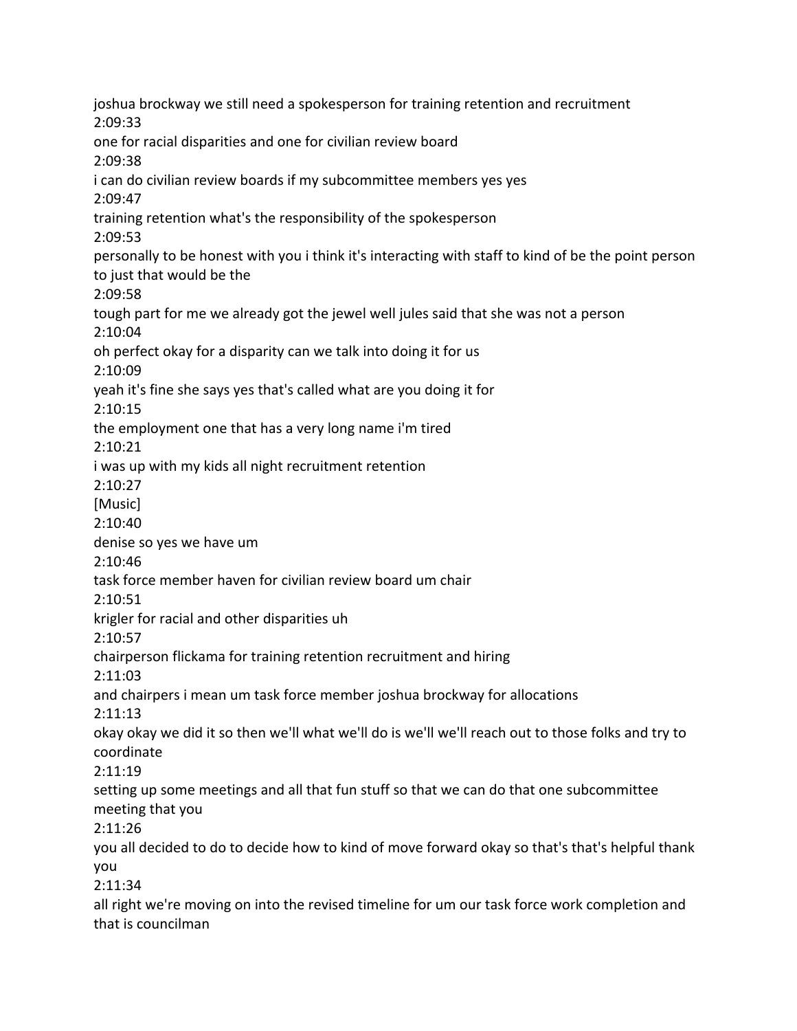joshua brockway we still need a spokesperson for training retention and recruitment
2:09:33
one for racial disparities and one for civilian review board
2:09:38
i can do civilian review boards if my subcommittee members yes yes
2:09:47
training retention what's the responsibility of the spokesperson
2:09:53
personally to be honest with you i think it's interacting with staff to kind of be the point person to just that would be the
2:09:58
tough part for me we already got the jewel well jules said that she was not a person
2:10:04
oh perfect okay for a disparity can we talk into doing it for us
2:10:09
yeah it's fine she says yes that's called what are you doing it for
2:10:15
the employment one that has a very long name i'm tired
2:10:21
i was up with my kids all night recruitment retention
2:10:27
[Music]
2:10:40
denise so yes we have um
2:10:46
task force member haven for civilian review board um chair
2:10:51
krigler for racial and other disparities uh
2:10:57
chairperson flickama for training retention recruitment and hiring
2:11:03
and chairpers i mean um task force member joshua brockway for allocations
2:11:13
okay okay we did it so then we'll what we'll do is we'll we'll reach out to those folks and try to coordinate
2:11:19
setting up some meetings and all that fun stuff so that we can do that one subcommittee meeting that you
2:11:26
you all decided to do to decide how to kind of move forward okay so that's that's helpful thank you
2:11:34
all right we're moving on into the revised timeline for um our task force work completion and that is councilman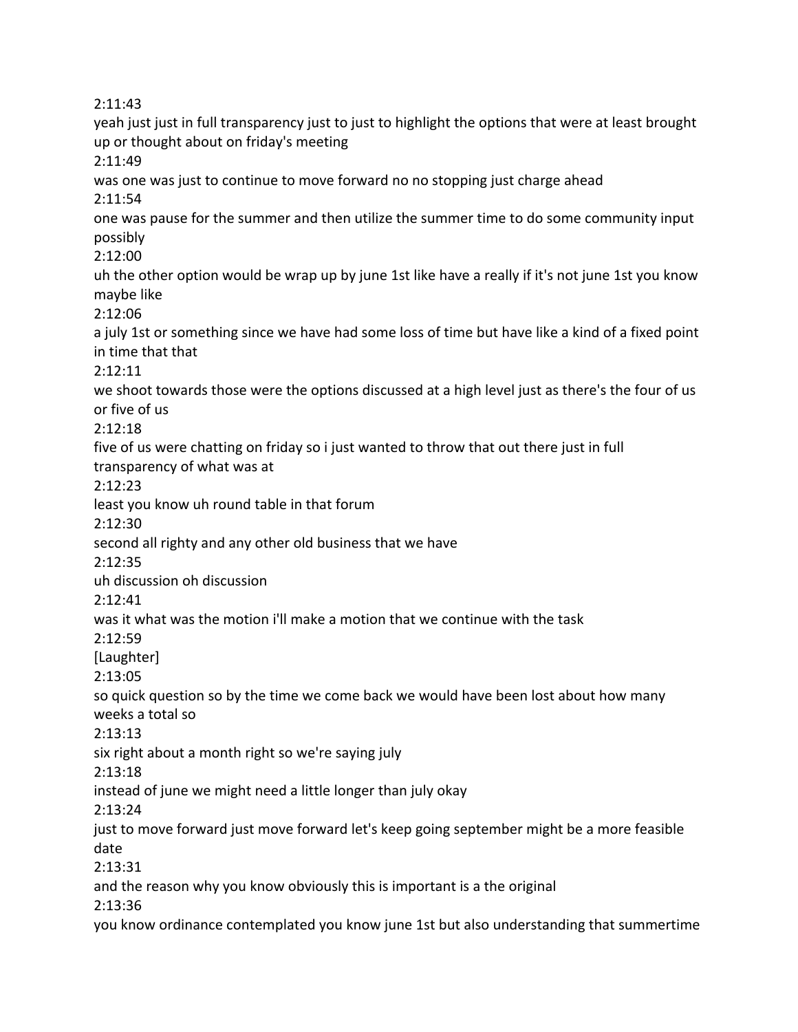2:11:43

yeah just just in full transparency just to just to highlight the options that were at least brought up or thought about on friday's meeting

2:11:49

was one was just to continue to move forward no no stopping just charge ahead

2:11:54

one was pause for the summer and then utilize the summer time to do some community input possibly

2:12:00

uh the other option would be wrap up by june 1st like have a really if it's not june 1st you know maybe like

2:12:06

a july 1st or something since we have had some loss of time but have like a kind of a fixed point in time that that

2:12:11

we shoot towards those were the options discussed at a high level just as there's the four of us or five of us

2:12:18

five of us were chatting on friday so i just wanted to throw that out there just in full transparency of what was at

2:12:23

least you know uh round table in that forum

2:12:30

second all righty and any other old business that we have

2:12:35

uh discussion oh discussion

2:12:41

was it what was the motion i'll make a motion that we continue with the task

2:12:59

[Laughter]

2:13:05

so quick question so by the time we come back we would have been lost about how many weeks a total so

2:13:13

six right about a month right so we're saying july

2:13:18

instead of june we might need a little longer than july okay

2:13:24

just to move forward just move forward let's keep going september might be a more feasible date

2:13:31

and the reason why you know obviously this is important is a the original

2:13:36

you know ordinance contemplated you know june 1st but also understanding that summertime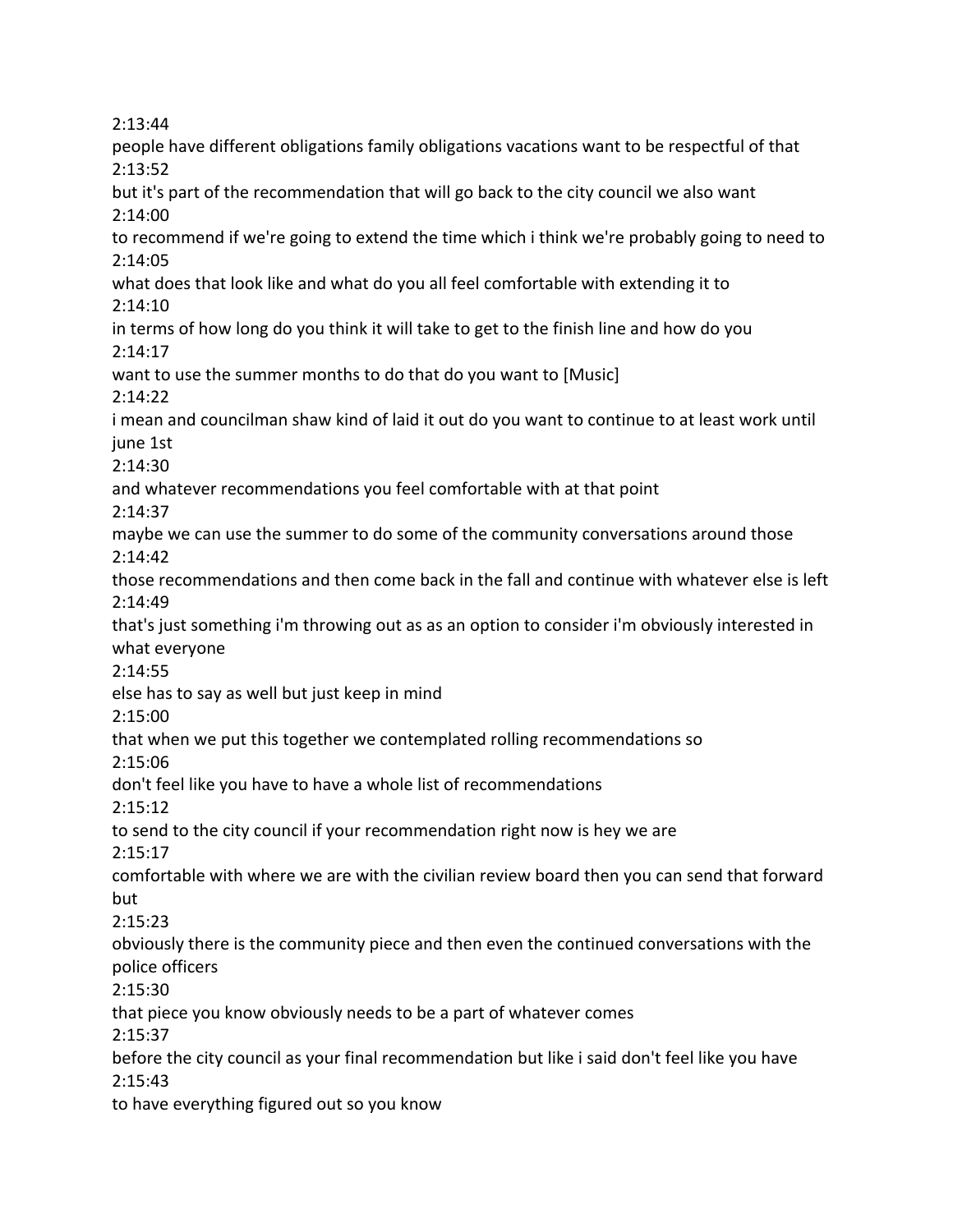2:13:44
people have different obligations family obligations vacations want to be respectful of that
2:13:52
but it's part of the recommendation that will go back to the city council we also want
2:14:00
to recommend if we're going to extend the time which i think we're probably going to need to
2:14:05
what does that look like and what do you all feel comfortable with extending it to
2:14:10
in terms of how long do you think it will take to get to the finish line and how do you
2:14:17
want to use the summer months to do that do you want to [Music]
2:14:22
i mean and councilman shaw kind of laid it out do you want to continue to at least work until june 1st
2:14:30
and whatever recommendations you feel comfortable with at that point
2:14:37
maybe we can use the summer to do some of the community conversations around those
2:14:42
those recommendations and then come back in the fall and continue with whatever else is left
2:14:49
that's just something i'm throwing out as as an option to consider i'm obviously interested in what everyone
2:14:55
else has to say as well but just keep in mind
2:15:00
that when we put this together we contemplated rolling recommendations so
2:15:06
don't feel like you have to have a whole list of recommendations
2:15:12
to send to the city council if your recommendation right now is hey we are
2:15:17
comfortable with where we are with the civilian review board then you can send that forward but
2:15:23
obviously there is the community piece and then even the continued conversations with the police officers
2:15:30
that piece you know obviously needs to be a part of whatever comes
2:15:37
before the city council as your final recommendation but like i said don't feel like you have
2:15:43
to have everything figured out so you know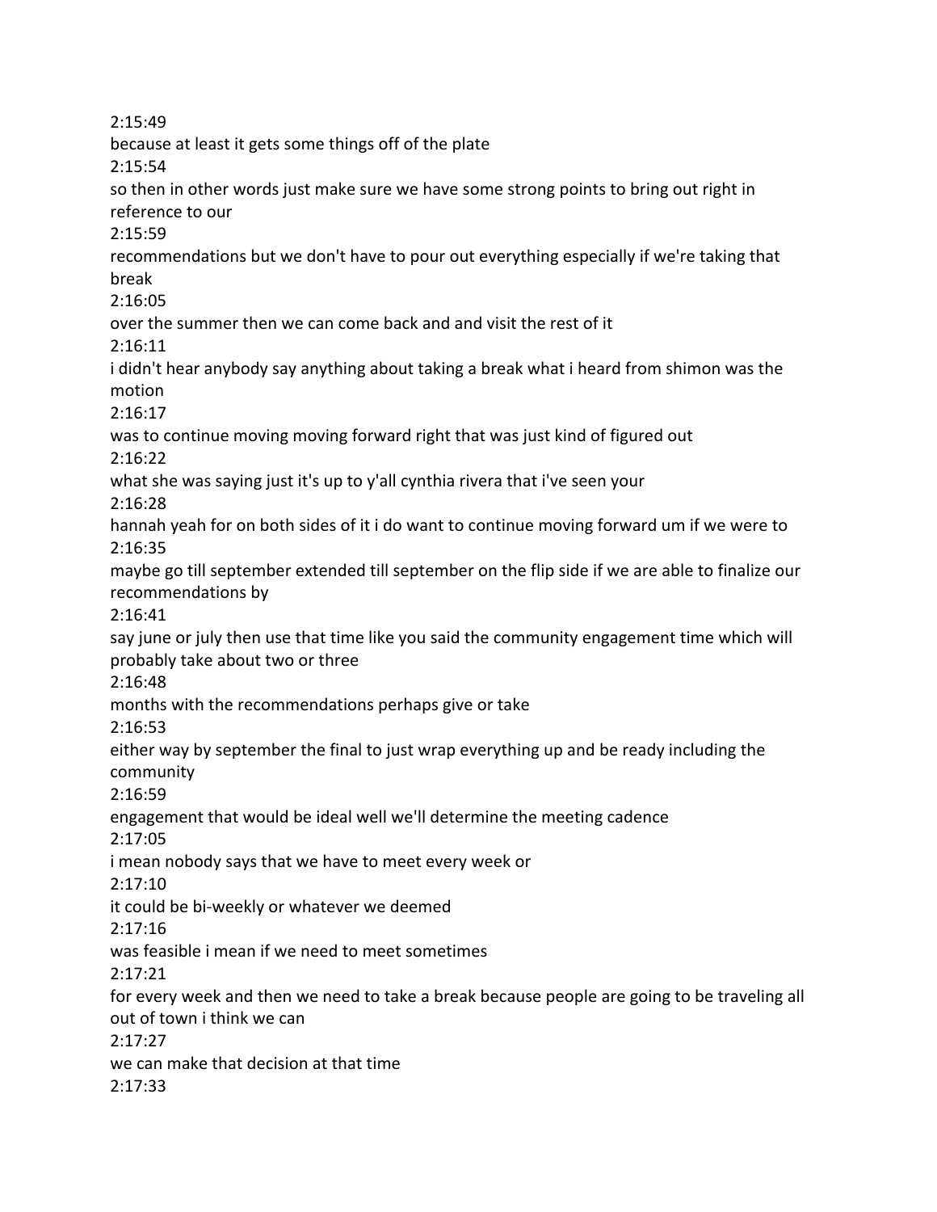2:15:49
because at least it gets some things off of the plate
2:15:54
so then in other words just make sure we have some strong points to bring out right in reference to our
2:15:59
recommendations but we don't have to pour out everything especially if we're taking that break
2:16:05
over the summer then we can come back and and visit the rest of it
2:16:11
i didn't hear anybody say anything about taking a break what i heard from shimon was the motion
2:16:17
was to continue moving moving forward right that was just kind of figured out
2:16:22
what she was saying just it's up to y'all cynthia rivera that i've seen your
2:16:28
hannah yeah for on both sides of it i do want to continue moving forward um if we were to
2:16:35
maybe go till september extended till september on the flip side if we are able to finalize our recommendations by
2:16:41
say june or july then use that time like you said the community engagement time which will probably take about two or three
2:16:48
months with the recommendations perhaps give or take
2:16:53
either way by september the final to just wrap everything up and be ready including the community
2:16:59
engagement that would be ideal well we'll determine the meeting cadence
2:17:05
i mean nobody says that we have to meet every week or
2:17:10
it could be bi-weekly or whatever we deemed
2:17:16
was feasible i mean if we need to meet sometimes
2:17:21
for every week and then we need to take a break because people are going to be traveling all out of town i think we can
2:17:27
we can make that decision at that time
2:17:33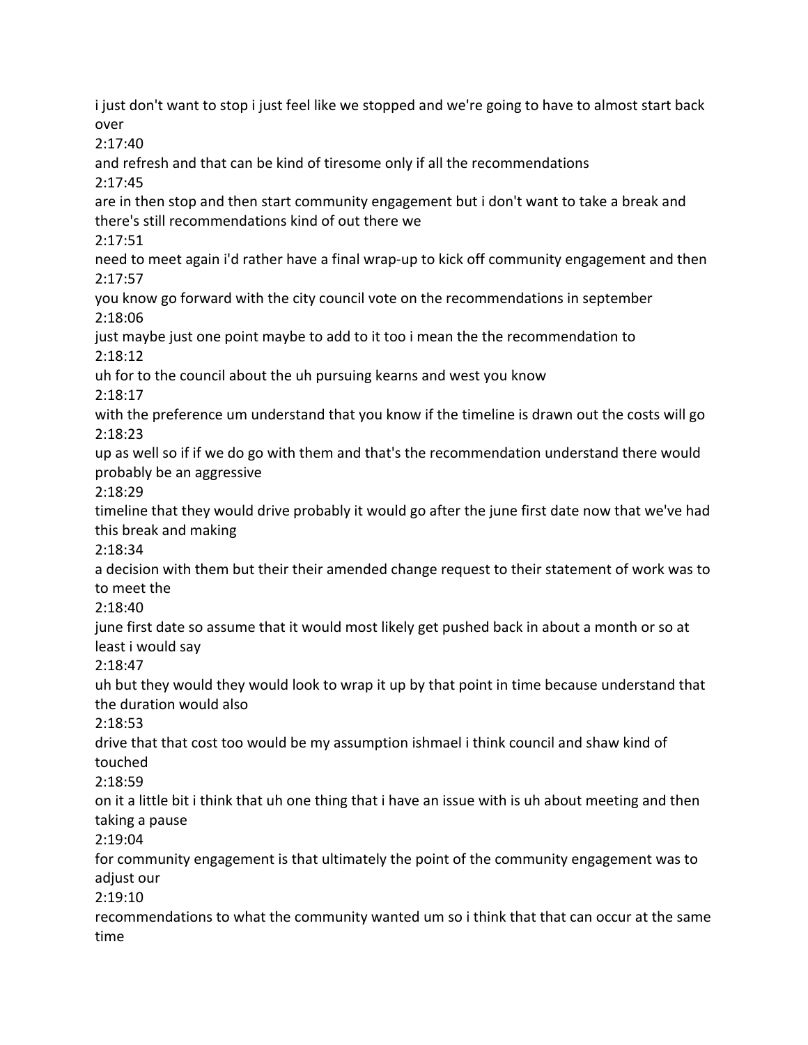i just don't want to stop i just feel like we stopped and we're going to have to almost start back over

2:17:40

and refresh and that can be kind of tiresome only if all the recommendations

2:17:45

are in then stop and then start community engagement but i don't want to take a break and there's still recommendations kind of out there we

2:17:51

need to meet again i'd rather have a final wrap-up to kick off community engagement and then

2:17:57

you know go forward with the city council vote on the recommendations in september

2:18:06

just maybe just one point maybe to add to it too i mean the the recommendation to

2:18:12

uh for to the council about the uh pursuing kearns and west you know

2:18:17

with the preference um understand that you know if the timeline is drawn out the costs will go

2:18:23

up as well so if if we do go with them and that's the recommendation understand there would probably be an aggressive

2:18:29

timeline that they would drive probably it would go after the june first date now that we've had this break and making

2:18:34

a decision with them but their their amended change request to their statement of work was to to meet the

2:18:40

june first date so assume that it would most likely get pushed back in about a month or so at least i would say

2:18:47

uh but they would they would look to wrap it up by that point in time because understand that the duration would also

2:18:53

drive that that cost too would be my assumption ishmael i think council and shaw kind of touched

2:18:59

on it a little bit i think that uh one thing that i have an issue with is uh about meeting and then taking a pause

2:19:04

for community engagement is that ultimately the point of the community engagement was to adjust our

2:19:10

recommendations to what the community wanted um so i think that that can occur at the same time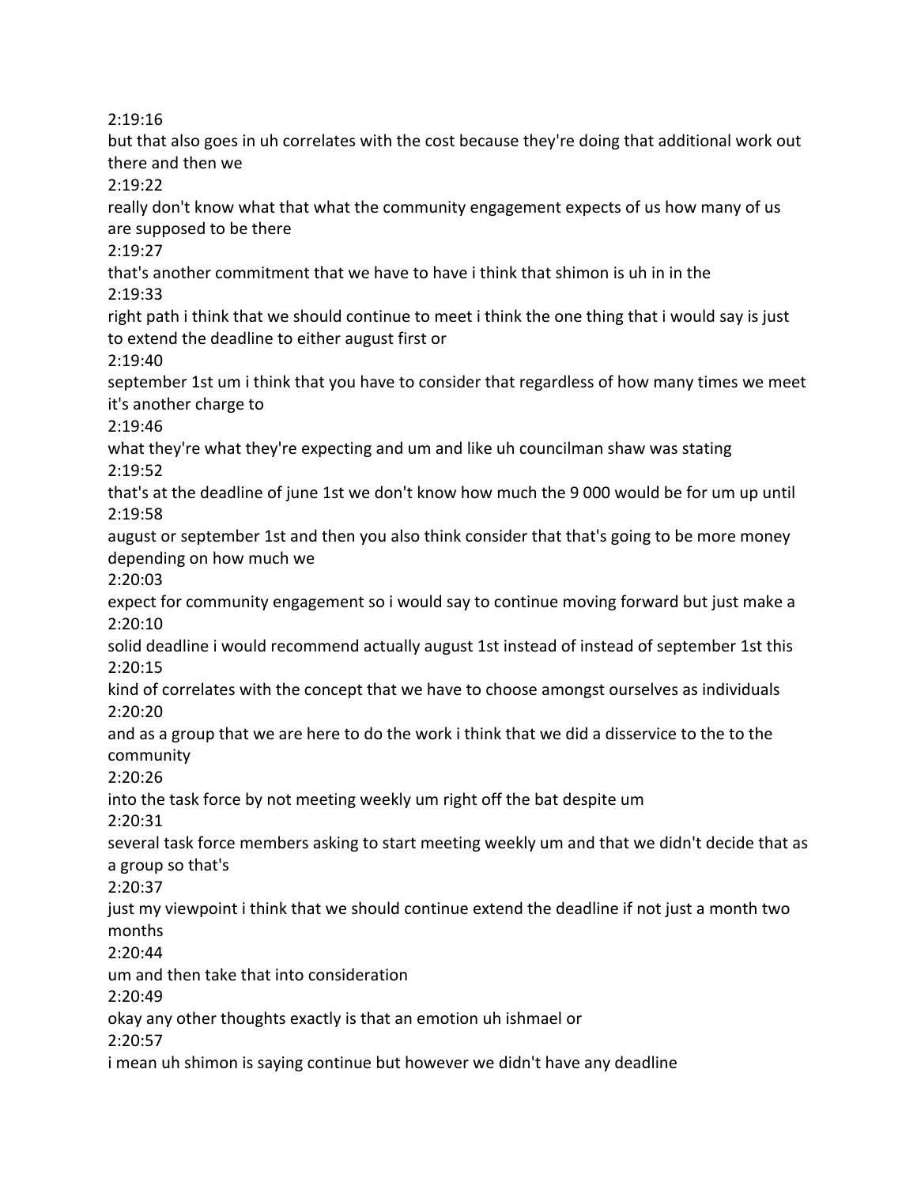2:19:16

but that also goes in uh correlates with the cost because they're doing that additional work out there and then we

2:19:22

really don't know what that what the community engagement expects of us how many of us are supposed to be there

2:19:27

that's another commitment that we have to have i think that shimon is uh in in the

2:19:33

right path i think that we should continue to meet i think the one thing that i would say is just to extend the deadline to either august first or

2:19:40

september 1st um i think that you have to consider that regardless of how many times we meet it's another charge to

2:19:46

what they're what they're expecting and um and like uh councilman shaw was stating

2:19:52

that's at the deadline of june 1st we don't know how much the 9 000 would be for um up until

2:19:58

august or september 1st and then you also think consider that that's going to be more money depending on how much we

2:20:03

expect for community engagement so i would say to continue moving forward but just make a

2:20:10

solid deadline i would recommend actually august 1st instead of instead of september 1st this

2:20:15

kind of correlates with the concept that we have to choose amongst ourselves as individuals

2:20:20

and as a group that we are here to do the work i think that we did a disservice to the to the community

2:20:26

into the task force by not meeting weekly um right off the bat despite um

2:20:31

several task force members asking to start meeting weekly um and that we didn't decide that as a group so that's

2:20:37

just my viewpoint i think that we should continue extend the deadline if not just a month two months

2:20:44

um and then take that into consideration

2:20:49

okay any other thoughts exactly is that an emotion uh ishmael or

2:20:57

i mean uh shimon is saying continue but however we didn't have any deadline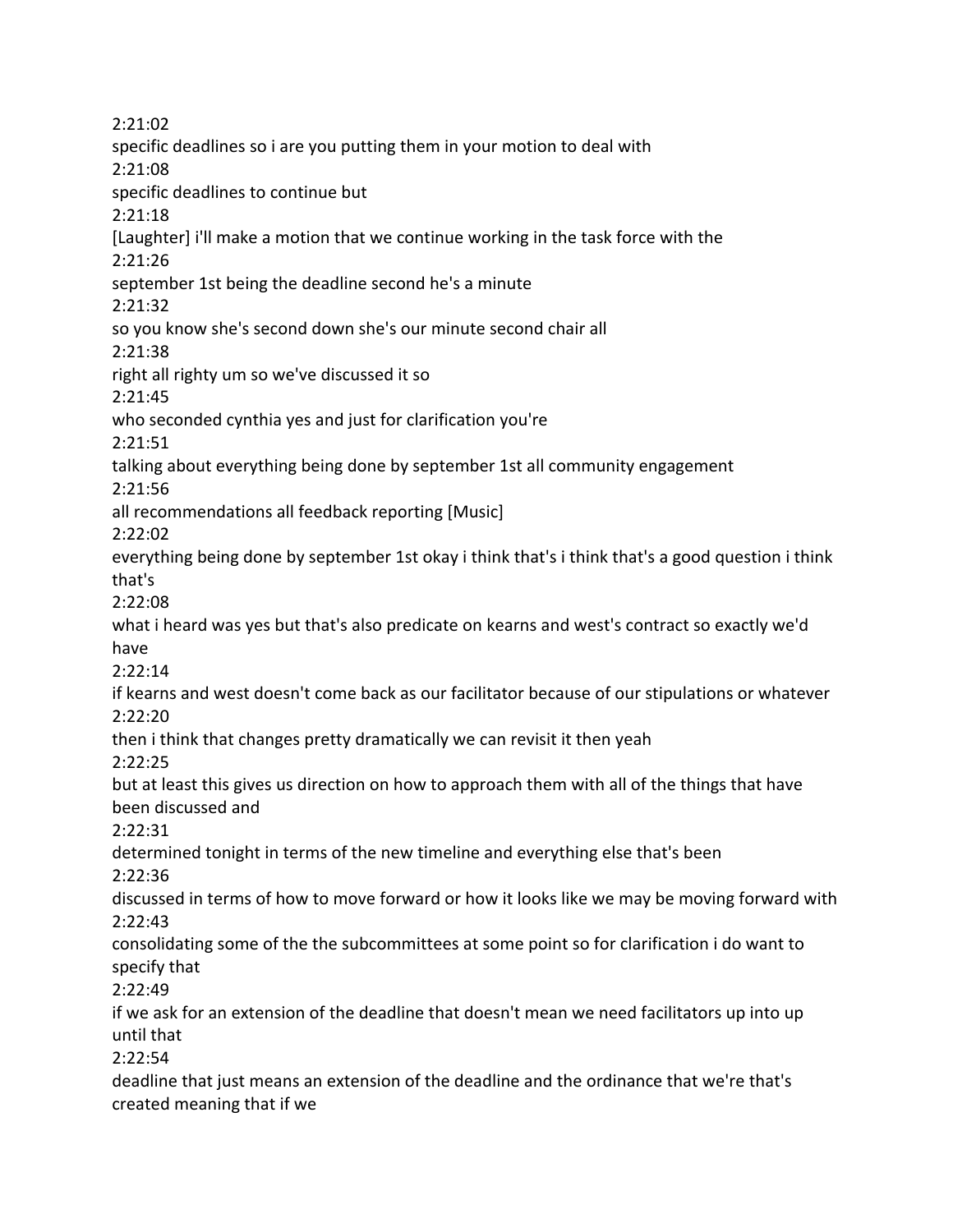2:21:02

specific deadlines so i are you putting them in your motion to deal with

2:21:08

specific deadlines to continue but

2:21:18

[Laughter] i'll make a motion that we continue working in the task force with the

2:21:26

september 1st being the deadline second he's a minute

2:21:32

so you know she's second down she's our minute second chair all

2:21:38

right all righty um so we've discussed it so

2:21:45

who seconded cynthia yes and just for clarification you're

2:21:51

talking about everything being done by september 1st all community engagement

2:21:56

all recommendations all feedback reporting [Music]

2:22:02

everything being done by september 1st okay i think that's i think that's a good question i think that's

2:22:08

what i heard was yes but that's also predicate on kearns and west's contract so exactly we'd have

2:22:14

if kearns and west doesn't come back as our facilitator because of our stipulations or whatever

2:22:20

then i think that changes pretty dramatically we can revisit it then yeah

2:22:25

but at least this gives us direction on how to approach them with all of the things that have been discussed and

2:22:31

determined tonight in terms of the new timeline and everything else that's been

2:22:36

discussed in terms of how to move forward or how it looks like we may be moving forward with

2:22:43

consolidating some of the the subcommittees at some point so for clarification i do want to specify that

2:22:49

if we ask for an extension of the deadline that doesn't mean we need facilitators up into up until that

2:22:54

deadline that just means an extension of the deadline and the ordinance that we're that's created meaning that if we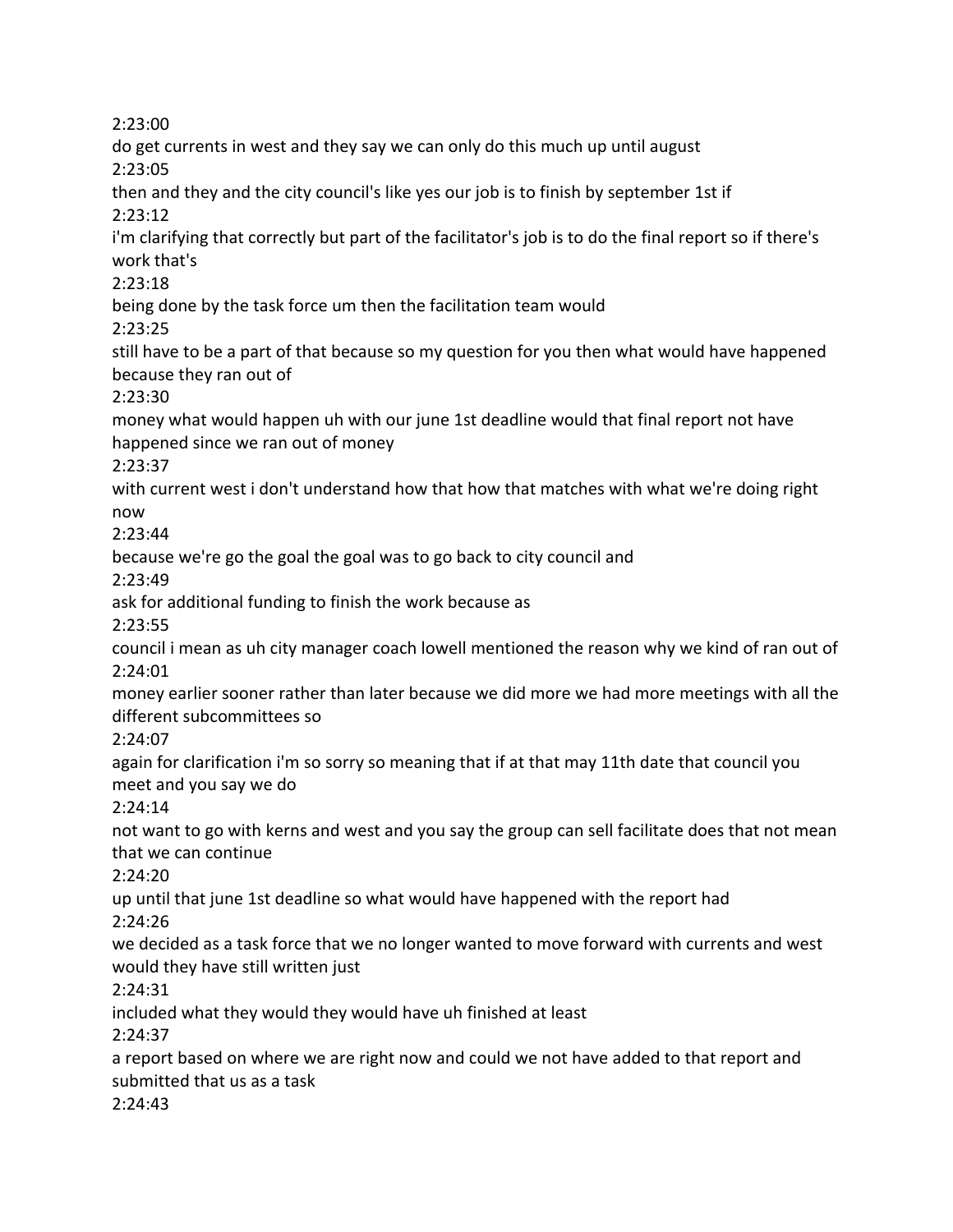2:23:00
do get currents in west and they say we can only do this much up until august
2:23:05
then and they and the city council's like yes our job is to finish by september 1st if
2:23:12
i'm clarifying that correctly but part of the facilitator's job is to do the final report so if there's work that's
2:23:18
being done by the task force um then the facilitation team would
2:23:25
still have to be a part of that because so my question for you then what would have happened because they ran out of
2:23:30
money what would happen uh with our june 1st deadline would that final report not have happened since we ran out of money
2:23:37
with current west i don't understand how that how that matches with what we're doing right now
2:23:44
because we're go the goal the goal was to go back to city council and
2:23:49
ask for additional funding to finish the work because as
2:23:55
council i mean as uh city manager coach lowell mentioned the reason why we kind of ran out of
2:24:01
money earlier sooner rather than later because we did more we had more meetings with all the different subcommittees so
2:24:07
again for clarification i'm so sorry so meaning that if at that may 11th date that council you meet and you say we do
2:24:14
not want to go with kerns and west and you say the group can sell facilitate does that not mean that we can continue
2:24:20
up until that june 1st deadline so what would have happened with the report had
2:24:26
we decided as a task force that we no longer wanted to move forward with currents and west would they have still written just
2:24:31
included what they would they would have uh finished at least
2:24:37
a report based on where we are right now and could we not have added to that report and submitted that us as a task
2:24:43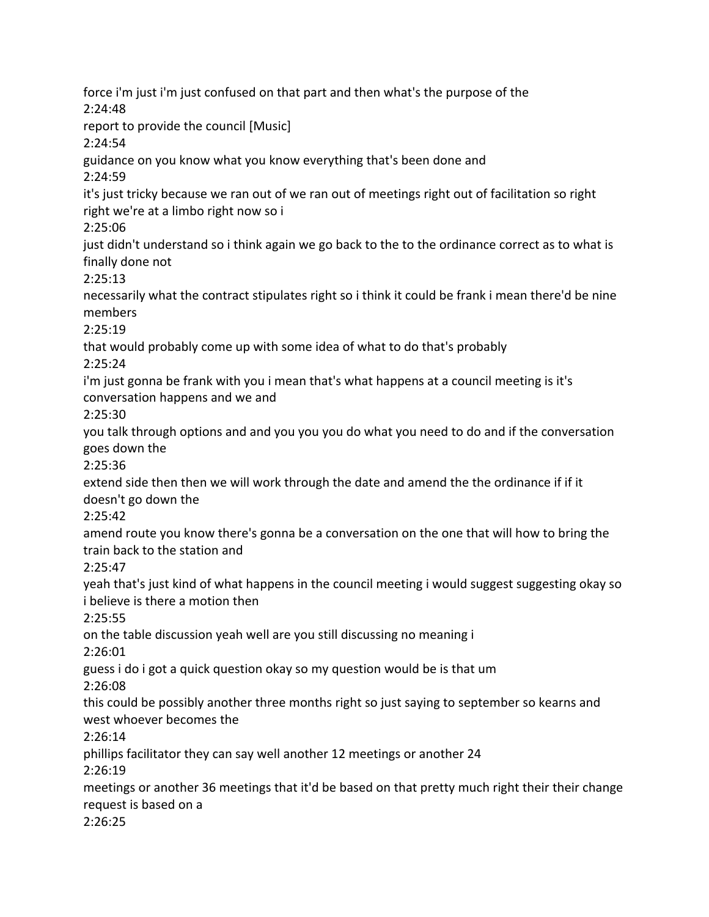force i'm just i'm just confused on that part and then what's the purpose of the

2:24:48

report to provide the council [Music]

2:24:54

guidance on you know what you know everything that's been done and

2:24:59

it's just tricky because we ran out of we ran out of meetings right out of facilitation so right right we're at a limbo right now so i

2:25:06

just didn't understand so i think again we go back to the to the ordinance correct as to what is finally done not

2:25:13

necessarily what the contract stipulates right so i think it could be frank i mean there'd be nine members

2:25:19

that would probably come up with some idea of what to do that's probably

2:25:24

i'm just gonna be frank with you i mean that's what happens at a council meeting is it's conversation happens and we and

2:25:30

you talk through options and and you you you do what you need to do and if the conversation goes down the

2:25:36

extend side then then we will work through the date and amend the the ordinance if if it doesn't go down the

2:25:42

amend route you know there's gonna be a conversation on the one that will how to bring the train back to the station and

2:25:47

yeah that's just kind of what happens in the council meeting i would suggest suggesting okay so i believe is there a motion then

2:25:55

on the table discussion yeah well are you still discussing no meaning i

2:26:01

guess i do i got a quick question okay so my question would be is that um

2:26:08

this could be possibly another three months right so just saying to september so kearns and west whoever becomes the

2:26:14

phillips facilitator they can say well another 12 meetings or another 24

2:26:19

meetings or another 36 meetings that it'd be based on that pretty much right their their change request is based on a

2:26:25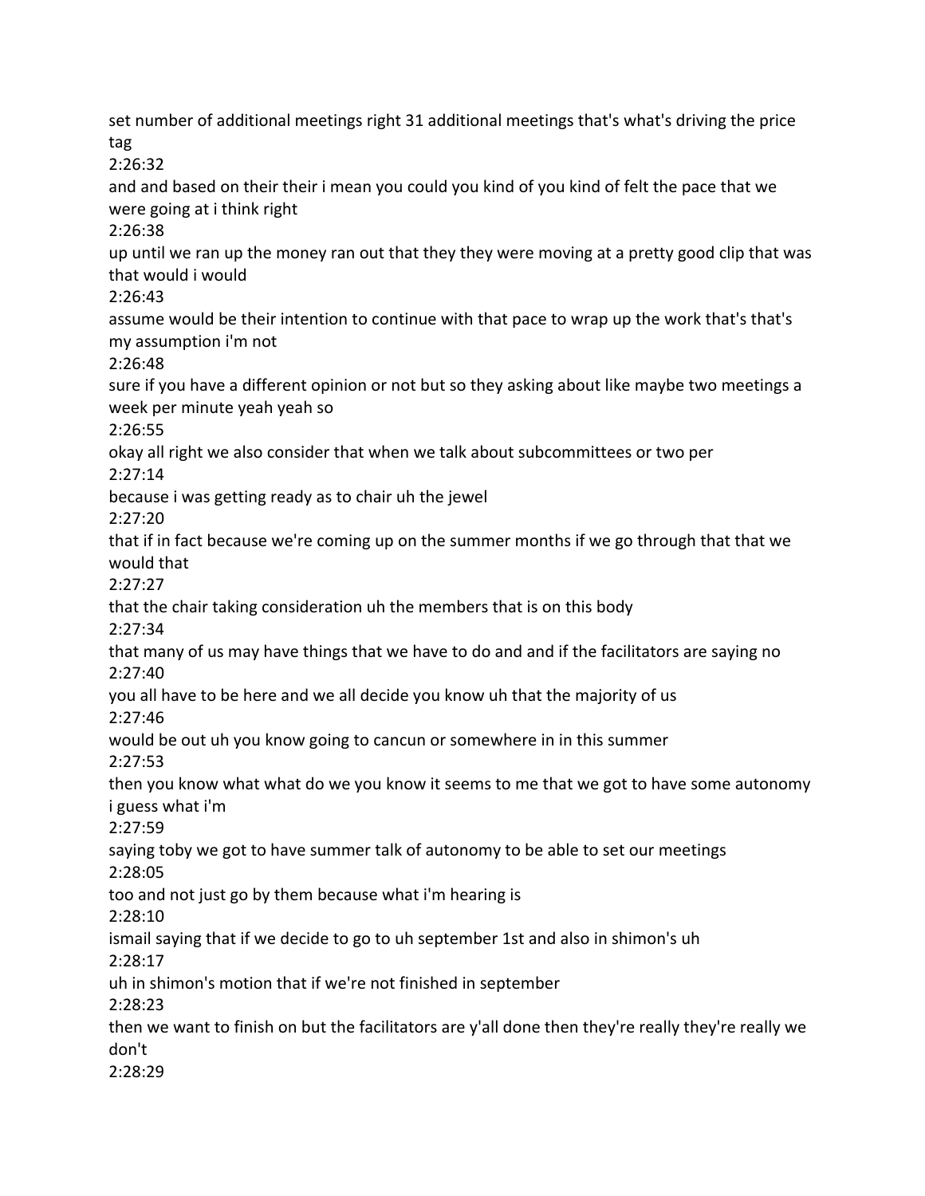set number of additional meetings right 31 additional meetings that's what's driving the price tag
2:26:32
and and based on their their i mean you could you kind of you kind of felt the pace that we were going at i think right
2:26:38
up until we ran up the money ran out that they they were moving at a pretty good clip that was that would i would
2:26:43
assume would be their intention to continue with that pace to wrap up the work that's that's my assumption i'm not
2:26:48
sure if you have a different opinion or not but so they asking about like maybe two meetings a week per minute yeah yeah so
2:26:55
okay all right we also consider that when we talk about subcommittees or two per
2:27:14
because i was getting ready as to chair uh the jewel
2:27:20
that if in fact because we're coming up on the summer months if we go through that that we would that
2:27:27
that the chair taking consideration uh the members that is on this body
2:27:34
that many of us may have things that we have to do and and if the facilitators are saying no
2:27:40
you all have to be here and we all decide you know uh that the majority of us
2:27:46
would be out uh you know going to cancun or somewhere in in this summer
2:27:53
then you know what what do we you know it seems to me that we got to have some autonomy i guess what i'm
2:27:59
saying toby we got to have summer talk of autonomy to be able to set our meetings
2:28:05
too and not just go by them because what i'm hearing is
2:28:10
ismail saying that if we decide to go to uh september 1st and also in shimon's uh
2:28:17
uh in shimon's motion that if we're not finished in september
2:28:23
then we want to finish on but the facilitators are y'all done then they're really they're really we don't
2:28:29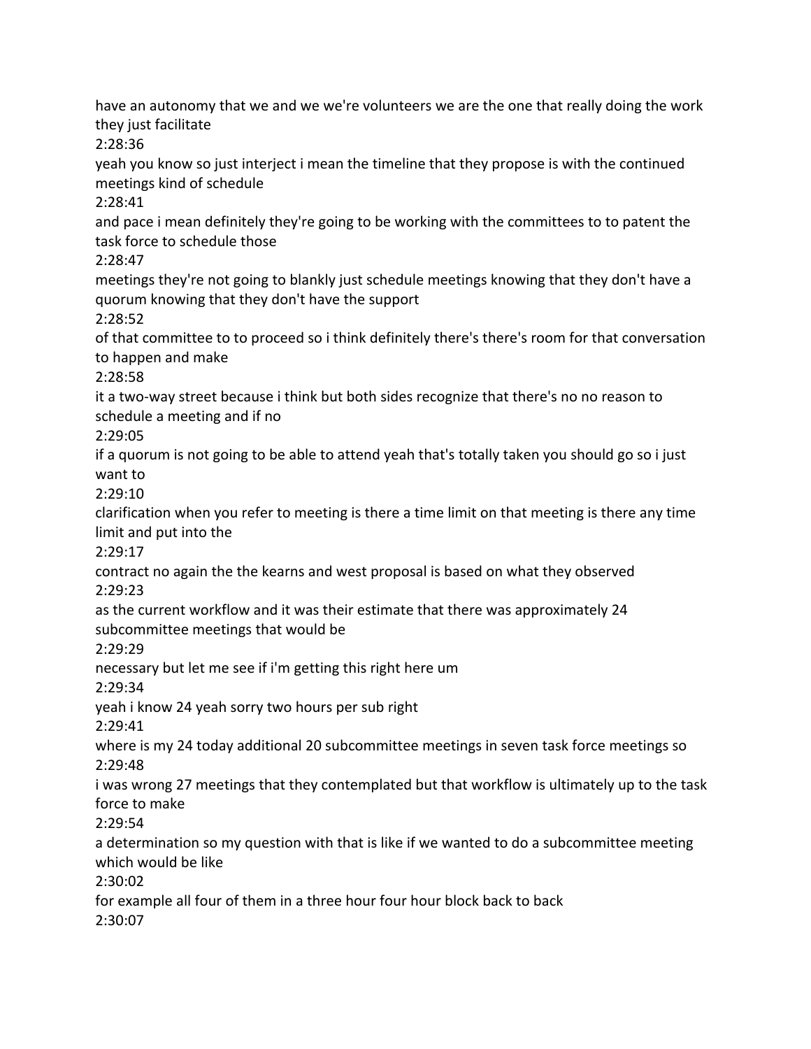have an autonomy that we and we we're volunteers we are the one that really doing the work they just facilitate

2:28:36

yeah you know so just interject i mean the timeline that they propose is with the continued meetings kind of schedule

2:28:41

and pace i mean definitely they're going to be working with the committees to to patent the task force to schedule those

2:28:47

meetings they're not going to blankly just schedule meetings knowing that they don't have a quorum knowing that they don't have the support

2:28:52

of that committee to to proceed so i think definitely there's there's room for that conversation to happen and make

2:28:58

it a two-way street because i think but both sides recognize that there's no no reason to schedule a meeting and if no

2:29:05

if a quorum is not going to be able to attend yeah that's totally taken you should go so i just want to

2:29:10

clarification when you refer to meeting is there a time limit on that meeting is there any time limit and put into the

2:29:17

contract no again the the kearns and west proposal is based on what they observed

2:29:23

as the current workflow and it was their estimate that there was approximately 24 subcommittee meetings that would be

2:29:29

necessary but let me see if i'm getting this right here um

2:29:34

yeah i know 24 yeah sorry two hours per sub right

2:29:41

where is my 24 today additional 20 subcommittee meetings in seven task force meetings so

2:29:48

i was wrong 27 meetings that they contemplated but that workflow is ultimately up to the task force to make

2:29:54

a determination so my question with that is like if we wanted to do a subcommittee meeting which would be like

2:30:02

for example all four of them in a three hour four hour block back to back

2:30:07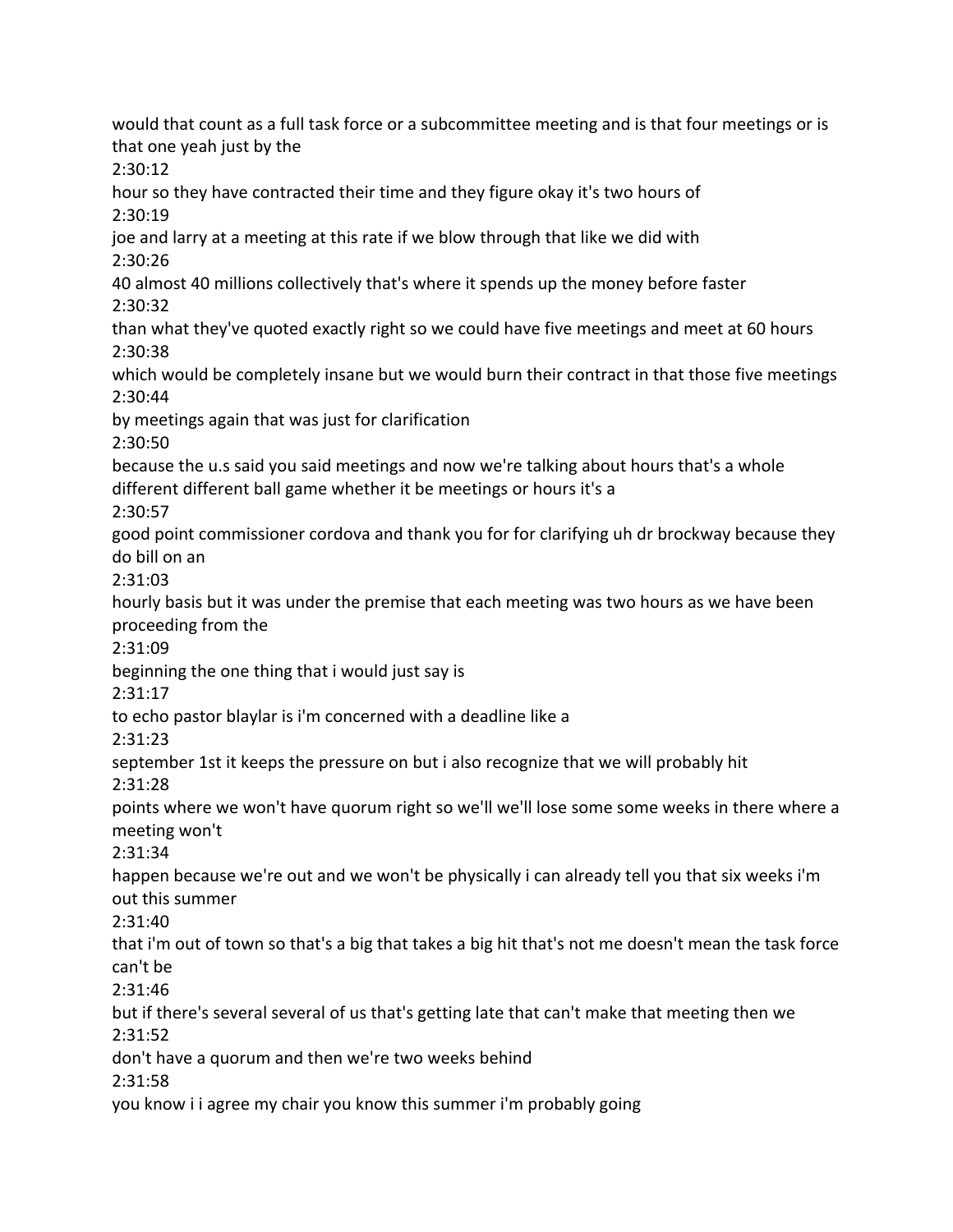would that count as a full task force or a subcommittee meeting and is that four meetings or is that one yeah just by the

2:30:12

hour so they have contracted their time and they figure okay it's two hours of

2:30:19

joe and larry at a meeting at this rate if we blow through that like we did with

2:30:26

40 almost 40 millions collectively that's where it spends up the money before faster

2:30:32

than what they've quoted exactly right so we could have five meetings and meet at 60 hours

2:30:38

which would be completely insane but we would burn their contract in that those five meetings

2:30:44

by meetings again that was just for clarification

2:30:50

because the u.s said you said meetings and now we're talking about hours that's a whole different different ball game whether it be meetings or hours it's a

2:30:57

good point commissioner cordova and thank you for for clarifying uh dr brockway because they do bill on an

2:31:03

hourly basis but it was under the premise that each meeting was two hours as we have been proceeding from the

2:31:09

beginning the one thing that i would just say is

2:31:17

to echo pastor blaylar is i'm concerned with a deadline like a

2:31:23

september 1st it keeps the pressure on but i also recognize that we will probably hit

2:31:28

points where we won't have quorum right so we'll we'll lose some some weeks in there where a meeting won't

2:31:34

happen because we're out and we won't be physically i can already tell you that six weeks i'm out this summer

2:31:40

that i'm out of town so that's a big that takes a big hit that's not me doesn't mean the task force can't be

2:31:46

but if there's several several of us that's getting late that can't make that meeting then we

2:31:52

don't have a quorum and then we're two weeks behind

2:31:58

you know i i agree my chair you know this summer i'm probably going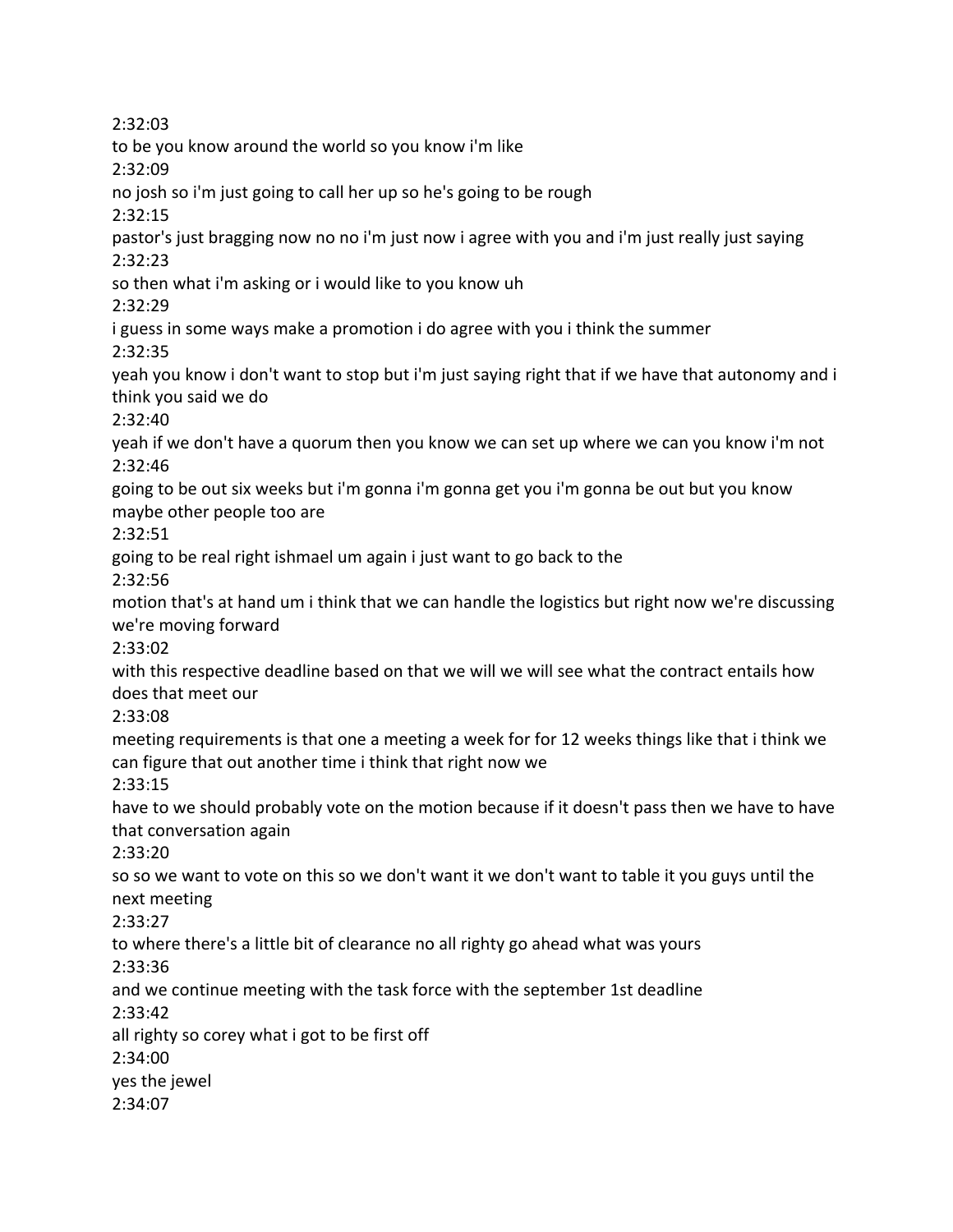2:32:03

to be you know around the world so you know i'm like

2:32:09

no josh so i'm just going to call her up so he's going to be rough

2:32:15

pastor's just bragging now no no i'm just now i agree with you and i'm just really just saying

2:32:23

so then what i'm asking or i would like to you know uh

2:32:29

i guess in some ways make a promotion i do agree with you i think the summer

2:32:35

yeah you know i don't want to stop but i'm just saying right that if we have that autonomy and i think you said we do

2:32:40

yeah if we don't have a quorum then you know we can set up where we can you know i'm not

2:32:46

going to be out six weeks but i'm gonna i'm gonna get you i'm gonna be out but you know maybe other people too are

2:32:51

going to be real right ishmael um again i just want to go back to the

2:32:56

motion that's at hand um i think that we can handle the logistics but right now we're discussing we're moving forward

2:33:02

with this respective deadline based on that we will we will see what the contract entails how does that meet our

2:33:08

meeting requirements is that one a meeting a week for for 12 weeks things like that i think we can figure that out another time i think that right now we

2:33:15

have to we should probably vote on the motion because if it doesn't pass then we have to have that conversation again

2:33:20

so so we want to vote on this so we don't want it we don't want to table it you guys until the next meeting

2:33:27

to where there's a little bit of clearance no all righty go ahead what was yours

2:33:36

and we continue meeting with the task force with the september 1st deadline

2:33:42

all righty so corey what i got to be first off

2:34:00

yes the jewel

2:34:07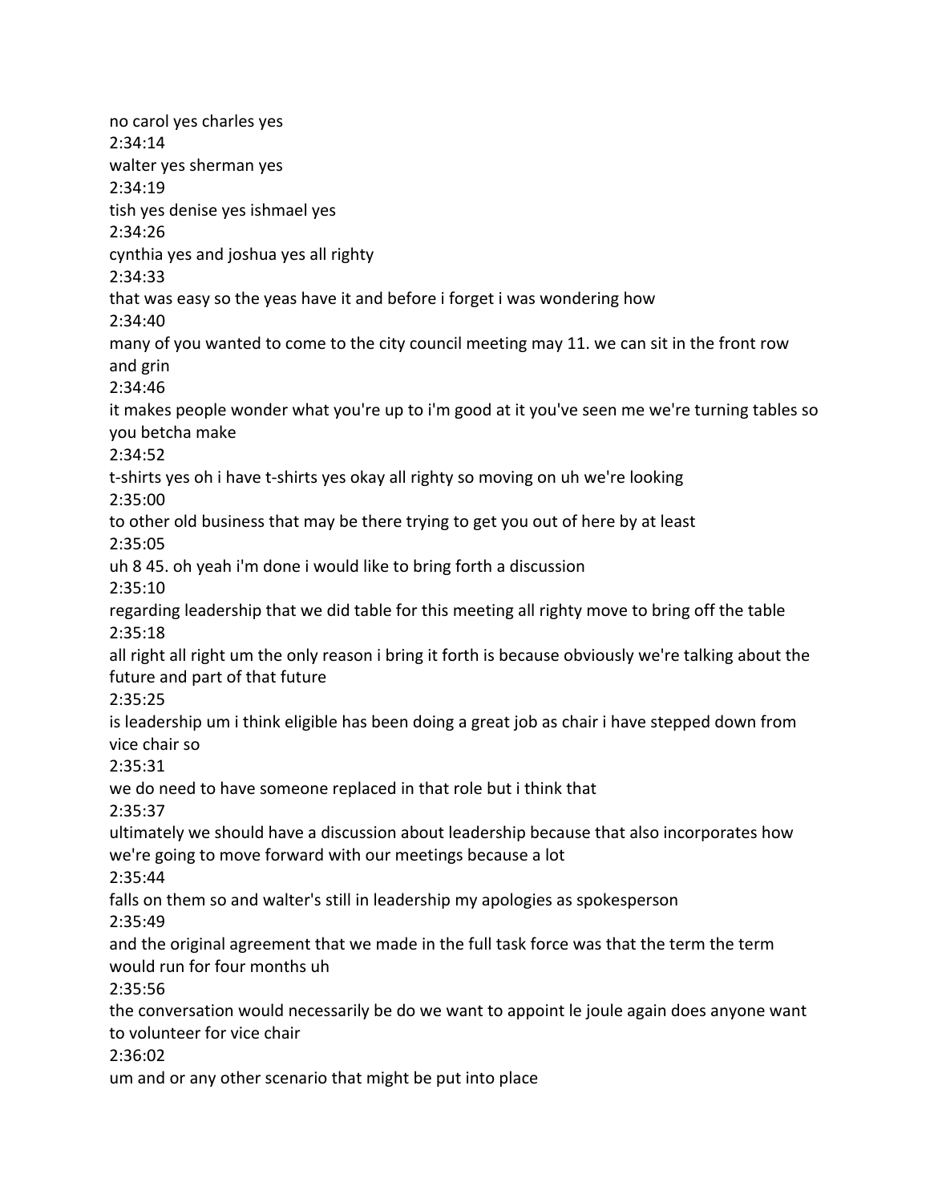no carol yes charles yes

2:34:14

walter yes sherman yes

2:34:19

tish yes denise yes ishmael yes

2:34:26

cynthia yes and joshua yes all righty

2:34:33

that was easy so the yeas have it and before i forget i was wondering how

2:34:40

many of you wanted to come to the city council meeting may 11. we can sit in the front row and grin

2:34:46

it makes people wonder what you're up to i'm good at it you've seen me we're turning tables so you betcha make

2:34:52

t-shirts yes oh i have t-shirts yes okay all righty so moving on uh we're looking

2:35:00

to other old business that may be there trying to get you out of here by at least

2:35:05

uh 8 45. oh yeah i'm done i would like to bring forth a discussion

2:35:10

regarding leadership that we did table for this meeting all righty move to bring off the table

2:35:18

all right all right um the only reason i bring it forth is because obviously we're talking about the future and part of that future

2:35:25

is leadership um i think eligible has been doing a great job as chair i have stepped down from vice chair so

2:35:31

we do need to have someone replaced in that role but i think that

2:35:37

ultimately we should have a discussion about leadership because that also incorporates how we're going to move forward with our meetings because a lot

2:35:44

falls on them so and walter's still in leadership my apologies as spokesperson

2:35:49

and the original agreement that we made in the full task force was that the term the term would run for four months uh

2:35:56

the conversation would necessarily be do we want to appoint le joule again does anyone want to volunteer for vice chair

2:36:02

um and or any other scenario that might be put into place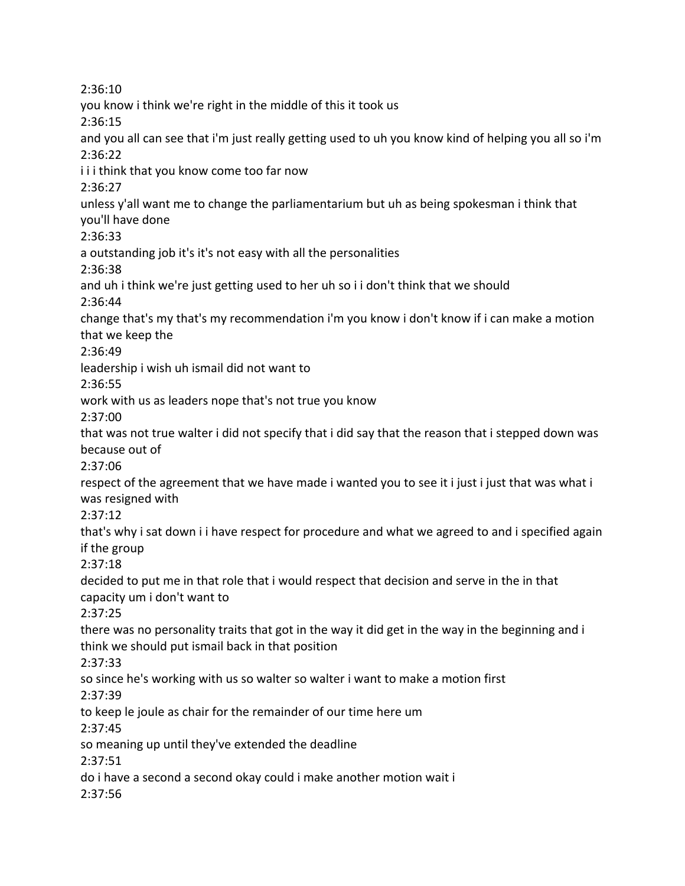2:36:10
you know i think we're right in the middle of this it took us
2:36:15
and you all can see that i'm just really getting used to uh you know kind of helping you all so i'm
2:36:22
i i i think that you know come too far now
2:36:27
unless y'all want me to change the parliamentarium but uh as being spokesman i think that you'll have done
2:36:33
a outstanding job it's it's not easy with all the personalities
2:36:38
and uh i think we're just getting used to her uh so i i don't think that we should
2:36:44
change that's my that's my recommendation i'm you know i don't know if i can make a motion that we keep the
2:36:49
leadership i wish uh ismail did not want to
2:36:55
work with us as leaders nope that's not true you know
2:37:00
that was not true walter i did not specify that i did say that the reason that i stepped down was because out of
2:37:06
respect of the agreement that we have made i wanted you to see it i just i just that was what i was resigned with
2:37:12
that's why i sat down i i have respect for procedure and what we agreed to and i specified again if the group
2:37:18
decided to put me in that role that i would respect that decision and serve in the in that capacity um i don't want to
2:37:25
there was no personality traits that got in the way it did get in the way in the beginning and i think we should put ismail back in that position
2:37:33
so since he's working with us so walter so walter i want to make a motion first
2:37:39
to keep le joule as chair for the remainder of our time here um
2:37:45
so meaning up until they've extended the deadline
2:37:51
do i have a second a second okay could i make another motion wait i
2:37:56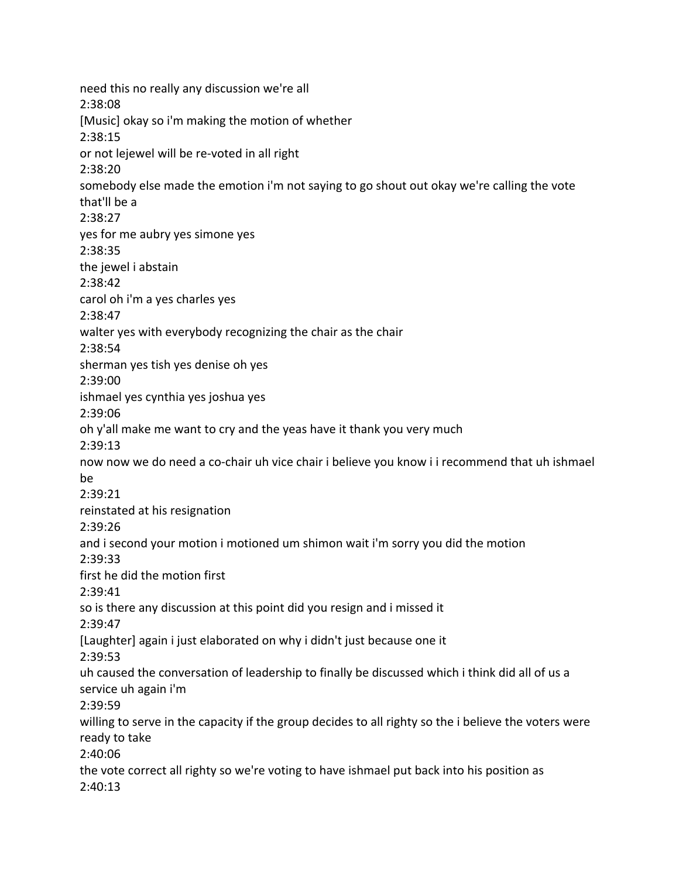need this no really any discussion we're all
2:38:08
[Music] okay so i'm making the motion of whether
2:38:15
or not lejewel will be re-voted in all right
2:38:20
somebody else made the emotion i'm not saying to go shout out okay we're calling the vote that'll be a
2:38:27
yes for me aubry yes simone yes
2:38:35
the jewel i abstain
2:38:42
carol oh i'm a yes charles yes
2:38:47
walter yes with everybody recognizing the chair as the chair
2:38:54
sherman yes tish yes denise oh yes
2:39:00
ishmael yes cynthia yes joshua yes
2:39:06
oh y'all make me want to cry and the yeas have it thank you very much
2:39:13
now now we do need a co-chair uh vice chair i believe you know i i recommend that uh ishmael be
2:39:21
reinstated at his resignation
2:39:26
and i second your motion i motioned um shimon wait i'm sorry you did the motion
2:39:33
first he did the motion first
2:39:41
so is there any discussion at this point did you resign and i missed it
2:39:47
[Laughter] again i just elaborated on why i didn't just because one it
2:39:53
uh caused the conversation of leadership to finally be discussed which i think did all of us a service uh again i'm
2:39:59
willing to serve in the capacity if the group decides to all righty so the i believe the voters were ready to take
2:40:06
the vote correct all righty so we're voting to have ishmael put back into his position as
2:40:13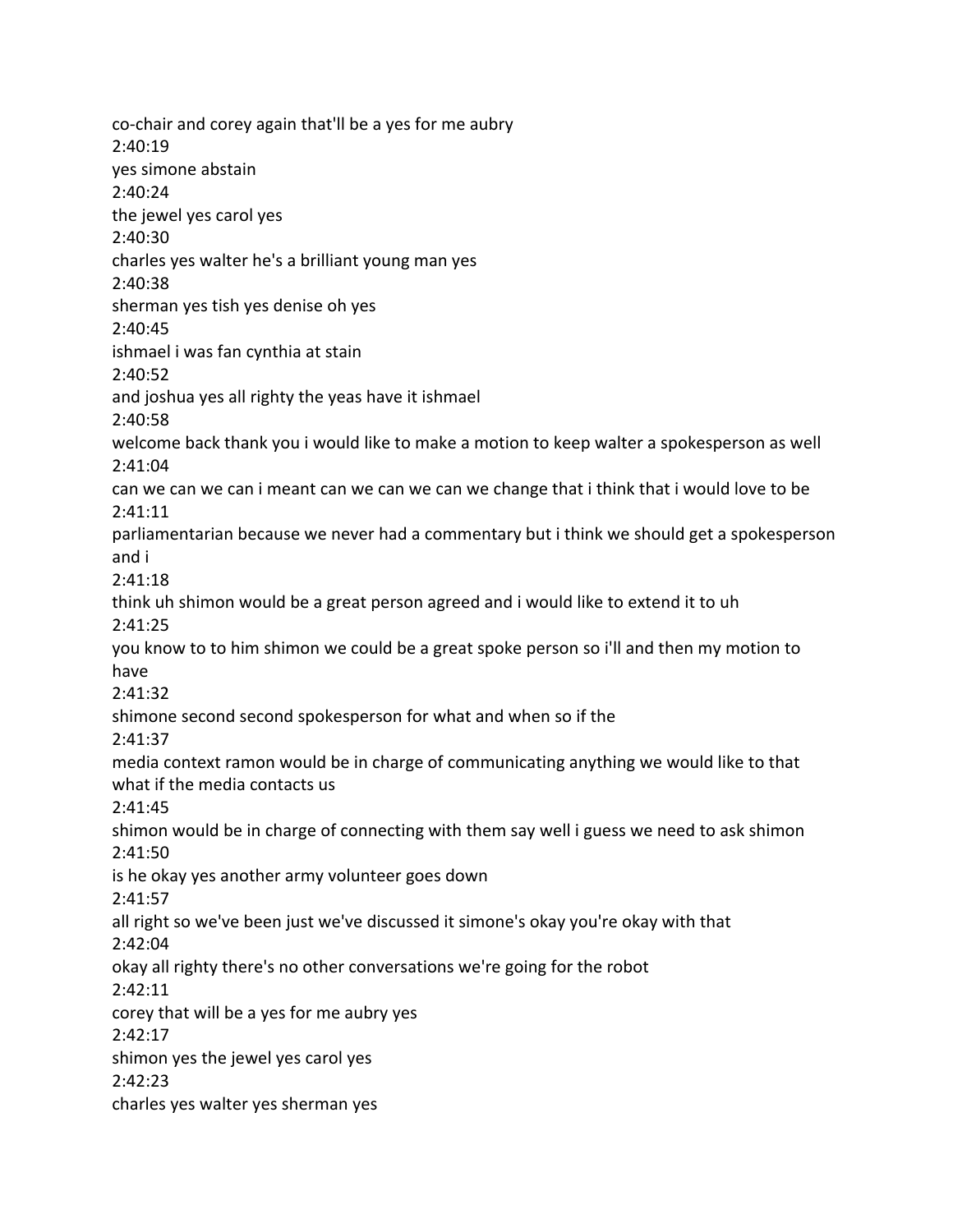co-chair and corey again that'll be a yes for me aubry
2:40:19
yes simone abstain
2:40:24
the jewel yes carol yes
2:40:30
charles yes walter he's a brilliant young man yes
2:40:38
sherman yes tish yes denise oh yes
2:40:45
ishmael i was fan cynthia at stain
2:40:52
and joshua yes all righty the yeas have it ishmael
2:40:58
welcome back thank you i would like to make a motion to keep walter a spokesperson as well
2:41:04
can we can we can i meant can we can we can we change that i think that i would love to be
2:41:11
parliamentarian because we never had a commentary but i think we should get a spokesperson and i
2:41:18
think uh shimon would be a great person agreed and i would like to extend it to uh
2:41:25
you know to to him shimon we could be a great spoke person so i'll and then my motion to have
2:41:32
shimone second second spokesperson for what and when so if the
2:41:37
media context ramon would be in charge of communicating anything we would like to that what if the media contacts us
2:41:45
shimon would be in charge of connecting with them say well i guess we need to ask shimon
2:41:50
is he okay yes another army volunteer goes down
2:41:57
all right so we've been just we've discussed it simone's okay you're okay with that
2:42:04
okay all righty there's no other conversations we're going for the robot
2:42:11
corey that will be a yes for me aubry yes
2:42:17
shimon yes the jewel yes carol yes
2:42:23
charles yes walter yes sherman yes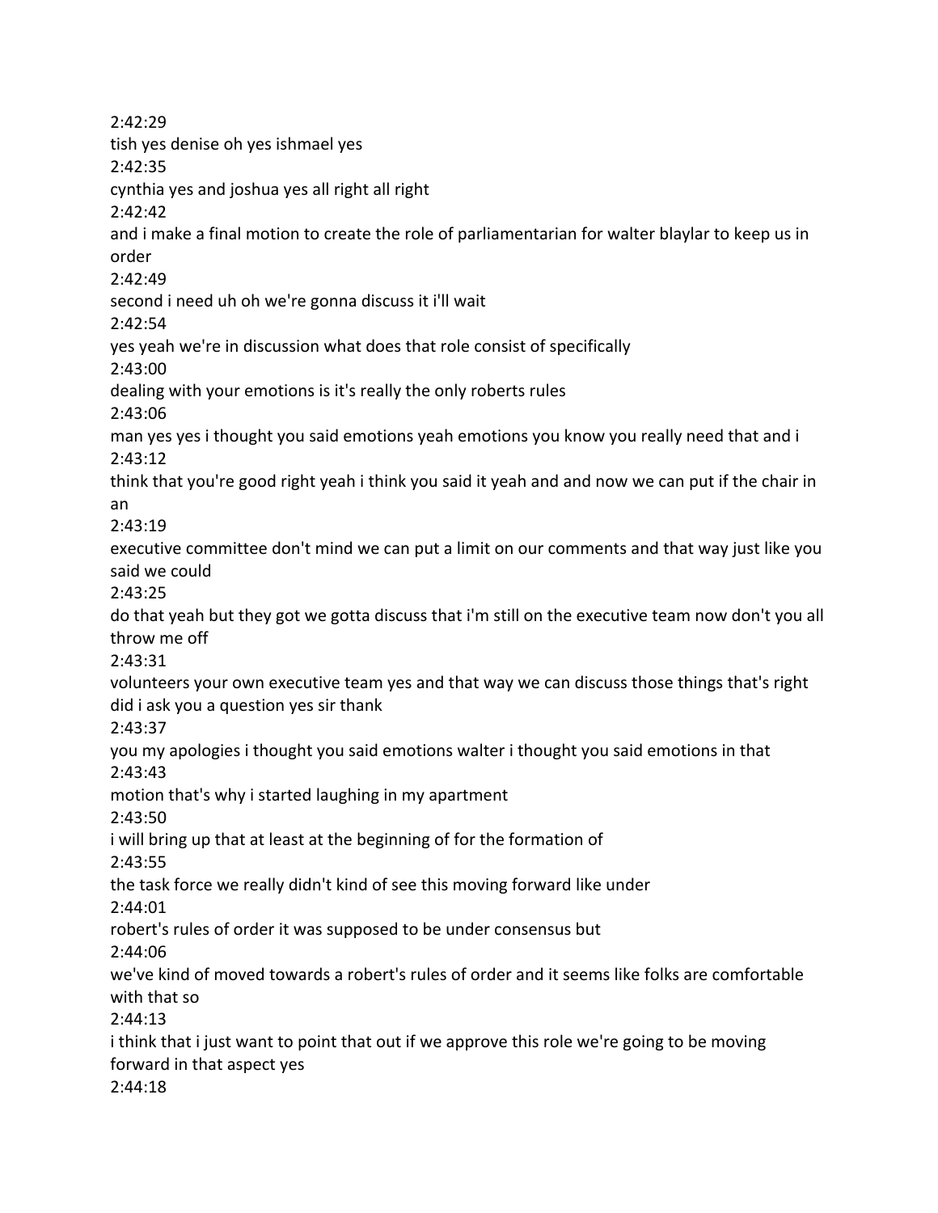2:42:29

tish yes denise oh yes ishmael yes

2:42:35

cynthia yes and joshua yes all right all right

2:42:42

and i make a final motion to create the role of parliamentarian for walter blaylar to keep us in order

2:42:49

second i need uh oh we're gonna discuss it i'll wait

2:42:54

yes yeah we're in discussion what does that role consist of specifically

2:43:00

dealing with your emotions is it's really the only roberts rules

2:43:06

man yes yes i thought you said emotions yeah emotions you know you really need that and i

2:43:12

think that you're good right yeah i think you said it yeah and and now we can put if the chair in an

2:43:19

executive committee don't mind we can put a limit on our comments and that way just like you said we could

2:43:25

do that yeah but they got we gotta discuss that i'm still on the executive team now don't you all throw me off

2:43:31

volunteers your own executive team yes and that way we can discuss those things that's right did i ask you a question yes sir thank

2:43:37

you my apologies i thought you said emotions walter i thought you said emotions in that

2:43:43

motion that's why i started laughing in my apartment

2:43:50

i will bring up that at least at the beginning of for the formation of

2:43:55

the task force we really didn't kind of see this moving forward like under

2:44:01

robert's rules of order it was supposed to be under consensus but

2:44:06

we've kind of moved towards a robert's rules of order and it seems like folks are comfortable with that so

2:44:13

i think that i just want to point that out if we approve this role we're going to be moving forward in that aspect yes

2:44:18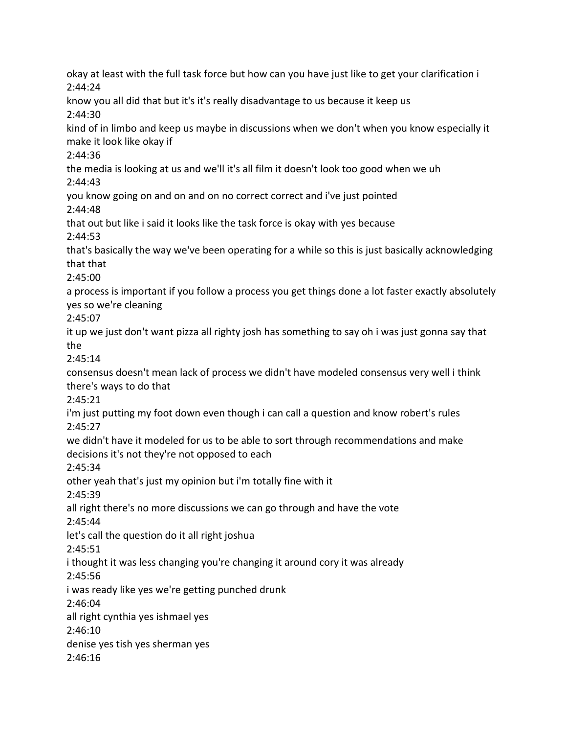okay at least with the full task force but how can you have just like to get your clarification i
2:44:24
know you all did that but it's it's really disadvantage to us because it keep us
2:44:30
kind of in limbo and keep us maybe in discussions when we don't when you know especially it make it look like okay if
2:44:36
the media is looking at us and we'll it's all film it doesn't look too good when we uh
2:44:43
you know going on and on and on no correct correct and i've just pointed
2:44:48
that out but like i said it looks like the task force is okay with yes because
2:44:53
that's basically the way we've been operating for a while so this is just basically acknowledging that that
2:45:00
a process is important if you follow a process you get things done a lot faster exactly absolutely yes so we're cleaning
2:45:07
it up we just don't want pizza all righty josh has something to say oh i was just gonna say that the
2:45:14
consensus doesn't mean lack of process we didn't have modeled consensus very well i think there's ways to do that
2:45:21
i'm just putting my foot down even though i can call a question and know robert's rules
2:45:27
we didn't have it modeled for us to be able to sort through recommendations and make decisions it's not they're not opposed to each
2:45:34
other yeah that's just my opinion but i'm totally fine with it
2:45:39
all right there's no more discussions we can go through and have the vote
2:45:44
let's call the question do it all right joshua
2:45:51
i thought it was less changing you're changing it around cory it was already
2:45:56
i was ready like yes we're getting punched drunk
2:46:04
all right cynthia yes ishmael yes
2:46:10
denise yes tish yes sherman yes
2:46:16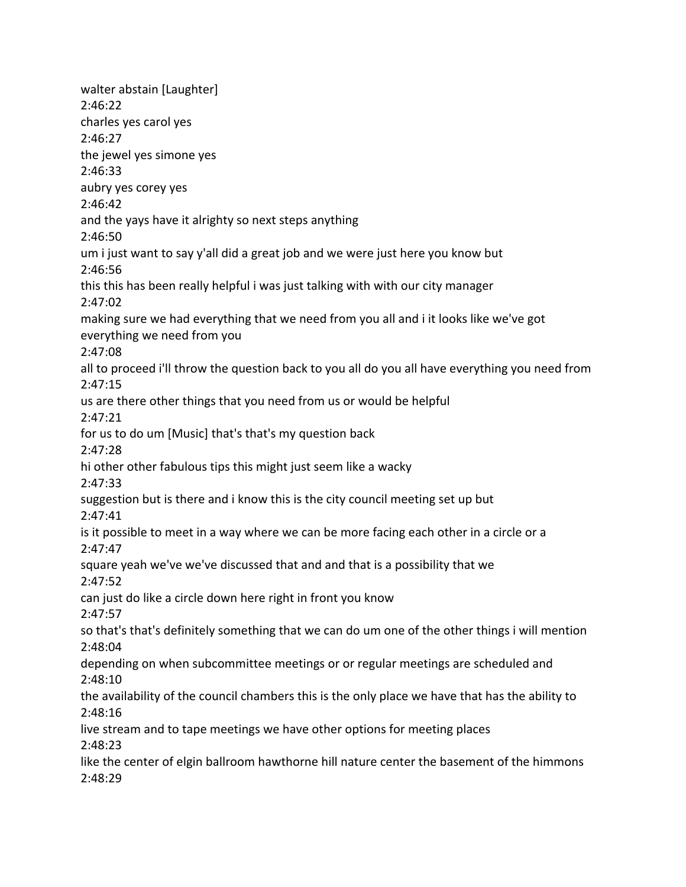walter abstain [Laughter]
2:46:22
charles yes carol yes
2:46:27
the jewel yes simone yes
2:46:33
aubry yes corey yes
2:46:42
and the yays have it alrighty so next steps anything
2:46:50
um i just want to say y'all did a great job and we were just here you know but
2:46:56
this this has been really helpful i was just talking with with our city manager
2:47:02
making sure we had everything that we need from you all and i it looks like we've got everything we need from you
2:47:08
all to proceed i'll throw the question back to you all do you all have everything you need from
2:47:15
us are there other things that you need from us or would be helpful
2:47:21
for us to do um [Music] that's that's my question back
2:47:28
hi other other fabulous tips this might just seem like a wacky
2:47:33
suggestion but is there and i know this is the city council meeting set up but
2:47:41
is it possible to meet in a way where we can be more facing each other in a circle or a
2:47:47
square yeah we've we've discussed that and and that is a possibility that we
2:47:52
can just do like a circle down here right in front you know
2:47:57
so that's that's definitely something that we can do um one of the other things i will mention
2:48:04
depending on when subcommittee meetings or or regular meetings are scheduled and
2:48:10
the availability of the council chambers this is the only place we have that has the ability to
2:48:16
live stream and to tape meetings we have other options for meeting places
2:48:23
like the center of elgin ballroom hawthorne hill nature center the basement of the himmons
2:48:29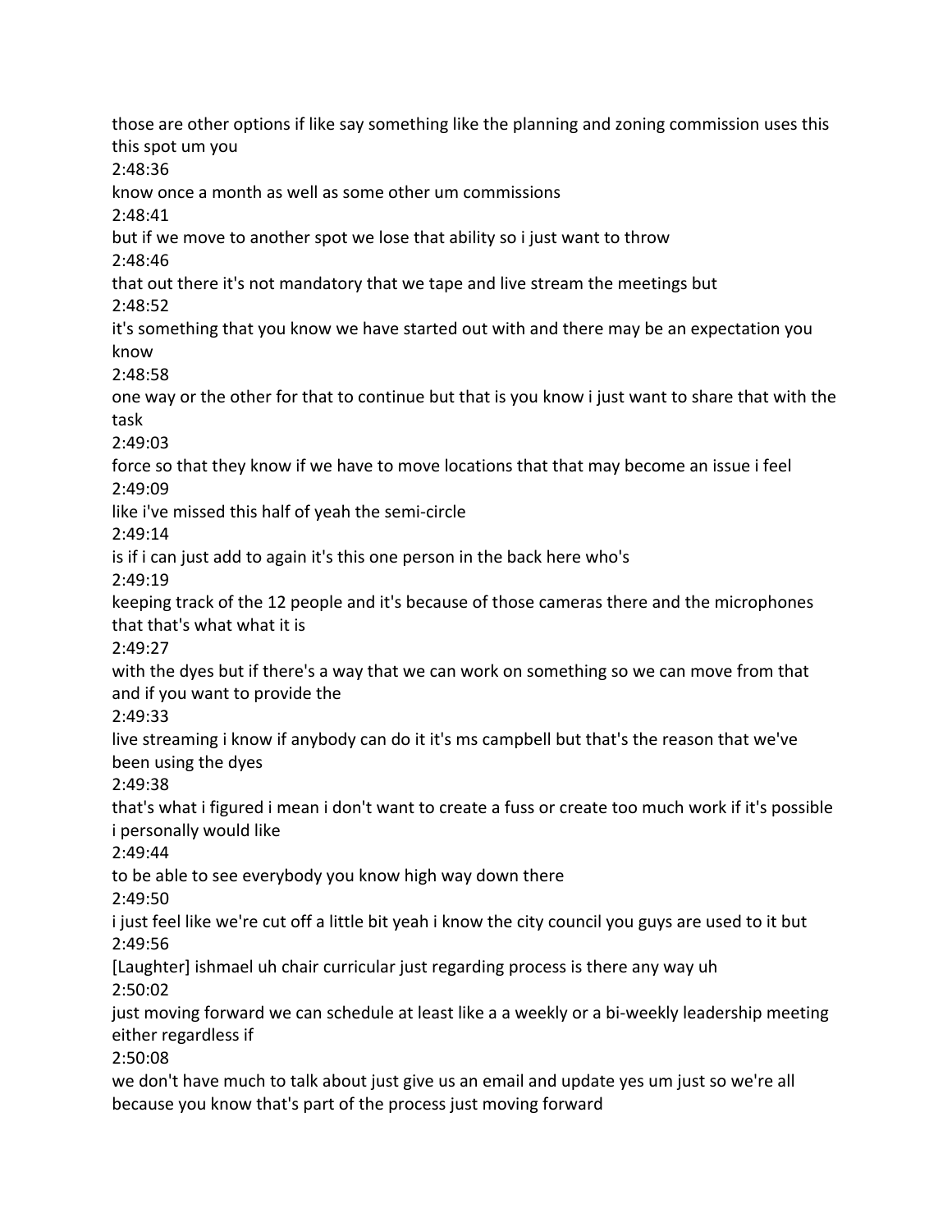those are other options if like say something like the planning and zoning commission uses this this spot um you

2:48:36

know once a month as well as some other um commissions

2:48:41

but if we move to another spot we lose that ability so i just want to throw

2:48:46

that out there it's not mandatory that we tape and live stream the meetings but

2:48:52

it's something that you know we have started out with and there may be an expectation you know

2:48:58

one way or the other for that to continue but that is you know i just want to share that with the task

2:49:03

force so that they know if we have to move locations that that may become an issue i feel

2:49:09

like i've missed this half of yeah the semi-circle

2:49:14

is if i can just add to again it's this one person in the back here who's

2:49:19

keeping track of the 12 people and it's because of those cameras there and the microphones that that's what what it is

2:49:27

with the dyes but if there's a way that we can work on something so we can move from that and if you want to provide the

2:49:33

live streaming i know if anybody can do it it's ms campbell but that's the reason that we've been using the dyes

2:49:38

that's what i figured i mean i don't want to create a fuss or create too much work if it's possible i personally would like

2:49:44

to be able to see everybody you know high way down there

2:49:50

i just feel like we're cut off a little bit yeah i know the city council you guys are used to it but

2:49:56

[Laughter] ishmael uh chair curricular just regarding process is there any way uh

2:50:02

just moving forward we can schedule at least like a a weekly or a bi-weekly leadership meeting either regardless if

2:50:08

we don't have much to talk about just give us an email and update yes um just so we're all because you know that's part of the process just moving forward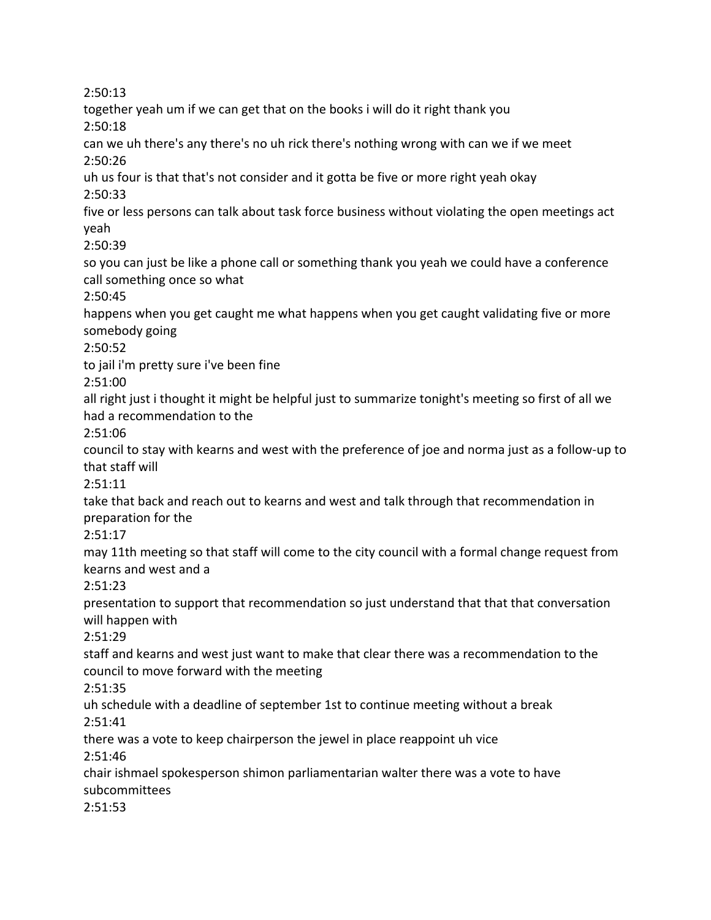2:50:13

together yeah um if we can get that on the books i will do it right thank you

2:50:18

can we uh there's any there's no uh rick there's nothing wrong with can we if we meet

2:50:26

uh us four is that that's not consider and it gotta be five or more right yeah okay

2:50:33

five or less persons can talk about task force business without violating the open meetings act yeah

2:50:39

so you can just be like a phone call or something thank you yeah we could have a conference call something once so what

2:50:45

happens when you get caught me what happens when you get caught validating five or more somebody going

2:50:52

to jail i'm pretty sure i've been fine

2:51:00

all right just i thought it might be helpful just to summarize tonight's meeting so first of all we had a recommendation to the

2:51:06

council to stay with kearns and west with the preference of joe and norma just as a follow-up to that staff will

2:51:11

take that back and reach out to kearns and west and talk through that recommendation in preparation for the

2:51:17

may 11th meeting so that staff will come to the city council with a formal change request from kearns and west and a

2:51:23

presentation to support that recommendation so just understand that that that conversation will happen with

2:51:29

staff and kearns and west just want to make that clear there was a recommendation to the council to move forward with the meeting

2:51:35

uh schedule with a deadline of september 1st to continue meeting without a break

2:51:41

there was a vote to keep chairperson the jewel in place reappoint uh vice

2:51:46

chair ishmael spokesperson shimon parliamentarian walter there was a vote to have subcommittees

2:51:53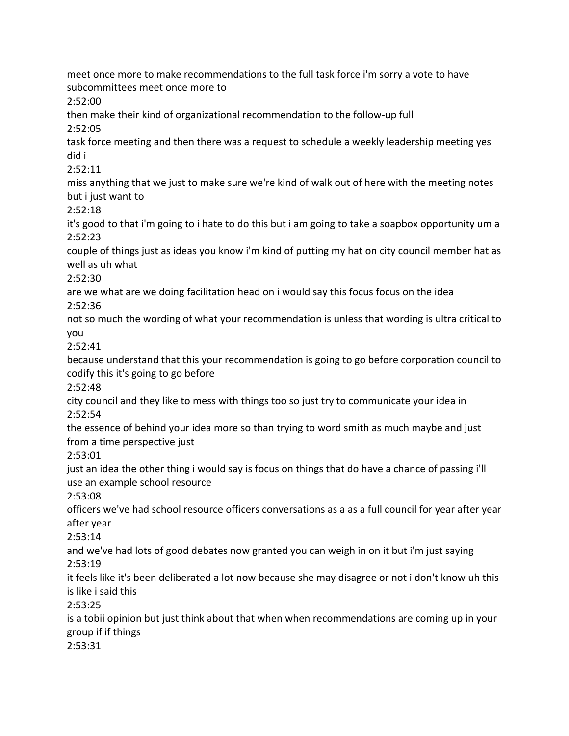meet once more to make recommendations to the full task force i'm sorry a vote to have subcommittees meet once more to

2:52:00

then make their kind of organizational recommendation to the follow-up full

2:52:05

task force meeting and then there was a request to schedule a weekly leadership meeting yes did i

2:52:11

miss anything that we just to make sure we're kind of walk out of here with the meeting notes but i just want to

2:52:18

it's good to that i'm going to i hate to do this but i am going to take a soapbox opportunity um a

2:52:23

couple of things just as ideas you know i'm kind of putting my hat on city council member hat as well as uh what

2:52:30

are we what are we doing facilitation head on i would say this focus focus on the idea

2:52:36

not so much the wording of what your recommendation is unless that wording is ultra critical to you

2:52:41

because understand that this your recommendation is going to go before corporation council to codify this it's going to go before

2:52:48

city council and they like to mess with things too so just try to communicate your idea in

2:52:54

the essence of behind your idea more so than trying to word smith as much maybe and just from a time perspective just

2:53:01

just an idea the other thing i would say is focus on things that do have a chance of passing i'll use an example school resource

2:53:08

officers we've had school resource officers conversations as a as a full council for year after year after year

2:53:14

and we've had lots of good debates now granted you can weigh in on it but i'm just saying

2:53:19

it feels like it's been deliberated a lot now because she may disagree or not i don't know uh this is like i said this

2:53:25

is a tobii opinion but just think about that when when recommendations are coming up in your group if if things

2:53:31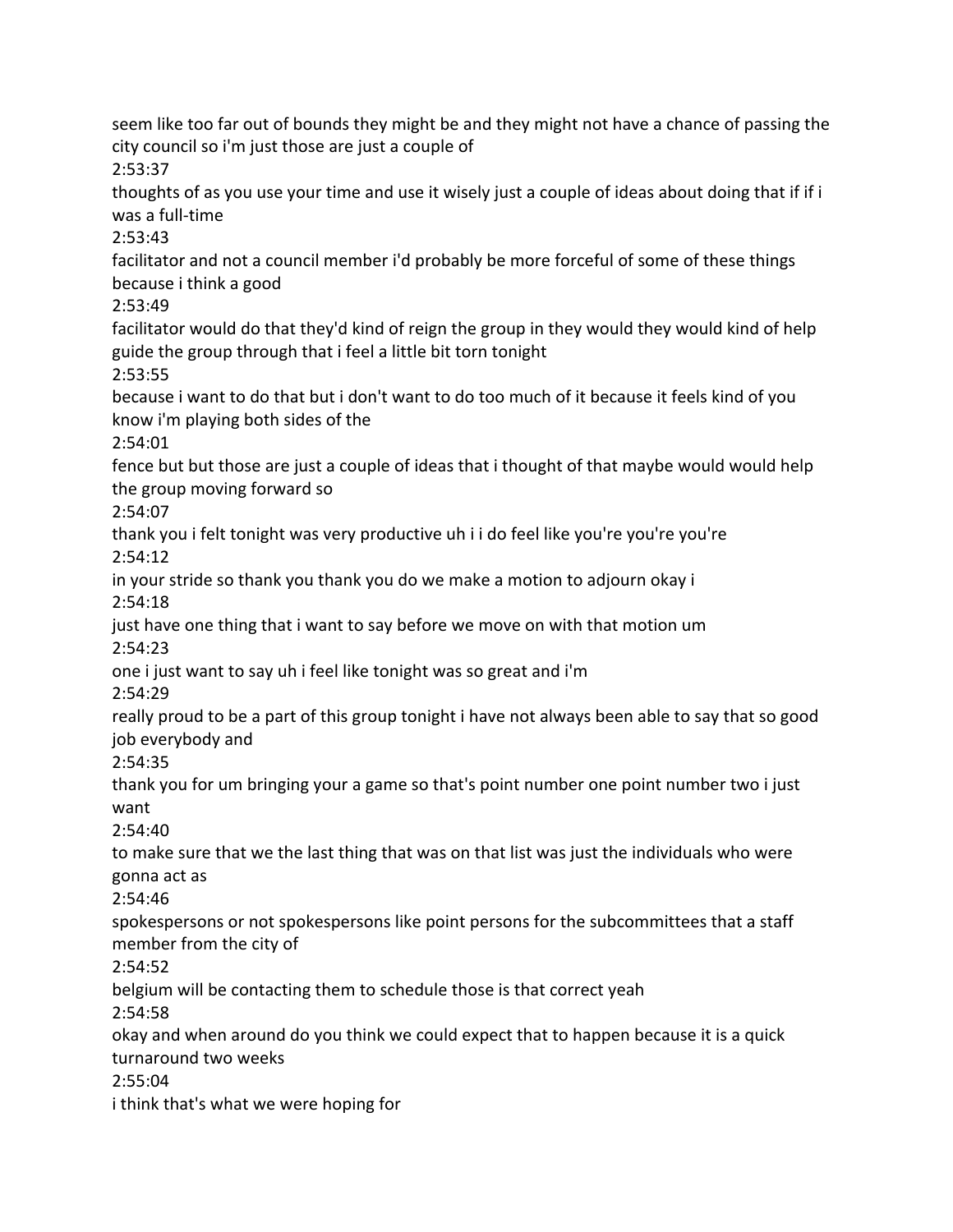seem like too far out of bounds they might be and they might not have a chance of passing the city council so i'm just those are just a couple of

2:53:37

thoughts of as you use your time and use it wisely just a couple of ideas about doing that if if i was a full-time

2:53:43

facilitator and not a council member i'd probably be more forceful of some of these things because i think a good

2:53:49

facilitator would do that they'd kind of reign the group in they would they would kind of help guide the group through that i feel a little bit torn tonight

2:53:55

because i want to do that but i don't want to do too much of it because it feels kind of you know i'm playing both sides of the

2:54:01

fence but but those are just a couple of ideas that i thought of that maybe would would help the group moving forward so

2:54:07

thank you i felt tonight was very productive uh i i do feel like you're you're you're

2:54:12

in your stride so thank you thank you do we make a motion to adjourn okay i

2:54:18

just have one thing that i want to say before we move on with that motion um

2:54:23

one i just want to say uh i feel like tonight was so great and i'm

2:54:29

really proud to be a part of this group tonight i have not always been able to say that so good job everybody and

2:54:35

thank you for um bringing your a game so that's point number one point number two i just want

2:54:40

to make sure that we the last thing that was on that list was just the individuals who were gonna act as

2:54:46

spokespersons or not spokespersons like point persons for the subcommittees that a staff member from the city of

2:54:52

belgium will be contacting them to schedule those is that correct yeah

2:54:58

okay and when around do you think we could expect that to happen because it is a quick turnaround two weeks

2:55:04

i think that's what we were hoping for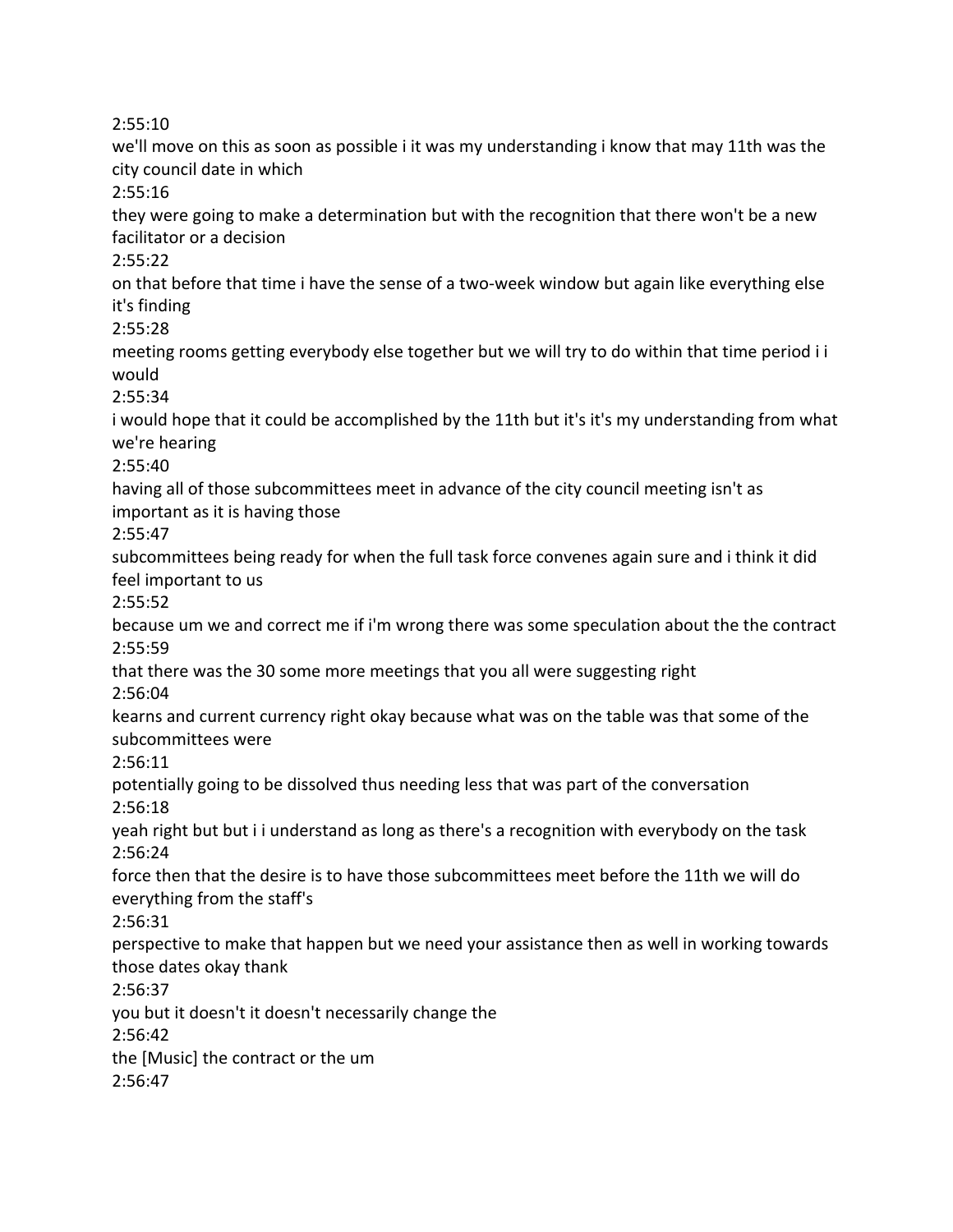2:55:10

we'll move on this as soon as possible i it was my understanding i know that may 11th was the city council date in which

2:55:16

they were going to make a determination but with the recognition that there won't be a new facilitator or a decision

2:55:22

on that before that time i have the sense of a two-week window but again like everything else it's finding

2:55:28

meeting rooms getting everybody else together but we will try to do within that time period i i would

2:55:34

i would hope that it could be accomplished by the 11th but it's it's my understanding from what we're hearing

2:55:40

having all of those subcommittees meet in advance of the city council meeting isn't as important as it is having those

2:55:47

subcommittees being ready for when the full task force convenes again sure and i think it did feel important to us

2:55:52

because um we and correct me if i'm wrong there was some speculation about the the contract

2:55:59

that there was the 30 some more meetings that you all were suggesting right

2:56:04

kearns and current currency right okay because what was on the table was that some of the subcommittees were

2:56:11

potentially going to be dissolved thus needing less that was part of the conversation

2:56:18

yeah right but but i i understand as long as there's a recognition with everybody on the task

2:56:24

force then that the desire is to have those subcommittees meet before the 11th we will do everything from the staff's

2:56:31

perspective to make that happen but we need your assistance then as well in working towards those dates okay thank

2:56:37

you but it doesn't it doesn't necessarily change the

2:56:42

the [Music] the contract or the um

2:56:47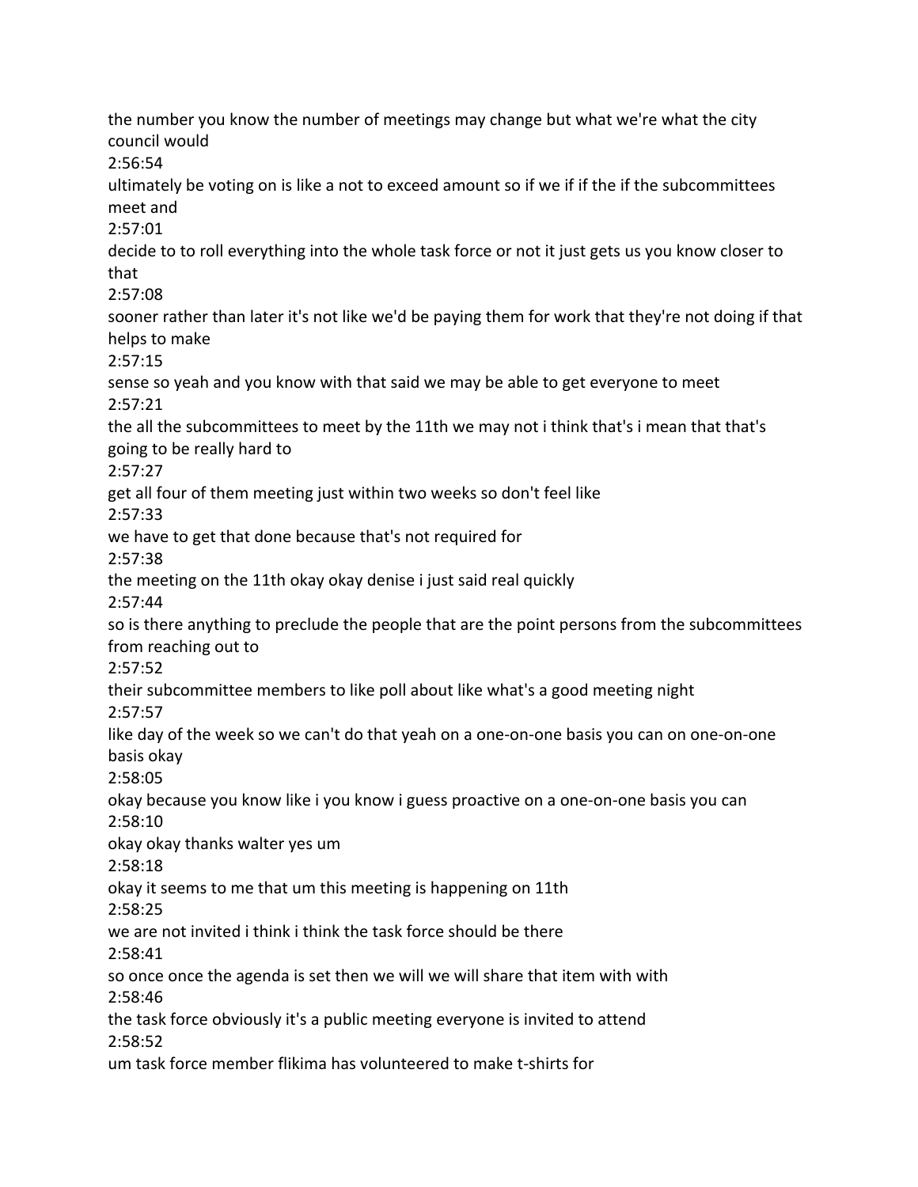the number you know the number of meetings may change but what we're what the city council would
2:56:54
ultimately be voting on is like a not to exceed amount so if we if if the if the subcommittees meet and
2:57:01
decide to to roll everything into the whole task force or not it just gets us you know closer to that
2:57:08
sooner rather than later it's not like we'd be paying them for work that they're not doing if that helps to make
2:57:15
sense so yeah and you know with that said we may be able to get everyone to meet
2:57:21
the all the subcommittees to meet by the 11th we may not i think that's i mean that that's going to be really hard to
2:57:27
get all four of them meeting just within two weeks so don't feel like
2:57:33
we have to get that done because that's not required for
2:57:38
the meeting on the 11th okay okay denise i just said real quickly
2:57:44
so is there anything to preclude the people that are the point persons from the subcommittees from reaching out to
2:57:52
their subcommittee members to like poll about like what's a good meeting night
2:57:57
like day of the week so we can't do that yeah on a one-on-one basis you can on one-on-one basis okay
2:58:05
okay because you know like i you know i guess proactive on a one-on-one basis you can
2:58:10
okay okay thanks walter yes um
2:58:18
okay it seems to me that um this meeting is happening on 11th
2:58:25
we are not invited i think i think the task force should be there
2:58:41
so once once the agenda is set then we will we will share that item with with
2:58:46
the task force obviously it's a public meeting everyone is invited to attend
2:58:52
um task force member flikima has volunteered to make t-shirts for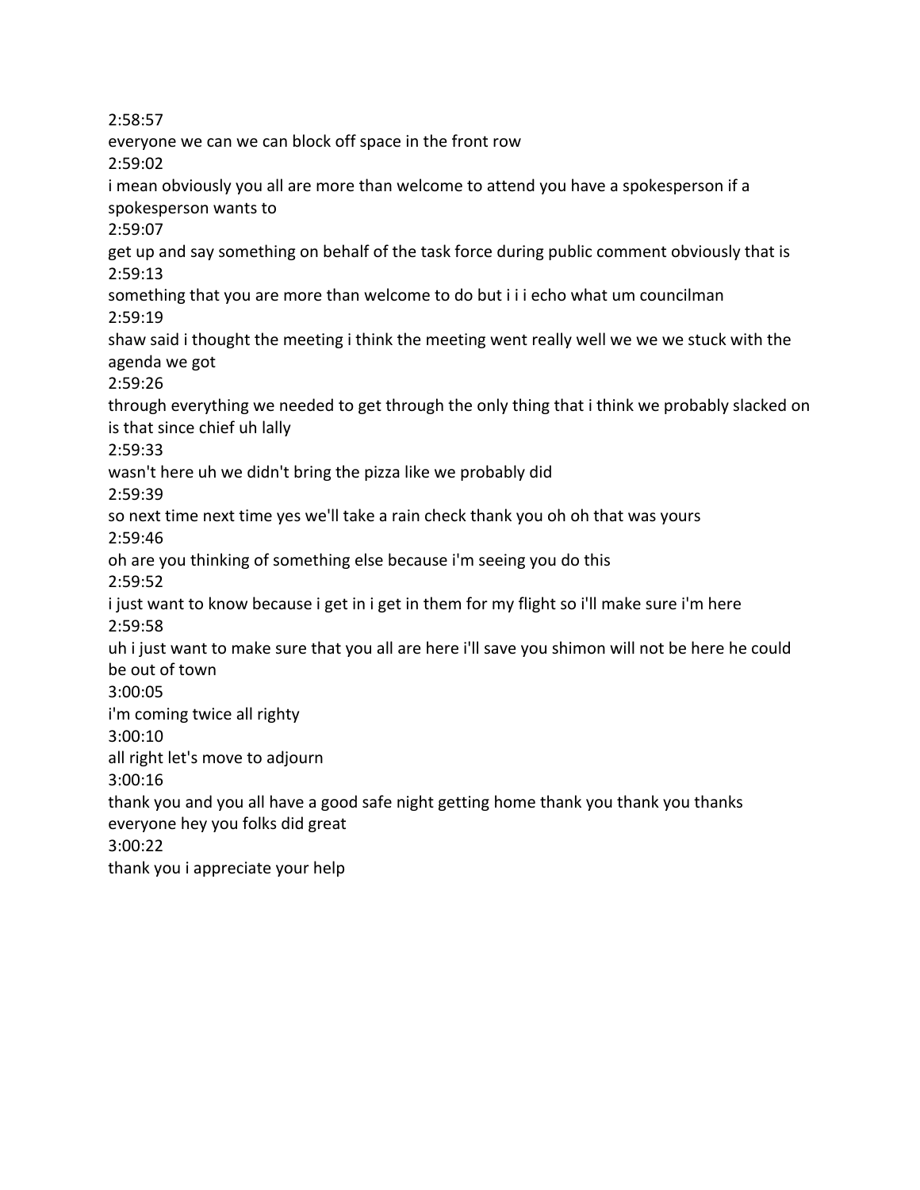2:58:57
everyone we can we can block off space in the front row
2:59:02
i mean obviously you all are more than welcome to attend you have a spokesperson if a spokesperson wants to
2:59:07
get up and say something on behalf of the task force during public comment obviously that is
2:59:13
something that you are more than welcome to do but i i i echo what um councilman
2:59:19
shaw said i thought the meeting i think the meeting went really well we we we stuck with the agenda we got
2:59:26
through everything we needed to get through the only thing that i think we probably slacked on is that since chief uh lally
2:59:33
wasn't here uh we didn't bring the pizza like we probably did
2:59:39
so next time next time yes we'll take a rain check thank you oh oh that was yours
2:59:46
oh are you thinking of something else because i'm seeing you do this
2:59:52
i just want to know because i get in i get in them for my flight so i'll make sure i'm here
2:59:58
uh i just want to make sure that you all are here i'll save you shimon will not be here he could be out of town
3:00:05
i'm coming twice all righty
3:00:10
all right let's move to adjourn
3:00:16
thank you and you all have a good safe night getting home thank you thank you thanks everyone hey you folks did great
3:00:22
thank you i appreciate your help